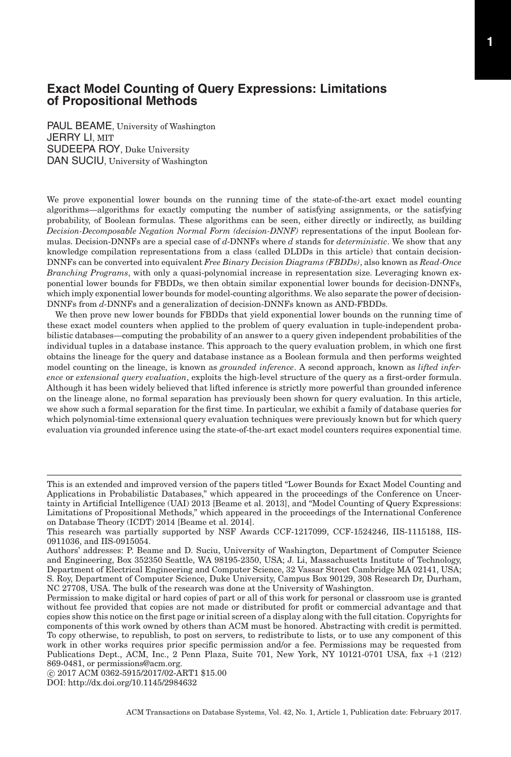# Exact Model Counting of Query Expressions: Limitations of Propositional Methods

PAUL BEAME, University of Washington
JERRY LI, MIT
SUDEEPA ROY, Duke University
DAN SUCIU, University of Washington

We prove exponential lower bounds on the running time of the state-of-the-art exact model counting algorithms—algorithms for exactly computing the number of satisfying assignments, or the satisfying probability, of Boolean formulas. These algorithms can be seen, either directly or indirectly, as building *Decision-Decomposable Negation Normal Form (decision-DNNF)* representations of the input Boolean formulas. Decision-DNNFs are a special case of *d*-DNNFs where *d* stands for *deterministic*. We show that any knowledge compilation representations from a class (called DLDDs in this article) that contain decision-DNNFs can be converted into equivalent *Free Binary Decision Diagrams (FBDDs)*, also known as *Read-Once Branching Programs*, with only a quasi-polynomial increase in representation size. Leveraging known exponential lower bounds for FBDDs, we then obtain similar exponential lower bounds for decision-DNNFs, which imply exponential lower bounds for model-counting algorithms. We also separate the power of decision-DNNFs from *d*-DNNFs and a generalization of decision-DNNFs known as AND-FBDDs.

We then prove new lower bounds for FBDDs that yield exponential lower bounds on the running time of these exact model counters when applied to the problem of query evaluation in tuple-independent probabilistic databases—computing the probability of an answer to a query given independent probabilities of the individual tuples in a database instance. This approach to the query evaluation problem, in which one first obtains the lineage for the query and database instance as a Boolean formula and then performs weighted model counting on the lineage, is known as *grounded inference*. A second approach, known as *lifted inference* or *extensional query evaluation*, exploits the high-level structure of the query as a first-order formula. Although it has been widely believed that lifted inference is strictly more powerful than grounded inference on the lineage alone, no formal separation has previously been shown for query evaluation. In this article, we show such a formal separation for the first time. In particular, we exhibit a family of database queries for which polynomial-time extensional query evaluation techniques were previously known but for which query evaluation via grounded inference using the state-of-the-art exact model counters requires exponential time.

---

This is an extended and improved version of the papers titled "Lower Bounds for Exact Model Counting and Applications in Probabilistic Databases," which appeared in the proceedings of the Conference on Uncertainty in Artificial Intelligence (UAI) 2013 [Beame et al. 2013], and "Model Counting of Query Expressions: Limitations of Propositional Methods," which appeared in the proceedings of the International Conference on Database Theory (ICDT) 2014 [Beame et al. 2014].

This research was partially supported by NSF Awards CCF-1217099, CCF-1524246, IIS-1115188, IIS-0911036, and IIS-0915054.

Authors' addresses: P. Beame and D. Suciu, University of Washington, Department of Computer Science and Engineering, Box 352350 Seattle, WA 98195-2350, USA; J. Li, Massachusetts Institute of Technology, Department of Electrical Engineering and Computer Science, 32 Vassar Street Cambridge MA 02141, USA; S. Roy, Department of Computer Science, Duke University, Campus Box 90129, 308 Research Dr, Durham, NC 27708, USA. The bulk of the research was done at the University of Washington.

Permission to make digital or hard copies of part or all of this work for personal or classroom use is granted without fee provided that copies are not made or distributed for profit or commercial advantage and that copies show this notice on the first page or initial screen of a display along with the full citation. Copyrights for components of this work owned by others than ACM must be honored. Abstracting with credit is permitted. To copy otherwise, to republish, to post on servers, to redistribute to lists, or to use any component of this work in other works requires prior specific permission and/or a fee. Permissions may be requested from Publications Dept., ACM, Inc., 2 Penn Plaza, Suite 701, New York, NY 10121-0701 USA, fax +1 (212) 869-0481, or permissions@acm.org.

© 2017 ACM 0362-5915/2017/02-ART1 $15.00

DOI: http://dx.doi.org/10.1145/2984632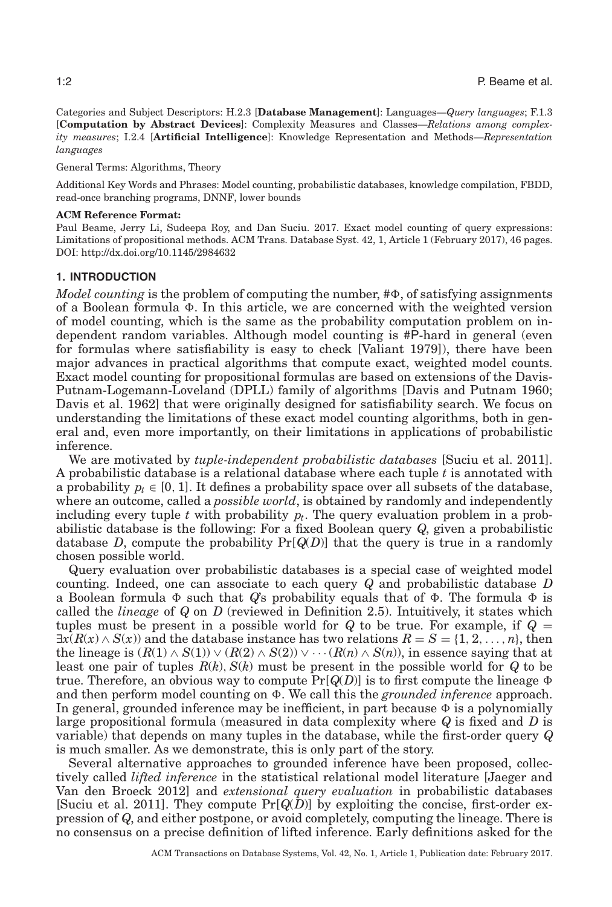Categories and Subject Descriptors: H.2.3 [**Database Management**]: Languages—*Query languages*; F.1.3 [**Computation by Abstract Devices**]: Complexity Measures and Classes—*Relations among complexity measures*; I.2.4 [**Artificial Intelligence**]: Knowledge Representation and Methods—*Representation languages*

General Terms: Algorithms, Theory

Additional Key Words and Phrases: Model counting, probabilistic databases, knowledge compilation, FBDD, read-once branching programs, DNNF, lower bounds

**ACM Reference Format:**
Paul Beame, Jerry Li, Sudeepa Roy, and Dan Suciu. 2017. Exact model counting of query expressions: Limitations of propositional methods. ACM Trans. Database Syst. 42, 1, Article 1 (February 2017), 46 pages.
DOI: http://dx.doi.org/10.1145/2984632

## 1. INTRODUCTION

*Model counting* is the problem of computing the number, $\#\Phi$, of satisfying assignments of a Boolean formula $\Phi$. In this article, we are concerned with the weighted version of model counting, which is the same as the probability computation problem on independent random variables. Although model counting is #P-hard in general (even for formulas where satisfiability is easy to check [Valiant 1979]), there have been major advances in practical algorithms that compute exact, weighted model counts. Exact model counting for propositional formulas are based on extensions of the Davis-Putnam-Logemann-Loveland (DPLL) family of algorithms [Davis and Putnam 1960; Davis et al. 1962] that were originally designed for satisfiability search. We focus on understanding the limitations of these exact model counting algorithms, both in general and, even more importantly, on their limitations in applications of probabilistic inference.

We are motivated by *tuple-independent probabilistic databases* [Suciu et al. 2011]. A probabilistic database is a relational database where each tuple $t$ is annotated with a probability $p_t \in [0, 1]$. It defines a probability space over all subsets of the database, where an outcome, called a *possible world*, is obtained by randomly and independently including every tuple $t$ with probability $p_t$. The query evaluation problem in a probabilistic database is the following: For a fixed Boolean query $Q$, given a probabilistic database $D$, compute the probability $\Pr[Q(D)]$ that the query is true in a randomly chosen possible world.

Query evaluation over probabilistic databases is a special case of weighted model counting. Indeed, one can associate to each query $Q$ and probabilistic database $D$ a Boolean formula $\Phi$ such that $Q$'s probability equals that of $\Phi$. The formula $\Phi$ is called the *lineage* of $Q$ on $D$ (reviewed in Definition 2.5). Intuitively, it states which tuples must be present in a possible world for $Q$ to be true. For example, if $Q = \exists x(R(x) \wedge S(x))$ and the database instance has two relations $R = S = \{1, 2, \ldots, n\}$, then the lineage is $(R(1) \wedge S(1)) \vee (R(2) \wedge S(2)) \vee \cdots (R(n) \wedge S(n))$, in essence saying that at least one pair of tuples $R(k), S(k)$ must be present in the possible world for $Q$ to be true. Therefore, an obvious way to compute $\Pr[Q(D)]$ is to first compute the lineage $\Phi$ and then perform model counting on $\Phi$. We call this the *grounded inference* approach. In general, grounded inference may be inefficient, in part because $\Phi$ is a polynomially large propositional formula (measured in data complexity where $Q$ is fixed and $D$ is variable) that depends on many tuples in the database, while the first-order query $Q$ is much smaller. As we demonstrate, this is only part of the story.

Several alternative approaches to grounded inference have been proposed, collectively called *lifted inference* in the statistical relational model literature [Jaeger and Van den Broeck 2012] and *extensional query evaluation* in probabilistic databases [Suciu et al. 2011]. They compute $\Pr[Q(D)]$ by exploiting the concise, first-order expression of $Q$, and either postpone, or avoid completely, computing the lineage. There is no consensus on a precise definition of lifted inference. Early definitions asked for the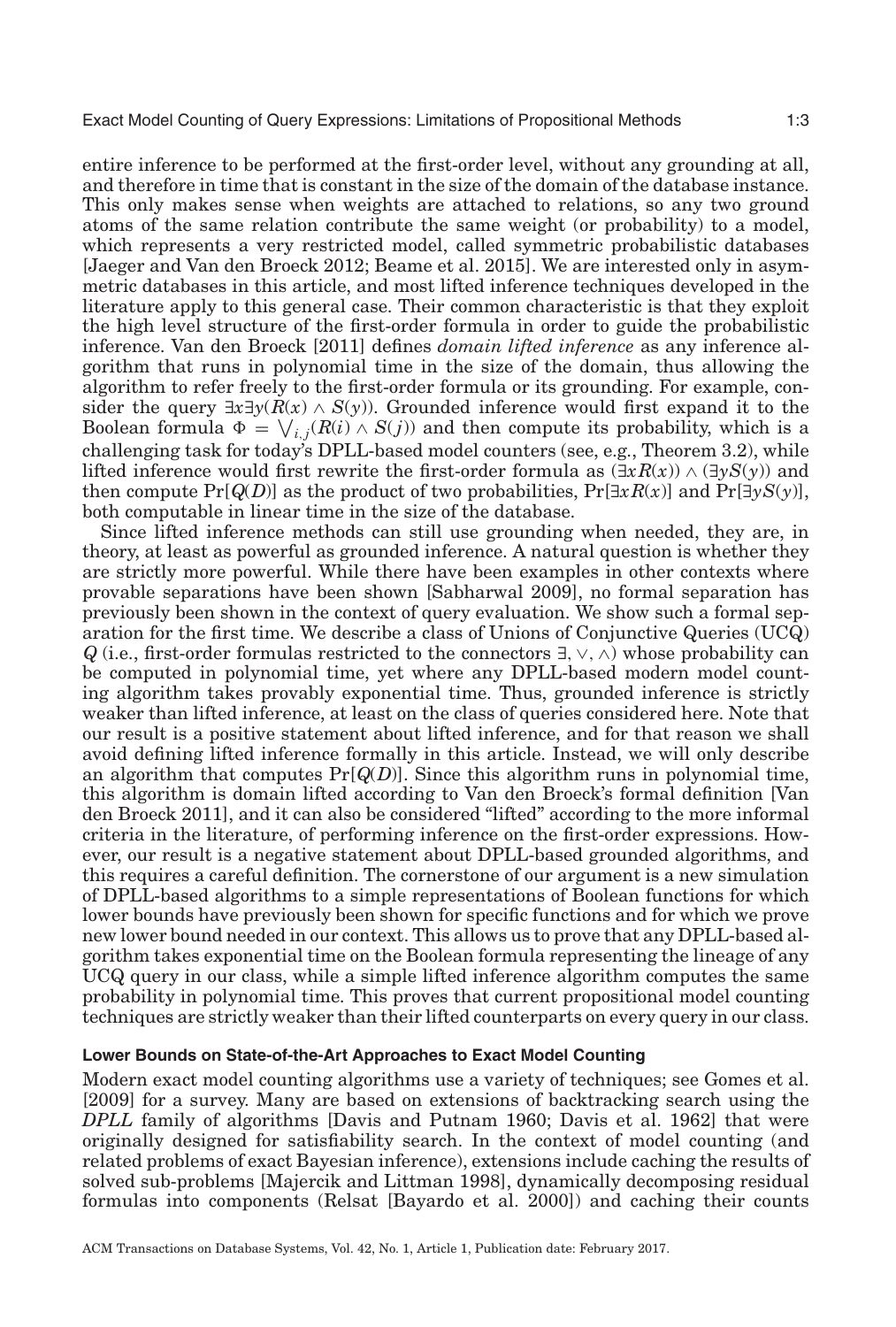entire inference to be performed at the first-order level, without any grounding at all, and therefore in time that is constant in the size of the domain of the database instance. This only makes sense when weights are attached to relations, so any two ground atoms of the same relation contribute the same weight (or probability) to a model, which represents a very restricted model, called symmetric probabilistic databases [Jaeger and Van den Broeck 2012; Beame et al. 2015]. We are interested only in asymmetric databases in this article, and most lifted inference techniques developed in the literature apply to this general case. Their common characteristic is that they exploit the high level structure of the first-order formula in order to guide the probabilistic inference. Van den Broeck [2011] defines *domain lifted inference* as any inference algorithm that runs in polynomial time in the size of the domain, thus allowing the algorithm to refer freely to the first-order formula or its grounding. For example, consider the query $\exists x \exists y (R(x) \wedge S(y))$. Grounded inference would first expand it to the Boolean formula $\Phi = \bigvee_{i,j}(R(i) \wedge S(j))$ and then compute its probability, which is a challenging task for today's DPLL-based model counters (see, e.g., Theorem 3.2), while lifted inference would first rewrite the first-order formula as $(\exists x R(x)) \wedge (\exists y S(y))$ and then compute $\Pr[Q(D)]$ as the product of two probabilities, $\Pr[\exists x R(x)]$ and $\Pr[\exists y S(y)]$, both computable in linear time in the size of the database.

Since lifted inference methods can still use grounding when needed, they are, in theory, at least as powerful as grounded inference. A natural question is whether they are strictly more powerful. While there have been examples in other contexts where provable separations have been shown [Sabharwal 2009], no formal separation has previously been shown in the context of query evaluation. We show such a formal separation for the first time. We describe a class of Unions of Conjunctive Queries (UCQ) $Q$ (i.e., first-order formulas restricted to the connectors $\exists, \vee, \wedge$) whose probability can be computed in polynomial time, yet where any DPLL-based modern model counting algorithm takes provably exponential time. Thus, grounded inference is strictly weaker than lifted inference, at least on the class of queries considered here. Note that our result is a positive statement about lifted inference, and for that reason we shall avoid defining lifted inference formally in this article. Instead, we will only describe an algorithm that computes $\Pr[Q(D)]$. Since this algorithm runs in polynomial time, this algorithm is domain lifted according to Van den Broeck's formal definition [Van den Broeck 2011], and it can also be considered "lifted" according to the more informal criteria in the literature, of performing inference on the first-order expressions. However, our result is a negative statement about DPLL-based grounded algorithms, and this requires a careful definition. The cornerstone of our argument is a new simulation of DPLL-based algorithms to a simple representations of Boolean functions for which lower bounds have previously been shown for specific functions and for which we prove new lower bound needed in our context. This allows us to prove that any DPLL-based algorithm takes exponential time on the Boolean formula representing the lineage of any UCQ query in our class, while a simple lifted inference algorithm computes the same probability in polynomial time. This proves that current propositional model counting techniques are strictly weaker than their lifted counterparts on every query in our class.

#### Lower Bounds on State-of-the-Art Approaches to Exact Model Counting

Modern exact model counting algorithms use a variety of techniques; see Gomes et al. [2009] for a survey. Many are based on extensions of backtracking search using the *DPLL* family of algorithms [Davis and Putnam 1960; Davis et al. 1962] that were originally designed for satisfiability search. In the context of model counting (and related problems of exact Bayesian inference), extensions include caching the results of solved sub-problems [Majercik and Littman 1998], dynamically decomposing residual formulas into components (Relsat [Bayardo et al. 2000]) and caching their counts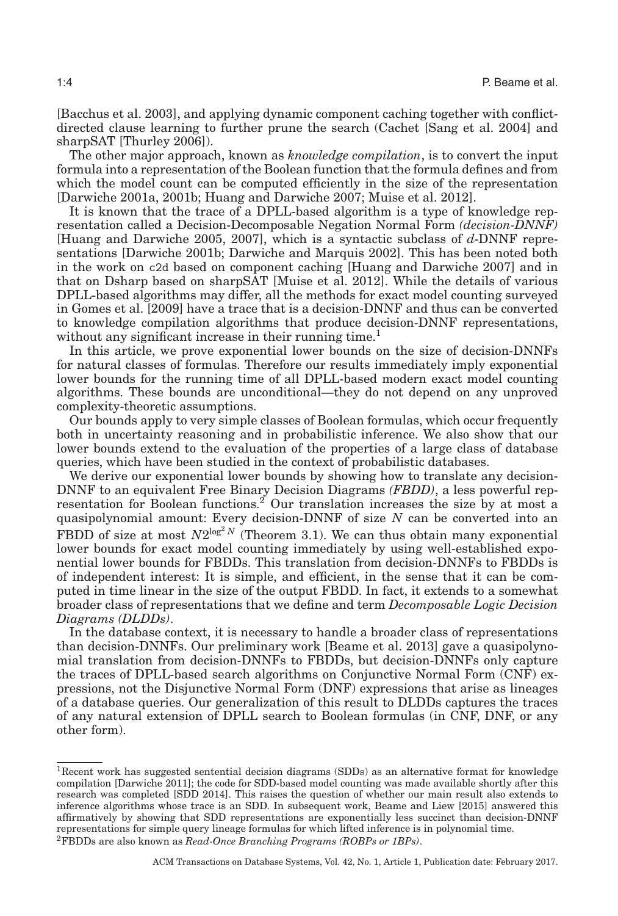[Bacchus et al. 2003], and applying dynamic component caching together with conflict-directed clause learning to further prune the search (Cachet [Sang et al. 2004] and sharpSAT [Thurley 2006]).

The other major approach, known as *knowledge compilation*, is to convert the input formula into a representation of the Boolean function that the formula defines and from which the model count can be computed efficiently in the size of the representation [Darwiche 2001a, 2001b; Huang and Darwiche 2007; Muise et al. 2012].

It is known that the trace of a DPLL-based algorithm is a type of knowledge representation called a Decision-Decomposable Negation Normal Form *(decision-DNNF)* [Huang and Darwiche 2005, 2007], which is a syntactic subclass of *d*-DNNF representations [Darwiche 2001b; Darwiche and Marquis 2002]. This has been noted both in the work on c2d based on component caching [Huang and Darwiche 2007] and in that on Dsharp based on sharpSAT [Muise et al. 2012]. While the details of various DPLL-based algorithms may differ, all the methods for exact model counting surveyed in Gomes et al. [2009] have a trace that is a decision-DNNF and thus can be converted to knowledge compilation algorithms that produce decision-DNNF representations, without any significant increase in their running time.[1]

In this article, we prove exponential lower bounds on the size of decision-DNNFs for natural classes of formulas. Therefore our results immediately imply exponential lower bounds for the running time of all DPLL-based modern exact model counting algorithms. These bounds are unconditional—they do not depend on any unproved complexity-theoretic assumptions.

Our bounds apply to very simple classes of Boolean formulas, which occur frequently both in uncertainty reasoning and in probabilistic inference. We also show that our lower bounds extend to the evaluation of the properties of a large class of database queries, which have been studied in the context of probabilistic databases.

We derive our exponential lower bounds by showing how to translate any decision-DNNF to an equivalent Free Binary Decision Diagrams *(FBDD)*, a less powerful representation for Boolean functions.[2] Our translation increases the size by at most a quasipolynomial amount: Every decision-DNNF of size $N$ can be converted into an FBDD of size at most $N2^{\log^2 N}$ (Theorem 3.1). We can thus obtain many exponential lower bounds for exact model counting immediately by using well-established exponential lower bounds for FBDDs. This translation from decision-DNNFs to FBDDs is of independent interest: It is simple, and efficient, in the sense that it can be computed in time linear in the size of the output FBDD. In fact, it extends to a somewhat broader class of representations that we define and term *Decomposable Logic Decision Diagrams (DLDDs)*.

In the database context, it is necessary to handle a broader class of representations than decision-DNNFs. Our preliminary work [Beame et al. 2013] gave a quasipolynomial translation from decision-DNNFs to FBDDs, but decision-DNNFs only capture the traces of DPLL-based search algorithms on Conjunctive Normal Form (CNF) expressions, not the Disjunctive Normal Form (DNF) expressions that arise as lineages of a database queries. Our generalization of this result to DLDDs captures the traces of any natural extension of DPLL search to Boolean formulas (in CNF, DNF, or any other form).

---

[1] Recent work has suggested sentential decision diagrams (SDDs) as an alternative format for knowledge compilation [Darwiche 2011]; the code for SDD-based model counting was made available shortly after this research was completed [SDD 2014]. This raises the question of whether our main result also extends to inference algorithms whose trace is an SDD. In subsequent work, Beame and Liew [2015] answered this affirmatively by showing that SDD representations are exponentially less succinct than decision-DNNF representations for simple query lineage formulas for which lifted inference is in polynomial time.

[2] FBDDs are also known as *Read-Once Branching Programs (ROBPs or 1BPs)*.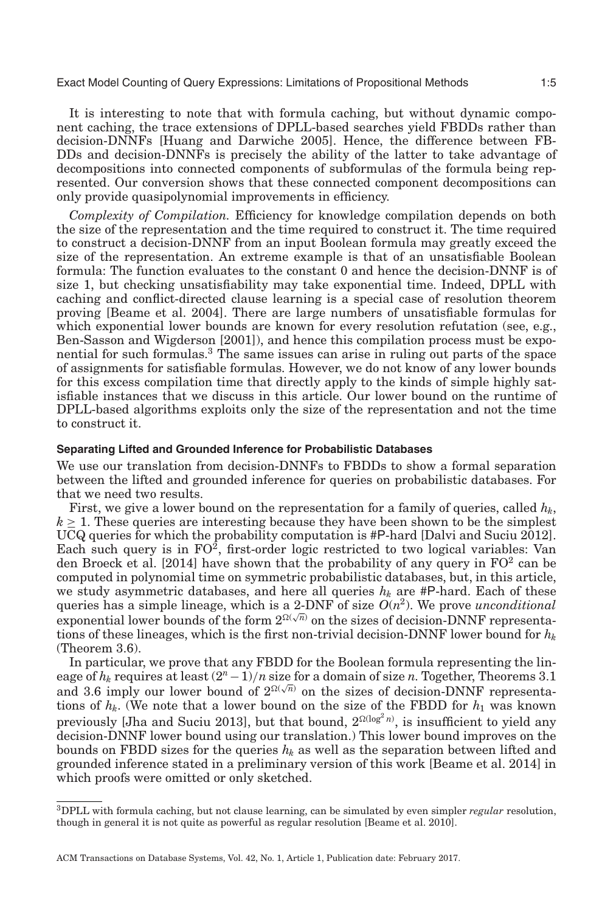It is interesting to note that with formula caching, but without dynamic component caching, the trace extensions of DPLL-based searches yield FBDDs rather than decision-DNNFs [Huang and Darwiche 2005]. Hence, the difference between FBDDs and decision-DNNFs is precisely the ability of the latter to take advantage of decompositions into connected components of subformulas of the formula being represented. Our conversion shows that these connected component decompositions can only provide quasipolynomial improvements in efficiency.

*Complexity of Compilation.* Efficiency for knowledge compilation depends on both the size of the representation and the time required to construct it. The time required to construct a decision-DNNF from an input Boolean formula may greatly exceed the size of the representation. An extreme example is that of an unsatisfiable Boolean formula: The function evaluates to the constant 0 and hence the decision-DNNF is of size 1, but checking unsatisfiability may take exponential time. Indeed, DPLL with caching and conflict-directed clause learning is a special case of resolution theorem proving [Beame et al. 2004]. There are large numbers of unsatisfiable formulas for which exponential lower bounds are known for every resolution refutation (see, e.g., Ben-Sasson and Wigderson [2001]), and hence this compilation process must be exponential for such formulas.[3] The same issues can arise in ruling out parts of the space of assignments for satisfiable formulas. However, we do not know of any lower bounds for this excess compilation time that directly apply to the kinds of simple highly satisfiable instances that we discuss in this article. Our lower bound on the runtime of DPLL-based algorithms exploits only the size of the representation and not the time to construct it.

### Separating Lifted and Grounded Inference for Probabilistic Databases

We use our translation from decision-DNNFs to FBDDs to show a formal separation between the lifted and grounded inference for queries on probabilistic databases. For that we need two results.

First, we give a lower bound on the representation for a family of queries, called $h_k$, $k \geq 1$. These queries are interesting because they have been shown to be the simplest UCQ queries for which the probability computation is #P-hard [Dalvi and Suciu 2012]. Each such query is in $\mathrm{FO}^2$, first-order logic restricted to two logical variables: Van den Broeck et al. [2014] have shown that the probability of any query in $\mathrm{FO}^2$ can be computed in polynomial time on symmetric probabilistic databases, but, in this article, we study asymmetric databases, and here all queries $h_k$ are #P-hard. Each of these queries has a simple lineage, which is a 2-DNF of size $O(n^2)$. We prove *unconditional* exponential lower bounds of the form $2^{\Omega(\sqrt{n})}$ on the sizes of decision-DNNF representations of these lineages, which is the first non-trivial decision-DNNF lower bound for $h_k$ (Theorem 3.6).

In particular, we prove that any FBDD for the Boolean formula representing the lineage of $h_k$ requires at least $(2^n - 1)/n$ size for a domain of size $n$. Together, Theorems 3.1 and 3.6 imply our lower bound of $2^{\Omega(\sqrt{n})}$ on the sizes of decision-DNNF representations of $h_k$. (We note that a lower bound on the size of the FBDD for $h_1$ was known previously [Jha and Suciu 2013], but that bound, $2^{\Omega(\log^2 n)}$, is insufficient to yield any decision-DNNF lower bound using our translation.) This lower bound improves on the bounds on FBDD sizes for the queries $h_k$ as well as the separation between lifted and grounded inference stated in a preliminary version of this work [Beame et al. 2014] in which proofs were omitted or only sketched.

[3] DPLL with formula caching, but not clause learning, can be simulated by even simpler *regular* resolution, though in general it is not quite as powerful as regular resolution [Beame et al. 2010].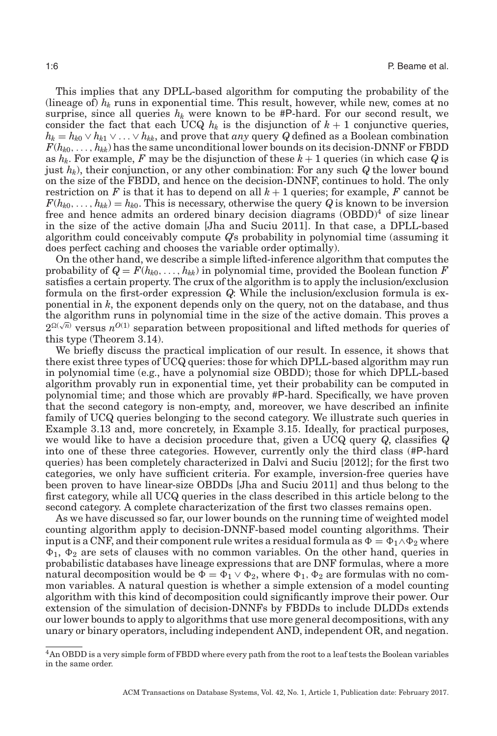This implies that any DPLL-based algorithm for computing the probability of the (lineage of) $h_k$ runs in exponential time. This result, however, while new, comes at no surprise, since all queries $h_k$ were known to be #P-hard. For our second result, we consider the fact that each UCQ $h_k$ is the disjunction of $k+1$ conjunctive queries, $h_k = h_{k0} \vee h_{k1} \vee \ldots \vee h_{kk}$, and prove that *any* query $Q$ defined as a Boolean combination $F(h_{k0}, \ldots, h_{kk})$ has the same unconditional lower bounds on its decision-DNNF or FBDD as $h_k$. For example, $F$ may be the disjunction of these $k+1$ queries (in which case $Q$ is just $h_k$), their conjunction, or any other combination: For any such $Q$ the lower bound on the size of the FBDD, and hence on the decision-DNNF, continues to hold. The only restriction on $F$ is that it has to depend on all $k+1$ queries; for example, $F$ cannot be $F(h_{k0}, \ldots, h_{kk}) = h_{k0}$. This is necessary, otherwise the query $Q$ is known to be inversion free and hence admits an ordered binary decision diagrams (OBDD)[4] of size linear in the size of the active domain [Jha and Suciu 2011]. In that case, a DPLL-based algorithm could conceivably compute $Q$'s probability in polynomial time (assuming it does perfect caching and chooses the variable order optimally).

On the other hand, we describe a simple lifted-inference algorithm that computes the probability of $Q = F(h_{k0}, \ldots, h_{kk})$ in polynomial time, provided the Boolean function $F$ satisfies a certain property. The crux of the algorithm is to apply the inclusion/exclusion formula on the first-order expression $Q$: While the inclusion/exclusion formula is exponential in $k$, the exponent depends only on the query, not on the database, and thus the algorithm runs in polynomial time in the size of the active domain. This proves a $2^{\Omega(\sqrt{n})}$ versus $n^{O(1)}$ separation between propositional and lifted methods for queries of this type (Theorem 3.14).

We briefly discuss the practical implication of our result. In essence, it shows that there exist three types of UCQ queries: those for which DPLL-based algorithm may run in polynomial time (e.g., have a polynomial size OBDD); those for which DPLL-based algorithm provably run in exponential time, yet their probability can be computed in polynomial time; and those which are provably #P-hard. Specifically, we have proven that the second category is non-empty, and, moreover, we have described an infinite family of UCQ queries belonging to the second category. We illustrate such queries in Example 3.13 and, more concretely, in Example 3.15. Ideally, for practical purposes, we would like to have a decision procedure that, given a UCQ query $Q$, classifies $Q$ into one of these three categories. However, currently only the third class (#P-hard queries) has been completely characterized in Dalvi and Suciu [2012]; for the first two categories, we only have sufficient criteria. For example, inversion-free queries have been proven to have linear-size OBDDs [Jha and Suciu 2011] and thus belong to the first category, while all UCQ queries in the class described in this article belong to the second category. A complete characterization of the first two classes remains open.

As we have discussed so far, our lower bounds on the running time of weighted model counting algorithm apply to decision-DNNF-based model counting algorithms. Their input is a CNF, and their component rule writes a residual formula as $\Phi = \Phi_1 \wedge \Phi_2$ where $\Phi_1$, $\Phi_2$ are sets of clauses with no common variables. On the other hand, queries in probabilistic databases have lineage expressions that are DNF formulas, where a more natural decomposition would be $\Phi = \Phi_1 \vee \Phi_2$, where $\Phi_1$, $\Phi_2$ are formulas with no common variables. A natural question is whether a simple extension of a model counting algorithm with this kind of decomposition could significantly improve their power. Our extension of the simulation of decision-DNNFs by FBDDs to include DLDDs extends our lower bounds to apply to algorithms that use more general decompositions, with any unary or binary operators, including independent AND, independent OR, and negation.

[4] An OBDD is a very simple form of FBDD where every path from the root to a leaf tests the Boolean variables in the same order.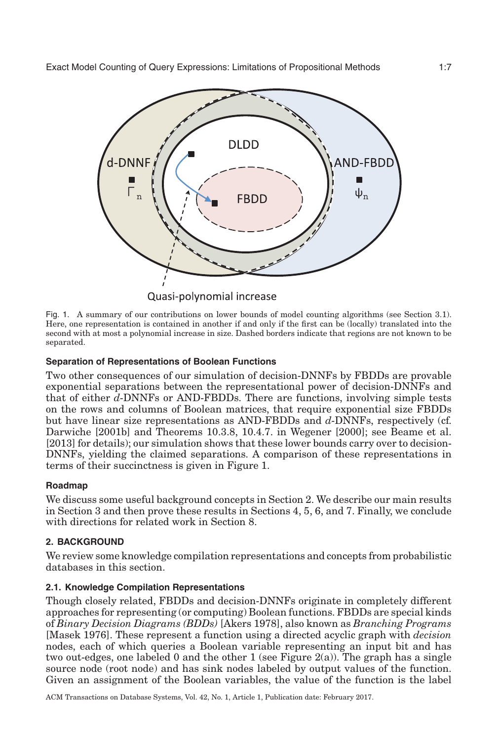Fig. 1. A summary of our contributions on lower bounds of model counting algorithms (see Section 3.1). Here, one representation is contained in another if and only if the first can be (locally) translated into the second with at most a polynomial increase in size. Dashed borders indicate that regions are not known to be separated.

### Separation of Representations of Boolean Functions

Two other consequences of our simulation of decision-DNNFs by FBDDs are provable exponential separations between the representational power of decision-DNNFs and that of either *d*-DNNFs or AND-FBDDs. There are functions, involving simple tests on the rows and columns of Boolean matrices, that require exponential size FBDDs but have linear size representations as AND-FBDDs and *d*-DNNFs, respectively (cf. Darwiche [2001b] and Theorems 10.3.8, 10.4.7. in Wegener [2000]; see Beame et al. [2013] for details); our simulation shows that these lower bounds carry over to decision-DNNFs, yielding the claimed separations. A comparison of these representations in terms of their succinctness is given in Figure 1.

### Roadmap

We discuss some useful background concepts in Section 2. We describe our main results in Section 3 and then prove these results in Sections 4, 5, 6, and 7. Finally, we conclude with directions for related work in Section 8.

## 2. BACKGROUND

We review some knowledge compilation representations and concepts from probabilistic databases in this section.

### 2.1. Knowledge Compilation Representations

Though closely related, FBDDs and decision-DNNFs originate in completely different approaches for representing (or computing) Boolean functions. FBDDs are special kinds of *Binary Decision Diagrams (BDDs)* [Akers 1978], also known as *Branching Programs* [Masek 1976]. These represent a function using a directed acyclic graph with *decision* nodes, each of which queries a Boolean variable representing an input bit and has two out-edges, one labeled 0 and the other 1 (see Figure 2(a)). The graph has a single source node (root node) and has sink nodes labeled by output values of the function. Given an assignment of the Boolean variables, the value of the function is the label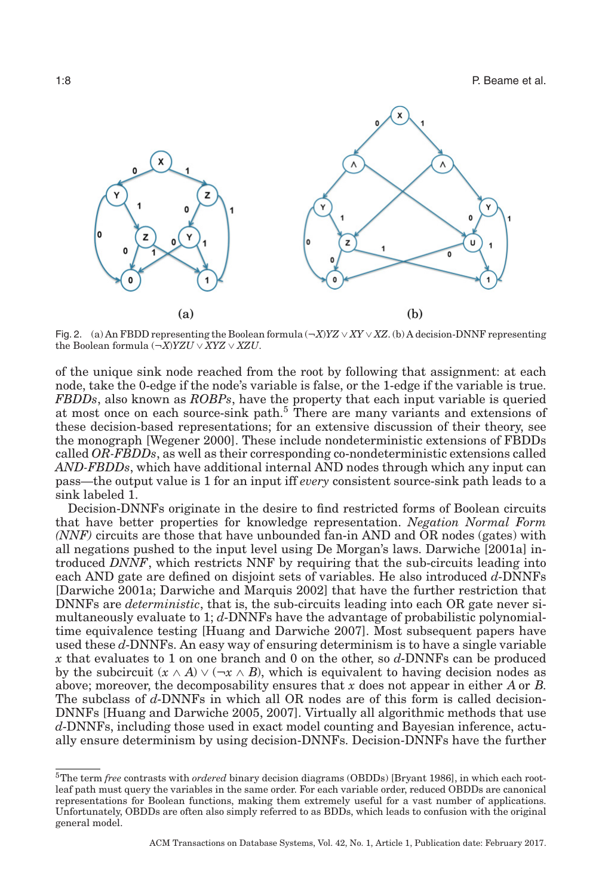Fig. 2. (a) An FBDD representing the Boolean formula $(\neg X)YZ \vee XY \vee XZ$. (b) A decision-DNNF representing the Boolean formula $(\neg X)YZU \vee XYZ \vee XZU$.

of the unique sink node reached from the root by following that assignment: at each node, take the 0-edge if the node's variable is false, or the 1-edge if the variable is true. *FBDDs*, also known as *ROBPs*, have the property that each input variable is queried at most once on each source-sink path.[5] There are many variants and extensions of these decision-based representations; for an extensive discussion of their theory, see the monograph [Wegener 2000]. These include nondeterministic extensions of FBDDs called *OR-FBDDs*, as well as their corresponding co-nondeterministic extensions called *AND-FBDDs*, which have additional internal AND nodes through which any input can pass—the output value is 1 for an input iff *every* consistent source-sink path leads to a sink labeled 1.

Decision-DNNFs originate in the desire to find restricted forms of Boolean circuits that have better properties for knowledge representation. *Negation Normal Form (NNF)* circuits are those that have unbounded fan-in AND and OR nodes (gates) with all negations pushed to the input level using De Morgan's laws. Darwiche [2001a] introduced *DNNF*, which restricts NNF by requiring that the sub-circuits leading into each AND gate are defined on disjoint sets of variables. He also introduced *d*-DNNFs [Darwiche 2001a; Darwiche and Marquis 2002] that have the further restriction that DNNFs are *deterministic*, that is, the sub-circuits leading into each OR gate never simultaneously evaluate to 1; *d*-DNNFs have the advantage of probabilistic polynomial-time equivalence testing [Huang and Darwiche 2007]. Most subsequent papers have used these *d*-DNNFs. An easy way of ensuring determinism is to have a single variable $x$ that evaluates to 1 on one branch and 0 on the other, so *d*-DNNFs can be produced by the subcircuit $(x \wedge A) \vee (\neg x \wedge B)$, which is equivalent to having decision nodes as above; moreover, the decomposability ensures that $x$ does not appear in either $A$ or $B$. The subclass of *d*-DNNFs in which all OR nodes are of this form is called decision-DNNFs [Huang and Darwiche 2005, 2007]. Virtually all algorithmic methods that use *d*-DNNFs, including those used in exact model counting and Bayesian inference, actually ensure determinism by using decision-DNNFs. Decision-DNNFs have the further

[5] The term *free* contrasts with *ordered* binary decision diagrams (OBDDs) [Bryant 1986], in which each root-leaf path must query the variables in the same order. For each variable order, reduced OBDDs are canonical representations for Boolean functions, making them extremely useful for a vast number of applications. Unfortunately, OBDDs are often also simply referred to as BDDs, which leads to confusion with the original general model.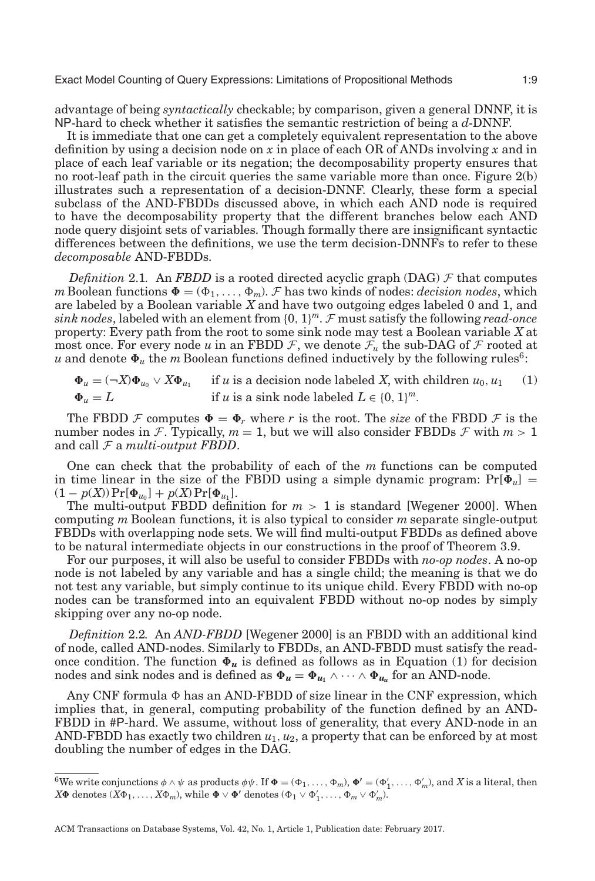advantage of being *syntactically* checkable; by comparison, given a general DNNF, it is NP-hard to check whether it satisfies the semantic restriction of being a $d$-DNNF.

It is immediate that one can get a completely equivalent representation to the above definition by using a decision node on $x$ in place of each OR of ANDs involving $x$ and in place of each leaf variable or its negation; the decomposability property ensures that no root-leaf path in the circuit queries the same variable more than once. Figure 2(b) illustrates such a representation of a decision-DNNF. Clearly, these form a special subclass of the AND-FBDDs discussed above, in which each AND node is required to have the decomposability property that the different branches below each AND node query disjoint sets of variables. Though formally there are insignificant syntactic differences between the definitions, we use the term decision-DNNFs to refer to these *decomposable* AND-FBDDs.

*Definition* 2.1. An *FBDD* is a rooted directed acyclic graph (DAG) $\mathcal{F}$ that computes $m$ Boolean functions $\mathbf{\Phi} = (\Phi_1, \ldots, \Phi_m)$. $\mathcal{F}$ has two kinds of nodes: *decision nodes*, which are labeled by a Boolean variable $X$ and have two outgoing edges labeled 0 and 1, and *sink nodes*, labeled with an element from $\{0, 1\}^m$. $\mathcal{F}$ must satisfy the following *read-once* property: Every path from the root to some sink node may test a Boolean variable $X$ at most once. For every node $u$ in an FBDD $\mathcal{F}$, we denote $\mathcal{F}_u$ the sub-DAG of $\mathcal{F}$ rooted at $u$ and denote $\mathbf{\Phi}_u$ the $m$ Boolean functions defined inductively by the following rules[6]:

$$\begin{aligned}
\mathbf{\Phi}_u &= (\neg X)\mathbf{\Phi}_{u_0} \vee X\mathbf{\Phi}_{u_1} && \text{if } u \text{ is a decision node labeled } X\text{, with children } u_0, u_1 \qquad (1)\\
\mathbf{\Phi}_u &= L && \text{if } u \text{ is a sink node labeled } L \in \{0, 1\}^m.
\end{aligned}$$

The FBDD $\mathcal{F}$ computes $\mathbf{\Phi} = \mathbf{\Phi}_r$ where $r$ is the root. The *size* of the FBDD $\mathcal{F}$ is the number nodes in $\mathcal{F}$. Typically, $m = 1$, but we will also consider FBDDs $\mathcal{F}$ with $m > 1$ and call $\mathcal{F}$ a *multi-output FBDD*.

One can check that the probability of each of the $m$ functions can be computed in time linear in the size of the FBDD using a simple dynamic program: $\Pr[\mathbf{\Phi}_u] = (1 - p(X))\Pr[\mathbf{\Phi}_{u_0}] + p(X)\Pr[\mathbf{\Phi}_{u_1}]$.

The multi-output FBDD definition for $m > 1$ is standard [Wegener 2000]. When computing $m$ Boolean functions, it is also typical to consider $m$ separate single-output FBDDs with overlapping node sets. We will find multi-output FBDDs as defined above to be natural intermediate objects in our constructions in the proof of Theorem 3.9.

For our purposes, it will also be useful to consider FBDDs with *no-op nodes*. A no-op node is not labeled by any variable and has a single child; the meaning is that we do not test any variable, but simply continue to its unique child. Every FBDD with no-op nodes can be transformed into an equivalent FBDD without no-op nodes by simply skipping over any no-op node.

*Definition* 2.2. An *AND-FBDD* [Wegener 2000] is an FBDD with an additional kind of node, called AND-nodes. Similarly to FBDDs, an AND-FBDD must satisfy the read-once condition. The function $\mathbf{\Phi}_u$ is defined as follows as in Equation (1) for decision nodes and sink nodes and is defined as $\mathbf{\Phi}_u = \mathbf{\Phi}_{u_1} \wedge \cdots \wedge \mathbf{\Phi}_{u_u}$ for an AND-node.

Any CNF formula $\Phi$ has an AND-FBDD of size linear in the CNF expression, which implies that, in general, computing probability of the function defined by an AND-FBDD in #P-hard. We assume, without loss of generality, that every AND-node in an AND-FBDD has exactly two children $u_1, u_2$, a property that can be enforced by at most doubling the number of edges in the DAG.

---

[6]We write conjunctions $\phi \wedge \psi$ as products $\phi\psi$. If $\mathbf{\Phi} = (\Phi_1, \ldots, \Phi_m)$, $\mathbf{\Phi}' = (\Phi'_1, \ldots, \Phi'_m)$, and $X$ is a literal, then $X\mathbf{\Phi}$ denotes $(X\Phi_1, \ldots, X\Phi_m)$, while $\mathbf{\Phi} \vee \mathbf{\Phi}'$ denotes $(\Phi_1 \vee \Phi'_1, \ldots, \Phi_m \vee \Phi'_m)$.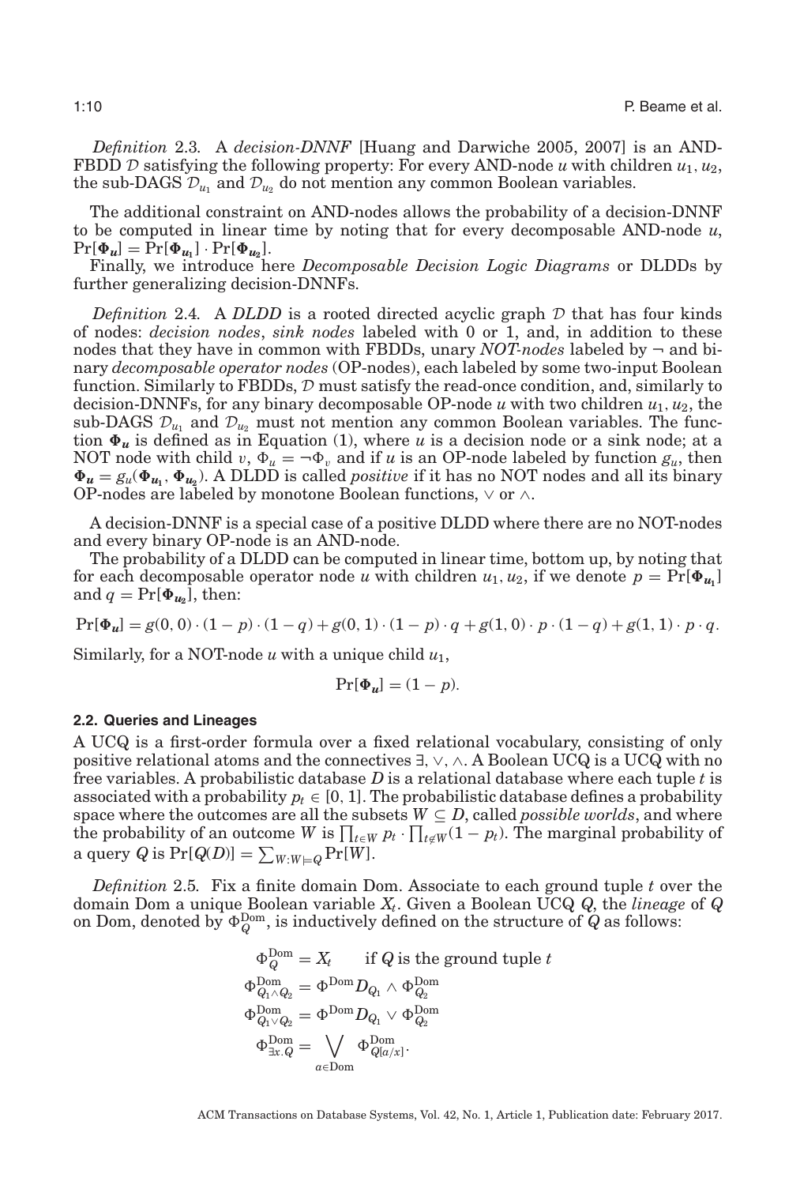*Definition* 2.3. A *decision-DNNF* [Huang and Darwiche 2005, 2007] is an AND-FBDD $\mathcal{D}$ satisfying the following property: For every AND-node $u$ with children $u_1, u_2$, the sub-DAGS $\mathcal{D}_{u_1}$ and $\mathcal{D}_{u_2}$ do not mention any common Boolean variables.

The additional constraint on AND-nodes allows the probability of a decision-DNNF to be computed in linear time by noting that for every decomposable AND-node $u$, $\Pr[\mathbf{\Phi_u}] = \Pr[\mathbf{\Phi_{u_1}}] \cdot \Pr[\mathbf{\Phi_{u_2}}]$.

Finally, we introduce here *Decomposable Decision Logic Diagrams* or DLDDs by further generalizing decision-DNNFs.

*Definition* 2.4. A *DLDD* is a rooted directed acyclic graph $\mathcal{D}$ that has four kinds of nodes: *decision nodes*, *sink nodes* labeled with 0 or 1, and, in addition to these nodes that they have in common with FBDDs, unary *NOT-nodes* labeled by $\neg$ and binary *decomposable operator nodes* (OP-nodes), each labeled by some two-input Boolean function. Similarly to FBDDs, $\mathcal{D}$ must satisfy the read-once condition, and, similarly to decision-DNNFs, for any binary decomposable OP-node $u$ with two children $u_1, u_2$, the sub-DAGS $\mathcal{D}_{u_1}$ and $\mathcal{D}_{u_2}$ must not mention any common Boolean variables. The function $\mathbf{\Phi_u}$ is defined as in Equation (1), where $u$ is a decision node or a sink node; at a NOT node with child $v$, $\Phi_u = \neg\Phi_v$ and if $u$ is an OP-node labeled by function $g_u$, then $\mathbf{\Phi_u} = g_u(\mathbf{\Phi_{u_1}}, \mathbf{\Phi_{u_2}})$. A DLDD is called *positive* if it has no NOT nodes and all its binary OP-nodes are labeled by monotone Boolean functions, $\vee$ or $\wedge$.

A decision-DNNF is a special case of a positive DLDD where there are no NOT-nodes and every binary OP-node is an AND-node.

The probability of a DLDD can be computed in linear time, bottom up, by noting that for each decomposable operator node $u$ with children $u_1, u_2$, if we denote $p = \Pr[\mathbf{\Phi_{u_1}}]$ and $q = \Pr[\mathbf{\Phi_{u_2}}]$, then:

$$\Pr[\mathbf{\Phi_u}] = g(0,0)\cdot(1-p)\cdot(1-q) + g(0,1)\cdot(1-p)\cdot q + g(1,0)\cdot p\cdot(1-q) + g(1,1)\cdot p\cdot q.$$

Similarly, for a NOT-node $u$ with a unique child $u_1$,

$$\Pr[\mathbf{\Phi_u}] = (1-p).$$

### 2.2. Queries and Lineages

A UCQ is a first-order formula over a fixed relational vocabulary, consisting of only positive relational atoms and the connectives $\exists, \vee, \wedge$. A Boolean UCQ is a UCQ with no free variables. A probabilistic database $D$ is a relational database where each tuple $t$ is associated with a probability $p_t \in [0, 1]$. The probabilistic database defines a probability space where the outcomes are all the subsets $W \subseteq D$, called *possible worlds*, and where the probability of an outcome $W$ is $\prod_{t\in W} p_t \cdot \prod_{t\notin W}(1 - p_t)$. The marginal probability of a query $Q$ is $\Pr[Q(D)] = \sum_{W:W\models Q} \Pr[W]$.

*Definition* 2.5. Fix a finite domain Dom. Associate to each ground tuple $t$ over the domain Dom a unique Boolean variable $X_t$. Given a Boolean UCQ $Q$, the *lineage* of $Q$ on Dom, denoted by $\Phi_Q^{\text{Dom}}$, is inductively defined on the structure of $Q$ as follows:

$$\Phi_Q^{\text{Dom}} = X_t \qquad \text{if } Q \text{ is the ground tuple } t$$
$$\Phi_{Q_1\wedge Q_2}^{\text{Dom}} = \Phi^{\text{Dom}} D_{Q_1} \wedge \Phi_{Q_2}^{\text{Dom}}$$
$$\Phi_{Q_1\vee Q_2}^{\text{Dom}} = \Phi^{\text{Dom}} D_{Q_1} \vee \Phi_{Q_2}^{\text{Dom}}$$
$$\Phi_{\exists x.Q}^{\text{Dom}} = \bigvee_{a\in\text{Dom}} \Phi_{Q[a/x]}^{\text{Dom}}.$$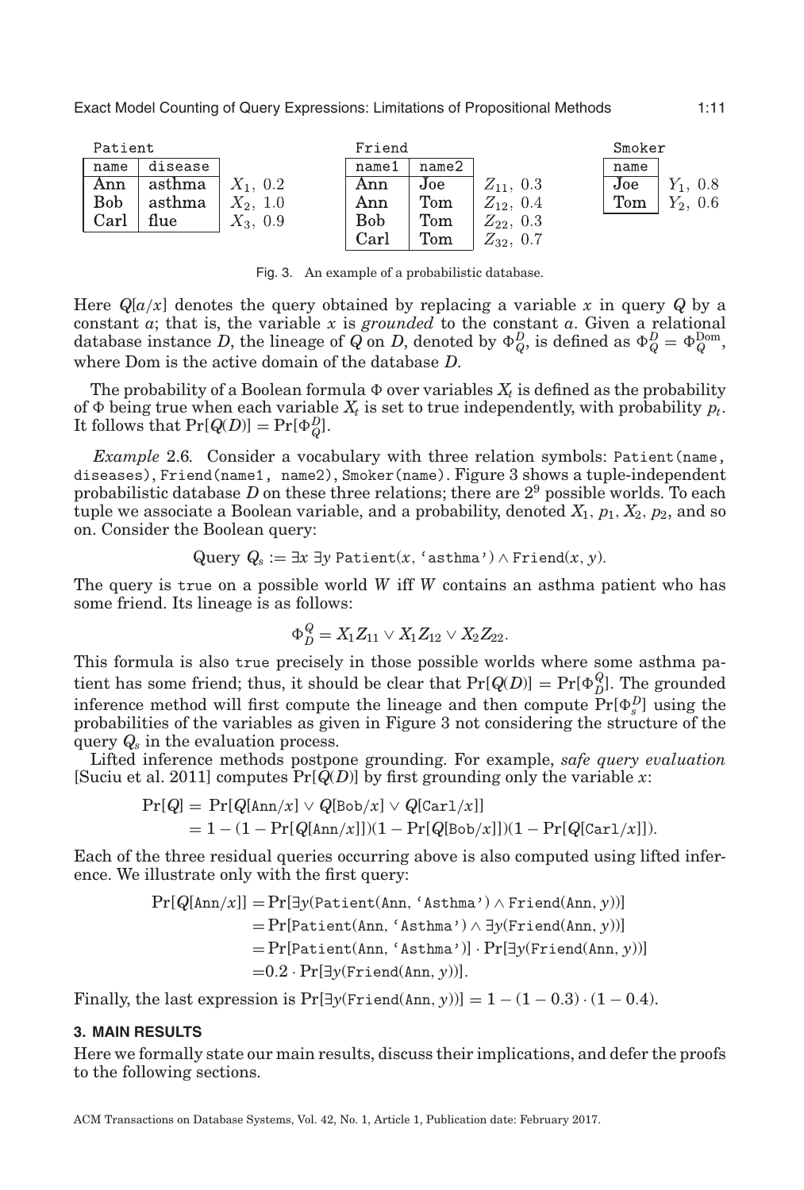Patient

| name | disease | |
|---|---|---|
| Ann | asthma | $X_1$, 0.2 |
| Bob | asthma | $X_2$, 1.0 |
| Carl | flue | $X_3$, 0.9 |

Friend

| name1 | name2 | |
|---|---|---|
| Ann | Joe | $Z_{11}$, 0.3 |
| Ann | Tom | $Z_{12}$, 0.4 |
| Bob | Tom | $Z_{22}$, 0.3 |
| Carl | Tom | $Z_{32}$, 0.7 |

Smoker

| name | |
|---|---|
| Joe | $Y_1$, 0.8 |
| Tom | $Y_2$, 0.6 |

Fig. 3. An example of a probabilistic database.

Here $Q[a/x]$ denotes the query obtained by replacing a variable $x$ in query $Q$ by a constant $a$; that is, the variable $x$ is *grounded* to the constant $a$. Given a relational database instance $D$, the lineage of $Q$ on $D$, denoted by $\Phi_Q^D$, is defined as $\Phi_Q^D = \Phi_Q^{\text{Dom}}$, where Dom is the active domain of the database $D$.

The probability of a Boolean formula $\Phi$ over variables $X_t$ is defined as the probability of $\Phi$ being true when each variable $X_t$ is set to true independently, with probability $p_t$. It follows that $\Pr[Q(D)] = \Pr[\Phi_Q^D]$.

*Example* 2.6. Consider a vocabulary with three relation symbols: `Patient(name, diseases)`, `Friend(name1, name2)`, `Smoker(name)`. Figure 3 shows a tuple-independent probabilistic database $D$ on these three relations; there are $2^9$ possible worlds. To each tuple we associate a Boolean variable, and a probability, denoted $X_1$, $p_1$, $X_2$, $p_2$, and so on. Consider the Boolean query:

$$\text{Query } Q_s := \exists x\ \exists y\ \texttt{Patient}(x, \text{`asthma'}) \wedge \texttt{Friend}(x, y).$$

The query is `true` on a possible world $W$ iff $W$ contains an asthma patient who has some friend. Its lineage is as follows:

$$\Phi_D^Q = X_1 Z_{11} \vee X_1 Z_{12} \vee X_2 Z_{22}.$$

This formula is also `true` precisely in those possible worlds where some asthma patient has some friend; thus, it should be clear that $\Pr[Q(D)] = \Pr[\Phi_D^Q]$. The grounded inference method will first compute the lineage and then compute $\Pr[\Phi_s^D]$ using the probabilities of the variables as given in Figure 3 not considering the structure of the query $Q_s$ in the evaluation process.

Lifted inference methods postpone grounding. For example, *safe query evaluation* [Suciu et al. 2011] computes $\Pr[Q(D)]$ by first grounding only the variable $x$:

$$\begin{aligned}\Pr[Q] &= \Pr[Q[\texttt{Ann}/x] \vee Q[\texttt{Bob}/x] \vee Q[\texttt{Carl}/x]] \\ &= 1 - (1 - \Pr[Q[\texttt{Ann}/x]])(1 - \Pr[Q[\texttt{Bob}/x]])(1 - \Pr[Q[\texttt{Carl}/x]]).\end{aligned}$$

Each of the three residual queries occurring above is also computed using lifted inference. We illustrate only with the first query:

$$\begin{aligned}\Pr[Q[\texttt{Ann}/x]] &= \Pr[\exists y(\texttt{Patient(Ann, `Asthma')} \wedge \texttt{Friend(Ann}, y))] \\ &= \Pr[\texttt{Patient(Ann, `Asthma')} \wedge \exists y(\texttt{Friend(Ann}, y))] \\ &= \Pr[\texttt{Patient(Ann, `Asthma')}] \cdot \Pr[\exists y(\texttt{Friend(Ann}, y))] \\ &= 0.2 \cdot \Pr[\exists y(\texttt{Friend(Ann}, y))].\end{aligned}$$

Finally, the last expression is $\Pr[\exists y(\texttt{Friend(Ann}, y))] = 1 - (1 - 0.3) \cdot (1 - 0.4)$.

## 3. MAIN RESULTS

Here we formally state our main results, discuss their implications, and defer the proofs to the following sections.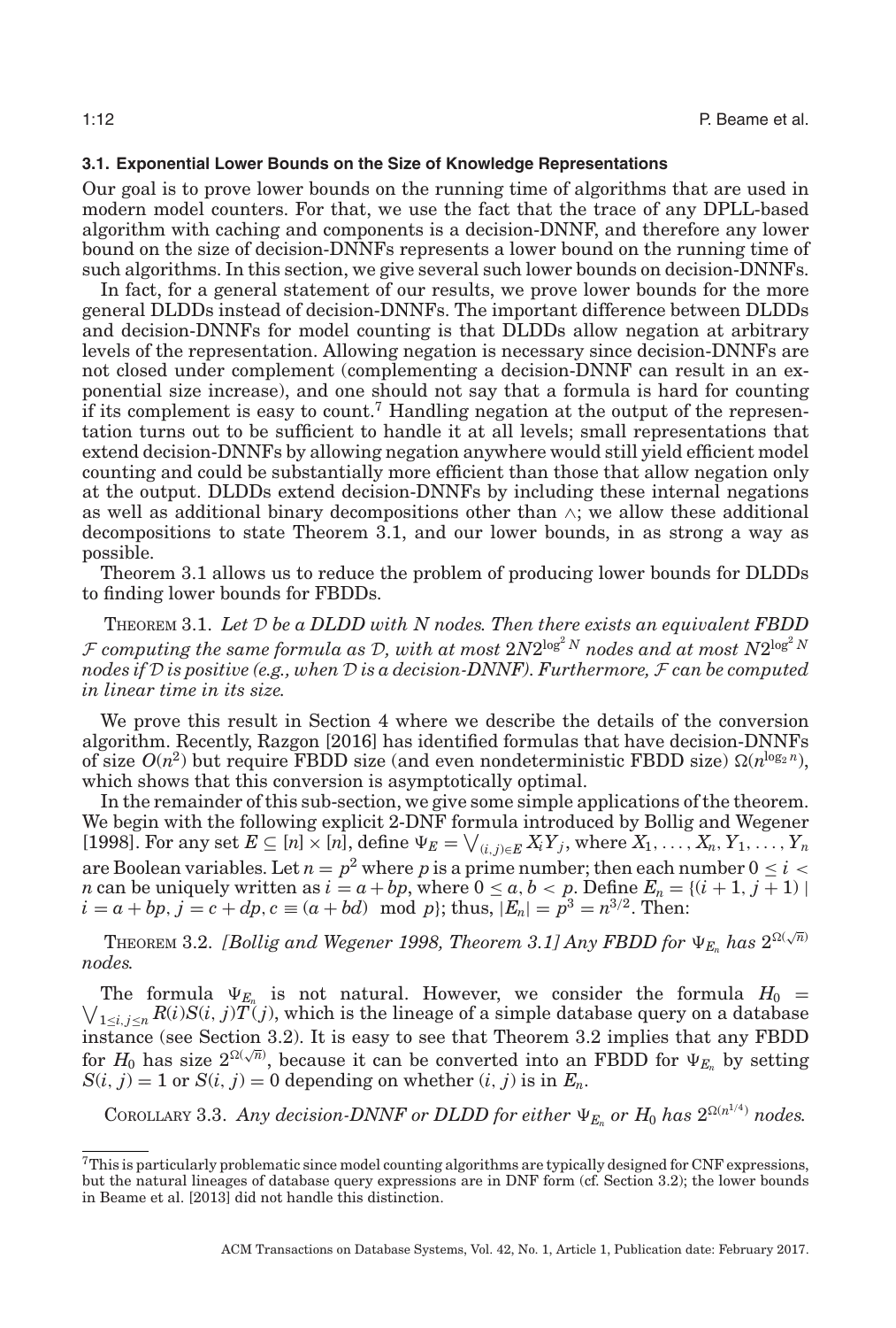### 3.1. Exponential Lower Bounds on the Size of Knowledge Representations

Our goal is to prove lower bounds on the running time of algorithms that are used in modern model counters. For that, we use the fact that the trace of any DPLL-based algorithm with caching and components is a decision-DNNF, and therefore any lower bound on the size of decision-DNNFs represents a lower bound on the running time of such algorithms. In this section, we give several such lower bounds on decision-DNNFs.

In fact, for a general statement of our results, we prove lower bounds for the more general DLDDs instead of decision-DNNFs. The important difference between DLDDs and decision-DNNFs for model counting is that DLDDs allow negation at arbitrary levels of the representation. Allowing negation is necessary since decision-DNNFs are not closed under complement (complementing a decision-DNNF can result in an exponential size increase), and one should not say that a formula is hard for counting if its complement is easy to count.[7] Handling negation at the output of the representation turns out to be sufficient to handle it at all levels; small representations that extend decision-DNNFs by allowing negation anywhere would still yield efficient model counting and could be substantially more efficient than those that allow negation only at the output. DLDDs extend decision-DNNFs by including these internal negations as well as additional binary decompositions other than $\wedge$; we allow these additional decompositions to state Theorem 3.1, and our lower bounds, in as strong a way as possible.

Theorem 3.1 allows us to reduce the problem of producing lower bounds for DLDDs to finding lower bounds for FBDDs.

THEOREM 3.1. *Let $\mathcal{D}$ be a DLDD with $N$ nodes. Then there exists an equivalent FBDD $\mathcal{F}$ computing the same formula as $\mathcal{D}$, with at most $2N2^{\log^2 N}$ nodes and at most $N2^{\log^2 N}$ nodes if $\mathcal{D}$ is positive (e.g., when $\mathcal{D}$ is a decision-DNNF). Furthermore, $\mathcal{F}$ can be computed in linear time in its size.*

We prove this result in Section 4 where we describe the details of the conversion algorithm. Recently, Razgon [2016] has identified formulas that have decision-DNNFs of size $O(n^2)$ but require FBDD size (and even nondeterministic FBDD size) $\Omega(n^{\log_2 n})$, which shows that this conversion is asymptotically optimal.

In the remainder of this sub-section, we give some simple applications of the theorem. We begin with the following explicit 2-DNF formula introduced by Bollig and Wegener [1998]. For any set $E \subseteq [n] \times [n]$, define $\Psi_E = \bigvee_{(i,j)\in E} X_i Y_j$, where $X_1, \ldots, X_n, Y_1, \ldots, Y_n$ are Boolean variables. Let $n = p^2$ where $p$ is a prime number; then each number $0 \leq i < n$ can be uniquely written as $i = a + bp$, where $0 \leq a, b < p$. Define $E_n = \{(i+1, j+1) \mid i = a + bp, j = c + dp, c \equiv (a + bd) \mod p\}$; thus, $|E_n| = p^3 = n^{3/2}$. Then:

THEOREM 3.2. *[Bollig and Wegener 1998, Theorem 3.1] Any FBDD for $\Psi_{E_n}$ has $2^{\Omega(\sqrt{n})}$ nodes.*

The formula $\Psi_{E_n}$ is not natural. However, we consider the formula $H_0 = \bigvee_{1 \leq i,j \leq n} R(i)S(i,j)T(j)$, which is the lineage of a simple database query on a database instance (see Section 3.2). It is easy to see that Theorem 3.2 implies that any FBDD for $H_0$ has size $2^{\Omega(\sqrt{n})}$, because it can be converted into an FBDD for $\Psi_{E_n}$ by setting $S(i,j) = 1$ or $S(i,j) = 0$ depending on whether $(i,j)$ is in $E_n$.

COROLLARY 3.3. *Any decision-DNNF or DLDD for either $\Psi_{E_n}$ or $H_0$ has $2^{\Omega(n^{1/4})}$ nodes.*

[7] This is particularly problematic since model counting algorithms are typically designed for CNF expressions, but the natural lineages of database query expressions are in DNF form (cf. Section 3.2); the lower bounds in Beame et al. [2013] did not handle this distinction.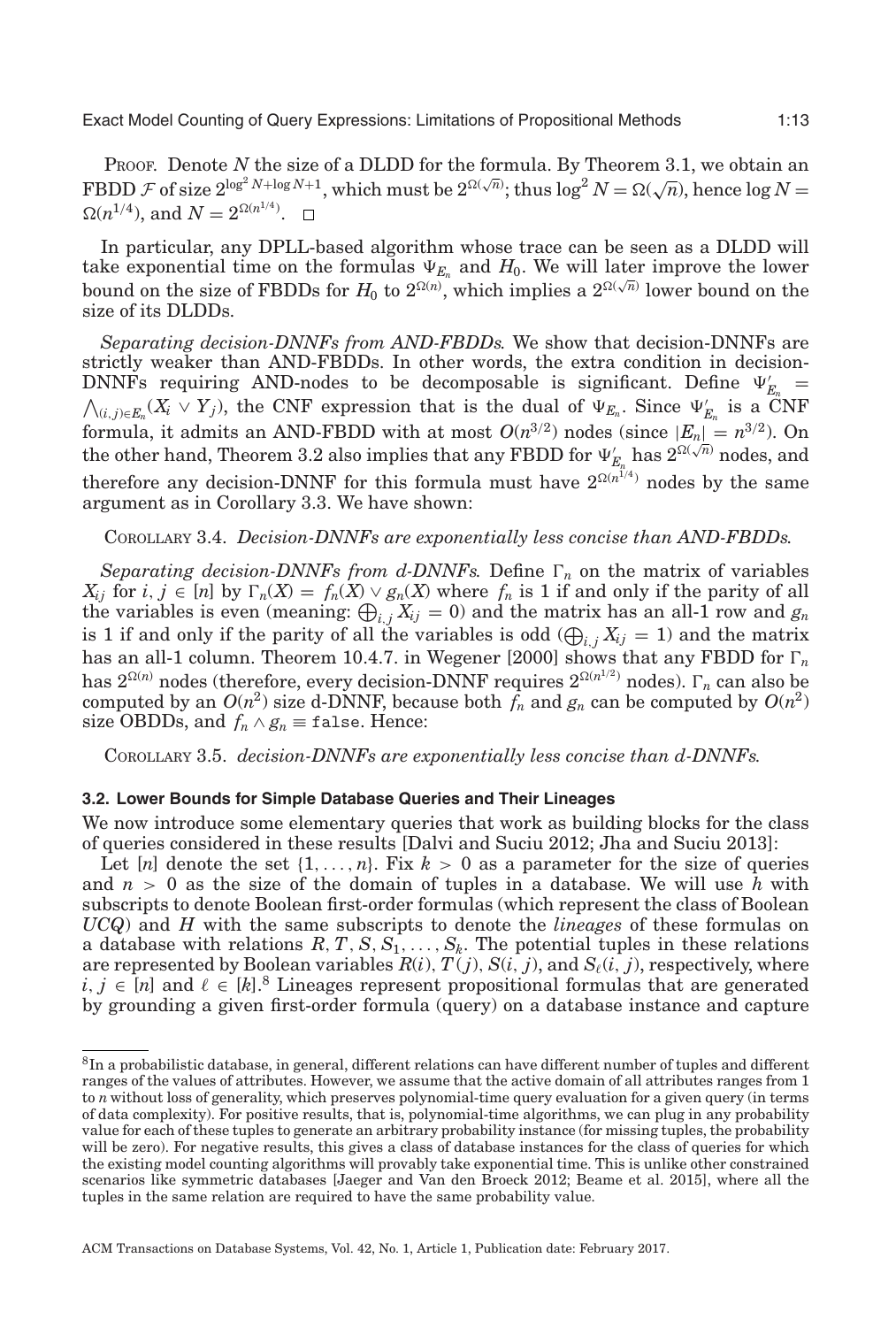PROOF. Denote $N$ the size of a DLDD for the formula. By Theorem 3.1, we obtain an FBDD $\mathcal{F}$ of size $2^{\log^2 N + \log N + 1}$, which must be $2^{\Omega(\sqrt{n})}$; thus $\log^2 N = \Omega(\sqrt{n})$, hence $\log N = \Omega(n^{1/4})$, and $N = 2^{\Omega(n^{1/4})}$. $\square$

In particular, any DPLL-based algorithm whose trace can be seen as a DLDD will take exponential time on the formulas $\Psi_{E_n}$ and $H_0$. We will later improve the lower bound on the size of FBDDs for $H_0$ to $2^{\Omega(n)}$, which implies a $2^{\Omega(\sqrt{n})}$ lower bound on the size of its DLDDs.

*Separating decision-DNNFs from AND-FBDDs.* We show that decision-DNNFs are strictly weaker than AND-FBDDs. In other words, the extra condition in decision-DNNFs requiring AND-nodes to be decomposable is significant. Define $\Psi'_{E_n} = \bigwedge_{(i,j)\in E_n}(X_i \vee Y_j)$, the CNF expression that is the dual of $\Psi_{E_n}$. Since $\Psi'_{E_n}$ is a CNF formula, it admits an AND-FBDD with at most $O(n^{3/2})$ nodes (since $|E_n| = n^{3/2}$). On the other hand, Theorem 3.2 also implies that any FBDD for $\Psi'_{E_n}$ has $2^{\Omega(\sqrt{n})}$ nodes, and therefore any decision-DNNF for this formula must have $2^{\Omega(n^{1/4})}$ nodes by the same argument as in Corollary 3.3. We have shown:

COROLLARY 3.4. *Decision-DNNFs are exponentially less concise than AND-FBDDs.*

*Separating decision-DNNFs from d-DNNFs.* Define $\Gamma_n$ on the matrix of variables $X_{ij}$ for $i, j \in [n]$ by $\Gamma_n(X) = f_n(X) \vee g_n(X)$ where $f_n$ is 1 if and only if the parity of all the variables is even (meaning: $\bigoplus_{i,j} X_{ij} = 0$) and the matrix has an all-1 row and $g_n$ is 1 if and only if the parity of all the variables is odd ($\bigoplus_{i,j} X_{ij} = 1$) and the matrix has an all-1 column. Theorem 10.4.7. in Wegener [2000] shows that any FBDD for $\Gamma_n$ has $2^{\Omega(n)}$ nodes (therefore, every decision-DNNF requires $2^{\Omega(n^{1/2})}$ nodes). $\Gamma_n$ can also be computed by an $O(n^2)$ size d-DNNF, because both $f_n$ and $g_n$ can be computed by $O(n^2)$ size OBDDs, and $f_n \wedge g_n \equiv$ `false`. Hence:

COROLLARY 3.5. *decision-DNNFs are exponentially less concise than d-DNNFs.*

### 3.2. Lower Bounds for Simple Database Queries and Their Lineages

We now introduce some elementary queries that work as building blocks for the class of queries considered in these results [Dalvi and Suciu 2012; Jha and Suciu 2013]:

Let $[n]$ denote the set $\{1, \ldots, n\}$. Fix $k > 0$ as a parameter for the size of queries and $n > 0$ as the size of the domain of tuples in a database. We will use $h$ with subscripts to denote Boolean first-order formulas (which represent the class of Boolean *UCQ*) and $H$ with the same subscripts to denote the *lineages* of these formulas on a database with relations $R, T, S, S_1, \ldots, S_k$. The potential tuples in these relations are represented by Boolean variables $R(i)$, $T(j)$, $S(i, j)$, and $S_\ell(i, j)$, respectively, where $i, j \in [n]$ and $\ell \in [k]$.[8] Lineages represent propositional formulas that are generated by grounding a given first-order formula (query) on a database instance and capture

[8]In a probabilistic database, in general, different relations can have different number of tuples and different ranges of the values of attributes. However, we assume that the active domain of all attributes ranges from 1 to $n$ without loss of generality, which preserves polynomial-time query evaluation for a given query (in terms of data complexity). For positive results, that is, polynomial-time algorithms, we can plug in any probability value for each of these tuples to generate an arbitrary probability instance (for missing tuples, the probability will be zero). For negative results, this gives a class of database instances for the class of queries for which the existing model counting algorithms will provably take exponential time. This is unlike other constrained scenarios like symmetric databases [Jaeger and Van den Broeck 2012; Beame et al. 2015], where all the tuples in the same relation are required to have the same probability value.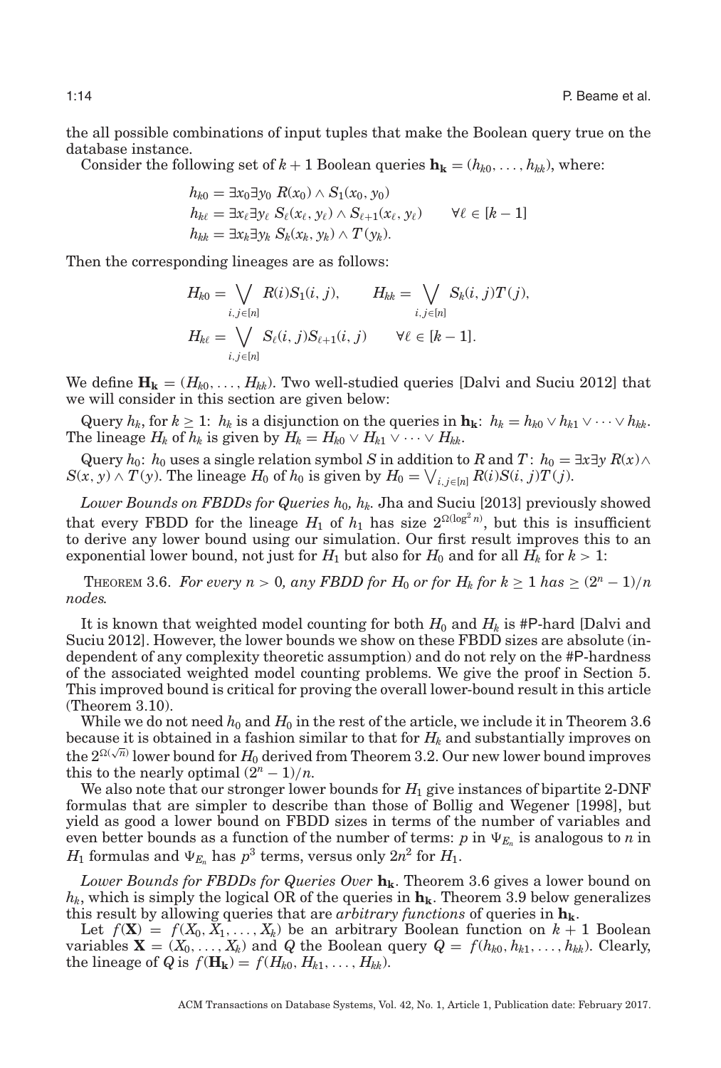the all possible combinations of input tuples that make the Boolean query true on the database instance.

Consider the following set of $k+1$ Boolean queries $\mathbf{h_k} = (h_{k0}, \dots, h_{kk})$, where:

$$
\begin{aligned}
h_{k0} &= \exists x_0 \exists y_0 \; R(x_0) \wedge S_1(x_0, y_0) \\
h_{k\ell} &= \exists x_\ell \exists y_\ell \; S_\ell(x_\ell, y_\ell) \wedge S_{\ell+1}(x_\ell, y_\ell) \qquad \forall \ell \in [k-1] \\
h_{kk} &= \exists x_k \exists y_k \; S_k(x_k, y_k) \wedge T(y_k).
\end{aligned}
$$

Then the corresponding lineages are as follows:

$$
H_{k0} = \bigvee_{i,j \in [n]} R(i) S_1(i,j), \qquad H_{kk} = \bigvee_{i,j \in [n]} S_k(i,j) T(j),
$$

$$
H_{k\ell} = \bigvee_{i,j \in [n]} S_\ell(i,j) S_{\ell+1}(i,j) \qquad \forall \ell \in [k-1].
$$

We define $\mathbf{H_k} = (H_{k0}, \dots, H_{kk})$. Two well-studied queries [Dalvi and Suciu 2012] that we will consider in this section are given below:

Query $h_k$, for $k \geq 1$: $h_k$ is a disjunction on the queries in $\mathbf{h_k}$: $h_k = h_{k0} \vee h_{k1} \vee \dots \vee h_{kk}$. The lineage $H_k$ of $h_k$ is given by $H_k = H_{k0} \vee H_{k1} \vee \dots \vee H_{kk}$.

Query $h_0$: $h_0$ uses a single relation symbol $S$ in addition to $R$ and $T$: $h_0 = \exists x \exists y \; R(x) \wedge S(x,y) \wedge T(y)$. The lineage $H_0$ of $h_0$ is given by $H_0 = \bigvee_{i,j \in [n]} R(i) S(i,j) T(j)$.

*Lower Bounds on FBDDs for Queries $h_0$, $h_k$.* Jha and Suciu [2013] previously showed that every FBDD for the lineage $H_1$ of $h_1$ has size $2^{\Omega(\log^2 n)}$, but this is insufficient to derive any lower bound using our simulation. Our first result improves this to an exponential lower bound, not just for $H_1$ but also for $H_0$ and for all $H_k$ for $k > 1$:

THEOREM 3.6. *For every $n > 0$, any FBDD for $H_0$ or for $H_k$ for $k \geq 1$ has $\geq (2^n - 1)/n$ nodes.*

It is known that weighted model counting for both $H_0$ and $H_k$ is #P-hard [Dalvi and Suciu 2012]. However, the lower bounds we show on these FBDD sizes are absolute (independent of any complexity theoretic assumption) and do not rely on the #P-hardness of the associated weighted model counting problems. We give the proof in Section 5. This improved bound is critical for proving the overall lower-bound result in this article (Theorem 3.10).

While we do not need $h_0$ and $H_0$ in the rest of the article, we include it in Theorem 3.6 because it is obtained in a fashion similar to that for $H_k$ and substantially improves on the $2^{\Omega(\sqrt{n})}$ lower bound for $H_0$ derived from Theorem 3.2. Our new lower bound improves this to the nearly optimal $(2^n - 1)/n$.

We also note that our stronger lower bounds for $H_1$ give instances of bipartite 2-DNF formulas that are simpler to describe than those of Bollig and Wegener [1998], but yield as good a lower bound on FBDD sizes in terms of the number of variables and even better bounds as a function of the number of terms: $p$ in $\Psi_{E_n}$ is analogous to $n$ in $H_1$ formulas and $\Psi_{E_n}$ has $p^3$ terms, versus only $2n^2$ for $H_1$.

*Lower Bounds for FBDDs for Queries Over $\mathbf{h_k}$.* Theorem 3.6 gives a lower bound on $h_k$, which is simply the logical OR of the queries in $\mathbf{h_k}$. Theorem 3.9 below generalizes this result by allowing queries that are *arbitrary functions* of queries in $\mathbf{h_k}$.

Let $f(\mathbf{X}) = f(X_0, X_1, \dots, X_k)$ be an arbitrary Boolean function on $k+1$ Boolean variables $\mathbf{X} = (X_0, \dots, X_k)$ and $Q$ the Boolean query $Q = f(h_{k0}, h_{k1}, \dots, h_{kk})$. Clearly, the lineage of $Q$ is $f(\mathbf{H_k}) = f(H_{k0}, H_{k1}, \dots, H_{kk})$.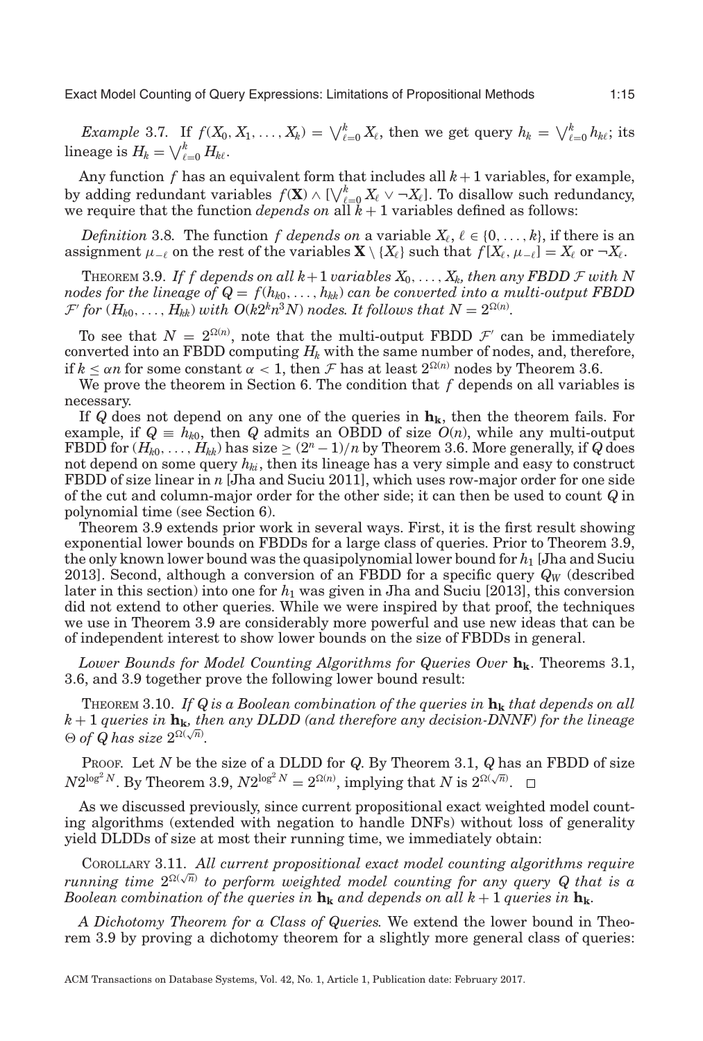*Example* 3.7. If $f(X_0, X_1, \ldots, X_k) = \bigvee_{\ell=0}^{k} X_\ell$, then we get query $h_k = \bigvee_{\ell=0}^{k} h_{k\ell}$; its lineage is $H_k = \bigvee_{\ell=0}^{k} H_{k\ell}$.

Any function $f$ has an equivalent form that includes all $k+1$ variables, for example, by adding redundant variables $f(\mathbf{X}) \wedge [\bigvee_{\ell=0}^{k} X_\ell \vee \neg X_\ell]$. To disallow such redundancy, we require that the function *depends on* all $k+1$ variables defined as follows:

*Definition* 3.8. The function $f$ *depends on* a variable $X_\ell$, $\ell \in \{0, \ldots, k\}$, if there is an assignment $\mu_{-\ell}$ on the rest of the variables $\mathbf{X} \setminus \{X_\ell\}$ such that $f[X_\ell, \mu_{-\ell}] = X_\ell$ or $\neg X_\ell$.

THEOREM 3.9. *If $f$ depends on all $k+1$ variables $X_0, \ldots, X_k$, then any FBDD $\mathcal{F}$ with $N$ nodes for the lineage of $Q = f(h_{k0}, \ldots, h_{kk})$ can be converted into a multi-output FBDD $\mathcal{F}'$ for $(H_{k0}, \ldots, H_{kk})$ with $O(k2^k n^3 N)$ nodes. It follows that $N = 2^{\Omega(n)}$.*

To see that $N = 2^{\Omega(n)}$, note that the multi-output FBDD $\mathcal{F}'$ can be immediately converted into an FBDD computing $H_k$ with the same number of nodes, and, therefore, if $k \leq \alpha n$ for some constant $\alpha < 1$, then $\mathcal{F}$ has at least $2^{\Omega(n)}$ nodes by Theorem 3.6.

We prove the theorem in Section 6. The condition that $f$ depends on all variables is necessary.

If $Q$ does not depend on any one of the queries in $\mathbf{h_k}$, then the theorem fails. For example, if $Q \equiv h_{k0}$, then $Q$ admits an OBDD of size $O(n)$, while any multi-output FBDD for $(H_{k0}, \ldots, H_{kk})$ has size $\geq (2^n - 1)/n$ by Theorem 3.6. More generally, if $Q$ does not depend on some query $h_{ki}$, then its lineage has a very simple and easy to construct FBDD of size linear in $n$ [Jha and Suciu 2011], which uses row-major order for one side of the cut and column-major order for the other side; it can then be used to count $Q$ in polynomial time (see Section 6).

Theorem 3.9 extends prior work in several ways. First, it is the first result showing exponential lower bounds on FBDDs for a large class of queries. Prior to Theorem 3.9, the only known lower bound was the quasipolynomial lower bound for $h_1$ [Jha and Suciu 2013]. Second, although a conversion of an FBDD for a specific query $Q_W$ (described later in this section) into one for $h_1$ was given in Jha and Suciu [2013], this conversion did not extend to other queries. While we were inspired by that proof, the techniques we use in Theorem 3.9 are considerably more powerful and use new ideas that can be of independent interest to show lower bounds on the size of FBDDs in general.

*Lower Bounds for Model Counting Algorithms for Queries Over* $\mathbf{h_k}$. Theorems 3.1, 3.6, and 3.9 together prove the following lower bound result:

THEOREM 3.10. *If $Q$ is a Boolean combination of the queries in $\mathbf{h_k}$ that depends on all $k+1$ queries in $\mathbf{h_k}$, then any DLDD (and therefore any decision-DNNF) for the lineage $\Theta$ of $Q$ has size $2^{\Omega(\sqrt{n})}$.*

PROOF. Let $N$ be the size of a DLDD for $Q$. By Theorem 3.1, $Q$ has an FBDD of size $N 2^{\log^2 N}$. By Theorem 3.9, $N 2^{\log^2 N} = 2^{\Omega(n)}$, implying that $N$ is $2^{\Omega(\sqrt{n})}$. □

As we discussed previously, since current propositional exact weighted model counting algorithms (extended with negation to handle DNFs) without loss of generality yield DLDDs of size at most their running time, we immediately obtain:

COROLLARY 3.11. *All current propositional exact model counting algorithms require running time $2^{\Omega(\sqrt{n})}$ to perform weighted model counting for any query $Q$ that is a Boolean combination of the queries in $\mathbf{h_k}$ and depends on all $k+1$ queries in $\mathbf{h_k}$.*

*A Dichotomy Theorem for a Class of Queries.* We extend the lower bound in Theorem 3.9 by proving a dichotomy theorem for a slightly more general class of queries: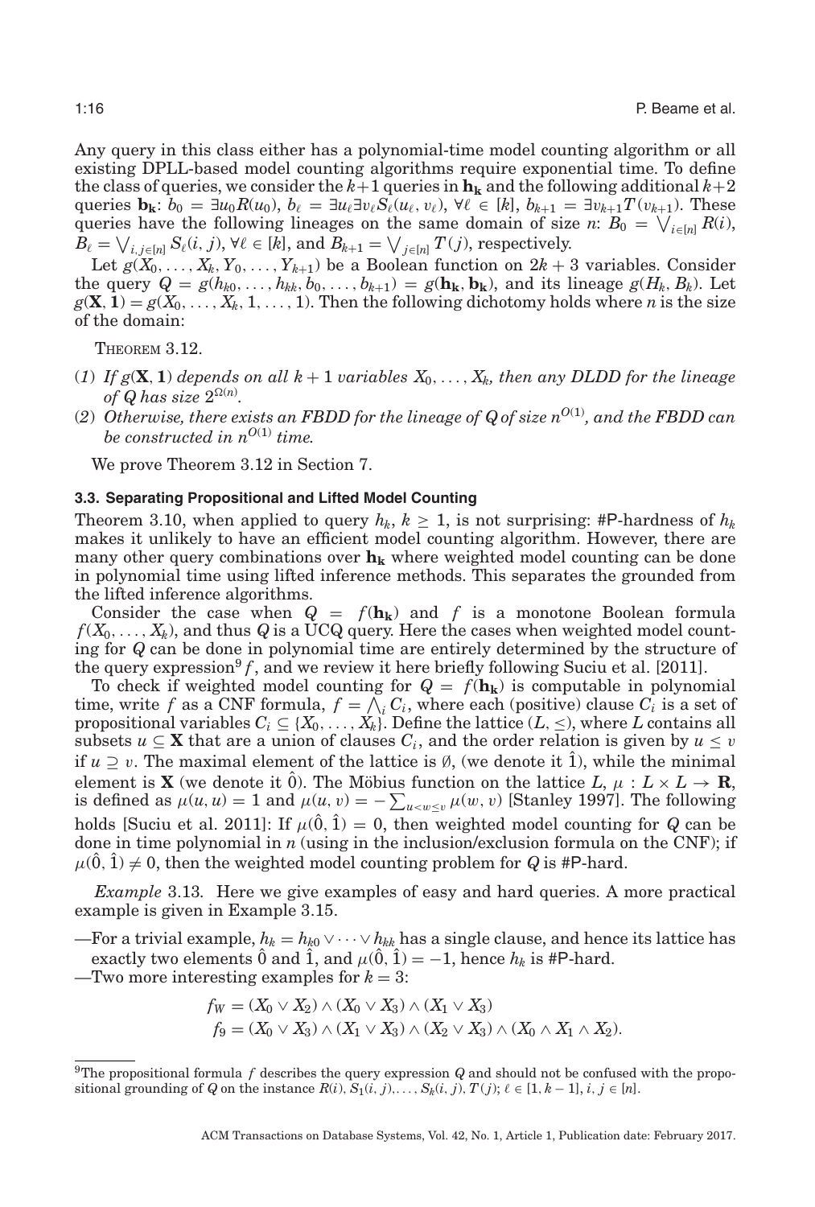Any query in this class either has a polynomial-time model counting algorithm or all existing DPLL-based model counting algorithms require exponential time. To define the class of queries, we consider the $k+1$ queries in $\mathbf{h_k}$ and the following additional $k+2$ queries $\mathbf{b_k}$: $b_0 = \exists u_0 R(u_0)$, $b_\ell = \exists u_\ell \exists v_\ell S_\ell(u_\ell, v_\ell)$, $\forall \ell \in [k]$, $b_{k+1} = \exists v_{k+1} T(v_{k+1})$. These queries have the following lineages on the same domain of size $n$: $B_0 = \bigvee_{i \in [n]} R(i)$, $B_\ell = \bigvee_{i,j \in [n]} S_\ell(i, j)$, $\forall \ell \in [k]$, and $B_{k+1} = \bigvee_{j \in [n]} T(j)$, respectively.

Let $g(X_0, \ldots, X_k, Y_0, \ldots, Y_{k+1})$ be a Boolean function on $2k+3$ variables. Consider the query $Q = g(h_{k0}, \ldots, h_{kk}, b_0, \ldots, b_{k+1}) = g(\mathbf{h_k}, \mathbf{b_k})$, and its lineage $g(H_k, B_k)$. Let $g(\mathbf{X}, \mathbf{1}) = g(X_0, \ldots, X_k, 1, \ldots, 1)$. Then the following dichotomy holds where $n$ is the size of the domain:

THEOREM 3.12.

(1) *If $g(\mathbf{X}, \mathbf{1})$ depends on all $k+1$ variables $X_0, \ldots, X_k$, then any DLDD for the lineage of $Q$ has size $2^{\Omega(n)}$.*

(2) *Otherwise, there exists an FBDD for the lineage of $Q$ of size $n^{O(1)}$, and the FBDD can be constructed in $n^{O(1)}$ time.*

We prove Theorem 3.12 in Section 7.

### 3.3. Separating Propositional and Lifted Model Counting

Theorem 3.10, when applied to query $h_k$, $k \geq 1$, is not surprising: #P-hardness of $h_k$ makes it unlikely to have an efficient model counting algorithm. However, there are many other query combinations over $\mathbf{h_k}$ where weighted model counting can be done in polynomial time using lifted inference methods. This separates the grounded from the lifted inference algorithms.

Consider the case when $Q = f(\mathbf{h_k})$ and $f$ is a monotone Boolean formula $f(X_0, \ldots, X_k)$, and thus $Q$ is a UCQ query. Here the cases when weighted model counting for $Q$ can be done in polynomial time are entirely determined by the structure of the query expression[9] $f$, and we review it here briefly following Suciu et al. [2011].

To check if weighted model counting for $Q = f(\mathbf{h_k})$ is computable in polynomial time, write $f$ as a CNF formula, $f = \bigwedge_i C_i$, where each (positive) clause $C_i$ is a set of propositional variables $C_i \subseteq \{X_0, \ldots, X_k\}$. Define the lattice $(L, \leq)$, where $L$ contains all subsets $u \subseteq \mathbf{X}$ that are a union of clauses $C_i$, and the order relation is given by $u \leq v$ if $u \supseteq v$. The maximal element of the lattice is $\emptyset$, (we denote it $\hat{1}$), while the minimal element is $\mathbf{X}$ (we denote it $\hat{0}$). The Möbius function on the lattice $L$, $\mu : L \times L \to \mathbf{R}$, is defined as $\mu(u, u) = 1$ and $\mu(u, v) = -\sum_{u < w \leq v} \mu(w, v)$ [Stanley 1997]. The following holds [Suciu et al. 2011]: If $\mu(\hat{0}, \hat{1}) = 0$, then weighted model counting for $Q$ can be done in time polynomial in $n$ (using in the inclusion/exclusion formula on the CNF); if $\mu(\hat{0}, \hat{1}) \neq 0$, then the weighted model counting problem for $Q$ is #P-hard.

*Example* 3.13. Here we give examples of easy and hard queries. A more practical example is given in Example 3.15.

— For a trivial example, $h_k = h_{k0} \vee \cdots \vee h_{kk}$ has a single clause, and hence its lattice has exactly two elements $\hat{0}$ and $\hat{1}$, and $\mu(\hat{0}, \hat{1}) = -1$, hence $h_k$ is #P-hard.

— Two more interesting examples for $k = 3$:

$$f_W = (X_0 \vee X_2) \wedge (X_0 \vee X_3) \wedge (X_1 \vee X_3)$$
$$f_9 = (X_0 \vee X_3) \wedge (X_1 \vee X_3) \wedge (X_2 \vee X_3) \wedge (X_0 \wedge X_1 \wedge X_2).$$

[9] The propositional formula $f$ describes the query expression $Q$ and should not be confused with the propositional grounding of $Q$ on the instance $R(i), S_1(i, j), \ldots, S_k(i, j), T(j)$; $\ell \in [1, k-1]$, $i, j \in [n]$.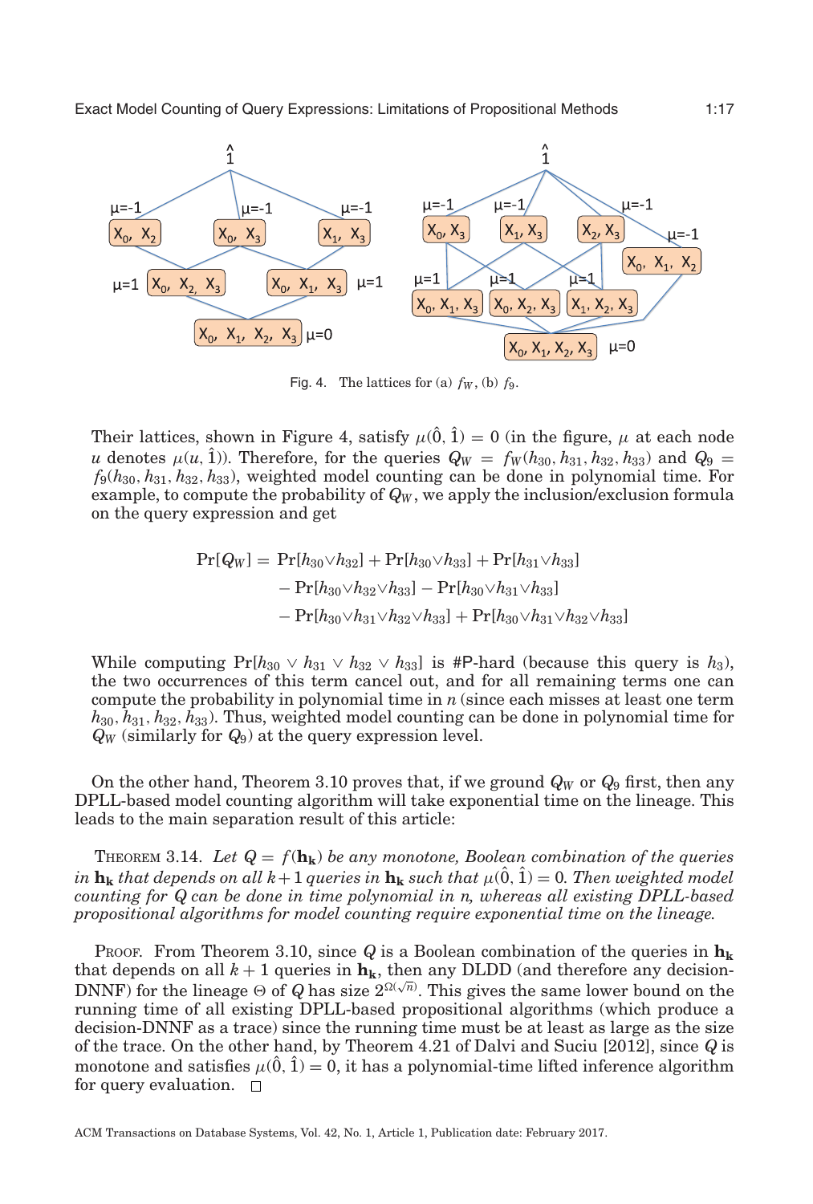Fig. 4. The lattices for (a) $f_W$, (b) $f_9$.

Their lattices, shown in Figure 4, satisfy $\mu(\hat{0}, \hat{1}) = 0$ (in the figure, $\mu$ at each node $u$ denotes $\mu(u, \hat{1})$). Therefore, for the queries $Q_W = f_W(h_{30}, h_{31}, h_{32}, h_{33})$ and $Q_9 = f_9(h_{30}, h_{31}, h_{32}, h_{33})$, weighted model counting can be done in polynomial time. For example, to compute the probability of $Q_W$, we apply the inclusion/exclusion formula on the query expression and get

$$
\begin{aligned}
\Pr[Q_W] = {} & \Pr[h_{30} \vee h_{32}] + \Pr[h_{30} \vee h_{33}] + \Pr[h_{31} \vee h_{33}] \\
& - \Pr[h_{30} \vee h_{32} \vee h_{33}] - \Pr[h_{30} \vee h_{31} \vee h_{33}] \\
& - \Pr[h_{30} \vee h_{31} \vee h_{32} \vee h_{33}] + \Pr[h_{30} \vee h_{31} \vee h_{32} \vee h_{33}]
\end{aligned}
$$

While computing $\Pr[h_{30} \vee h_{31} \vee h_{32} \vee h_{33}]$ is #P-hard (because this query is $h_3$), the two occurrences of this term cancel out, and for all remaining terms one can compute the probability in polynomial time in $n$ (since each misses at least one term $h_{30}, h_{31}, h_{32}, h_{33}$). Thus, weighted model counting can be done in polynomial time for $Q_W$ (similarly for $Q_9$) at the query expression level.

On the other hand, Theorem 3.10 proves that, if we ground $Q_W$ or $Q_9$ first, then any DPLL-based model counting algorithm will take exponential time on the lineage. This leads to the main separation result of this article:

THEOREM 3.14. *Let $Q = f(\mathbf{h_k})$ be any monotone, Boolean combination of the queries in $\mathbf{h_k}$ that depends on all $k+1$ queries in $\mathbf{h_k}$ such that $\mu(\hat{0}, \hat{1}) = 0$. Then weighted model counting for $Q$ can be done in time polynomial in $n$, whereas all existing DPLL-based propositional algorithms for model counting require exponential time on the lineage.*

PROOF. From Theorem 3.10, since $Q$ is a Boolean combination of the queries in $\mathbf{h_k}$ that depends on all $k+1$ queries in $\mathbf{h_k}$, then any DLDD (and therefore any decision-DNNF) for the lineage $\Theta$ of $Q$ has size $2^{\Omega(\sqrt{n})}$. This gives the same lower bound on the running time of all existing DPLL-based propositional algorithms (which produce a decision-DNNF as a trace) since the running time must be at least as large as the size of the trace. On the other hand, by Theorem 4.21 of Dalvi and Suciu [2012], since $Q$ is monotone and satisfies $\mu(\hat{0}, \hat{1}) = 0$, it has a polynomial-time lifted inference algorithm for query evaluation. $\square$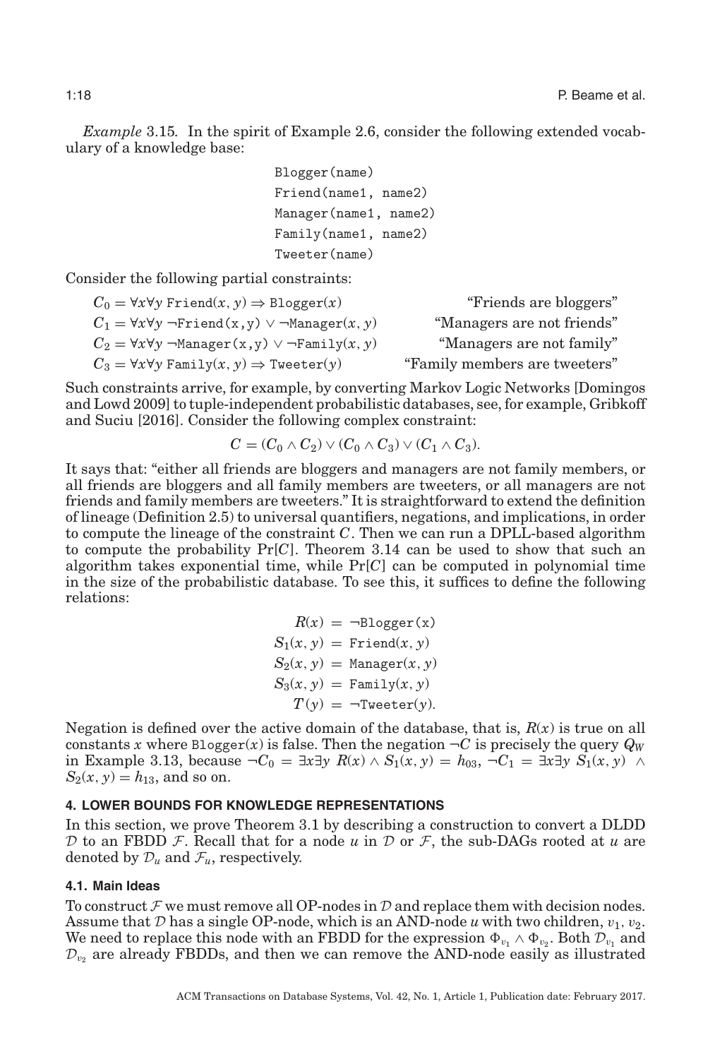*Example* 3.15. In the spirit of Example 2.6, consider the following extended vocabulary of a knowledge base:

```
Blogger(name)
Friend(name1, name2)
Manager(name1, name2)
Family(name1, name2)
Tweeter(name)
```

Consider the following partial constraints:

$C_0 = \forall x \forall y\ \texttt{Friend}(x, y) \Rightarrow \texttt{Blogger}(x)$ "Friends are bloggers"

$C_1 = \forall x \forall y\ \neg\texttt{Friend}(x,y) \vee \neg\texttt{Manager}(x, y)$ "Managers are not friends"

$C_2 = \forall x \forall y\ \neg\texttt{Manager}(x,y) \vee \neg\texttt{Family}(x, y)$ "Managers are not family"

$C_3 = \forall x \forall y\ \texttt{Family}(x, y) \Rightarrow \texttt{Tweeter}(y)$ "Family members are tweeters"

Such constraints arrive, for example, by converting Markov Logic Networks [Domingos and Lowd 2009] to tuple-independent probabilistic databases, see, for example, Gribkoff and Suciu [2016]. Consider the following complex constraint:

$$C = (C_0 \wedge C_2) \vee (C_0 \wedge C_3) \vee (C_1 \wedge C_3).$$

It says that: "either all friends are bloggers and managers are not family members, or all friends are bloggers and all family members are tweeters, or all managers are not friends and family members are tweeters." It is straightforward to extend the definition of lineage (Definition 2.5) to universal quantifiers, negations, and implications, in order to compute the lineage of the constraint $C$. Then we can run a DPLL-based algorithm to compute the probability $\Pr[C]$. Theorem 3.14 can be used to show that such an algorithm takes exponential time, while $\Pr[C]$ can be computed in polynomial time in the size of the probabilistic database. To see this, it suffices to define the following relations:

$$\begin{aligned}
R(x) &= \neg\texttt{Blogger(x)} \\
S_1(x, y) &= \texttt{Friend}(x, y) \\
S_2(x, y) &= \texttt{Manager}(x, y) \\
S_3(x, y) &= \texttt{Family}(x, y) \\
T(y) &= \neg\texttt{Tweeter}(y).
\end{aligned}$$

Negation is defined over the active domain of the database, that is, $R(x)$ is true on all constants $x$ where $\texttt{Blogger}(x)$ is false. Then the negation $\neg C$ is precisely the query $Q_W$ in Example 3.13, because $\neg C_0 = \exists x \exists y\ R(x) \wedge S_1(x, y) = h_{03}$, $\neg C_1 = \exists x \exists y\ S_1(x, y) \wedge S_2(x, y) = h_{13}$, and so on.

## 4. LOWER BOUNDS FOR KNOWLEDGE REPRESENTATIONS

In this section, we prove Theorem 3.1 by describing a construction to convert a DLDD $\mathcal{D}$ to an FBDD $\mathcal{F}$. Recall that for a node $u$ in $\mathcal{D}$ or $\mathcal{F}$, the sub-DAGs rooted at $u$ are denoted by $\mathcal{D}_u$ and $\mathcal{F}_u$, respectively.

### 4.1. Main Ideas

To construct $\mathcal{F}$ we must remove all OP-nodes in $\mathcal{D}$ and replace them with decision nodes. Assume that $\mathcal{D}$ has a single OP-node, which is an AND-node $u$ with two children, $v_1$, $v_2$. We need to replace this node with an FBDD for the expression $\Phi_{v_1} \wedge \Phi_{v_2}$. Both $\mathcal{D}_{v_1}$ and $\mathcal{D}_{v_2}$ are already FBDDs, and then we can remove the AND-node easily as illustrated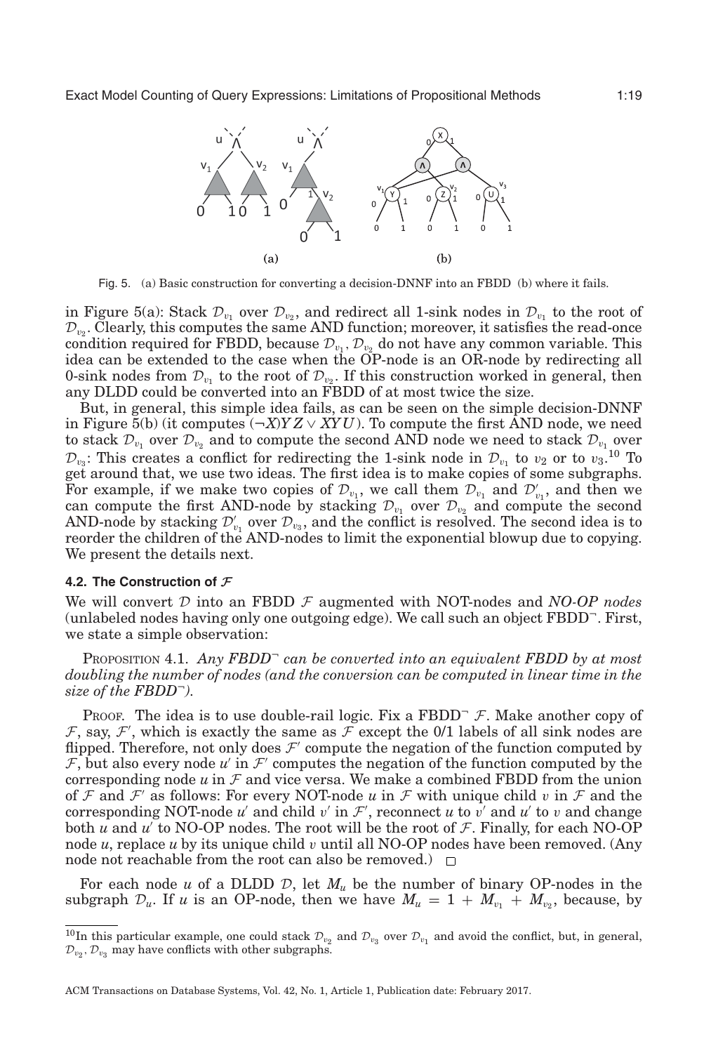Fig. 5. (a) Basic construction for converting a decision-DNNF into an FBDD (b) where it fails.

in Figure 5(a): Stack $\mathcal{D}_{v_1}$ over $\mathcal{D}_{v_2}$, and redirect all 1-sink nodes in $\mathcal{D}_{v_1}$ to the root of $\mathcal{D}_{v_2}$. Clearly, this computes the same AND function; moreover, it satisfies the read-once condition required for FBDD, because $\mathcal{D}_{v_1}, \mathcal{D}_{v_2}$ do not have any common variable. This idea can be extended to the case when the OP-node is an OR-node by redirecting all 0-sink nodes from $\mathcal{D}_{v_1}$ to the root of $\mathcal{D}_{v_2}$. If this construction worked in general, then any DLDD could be converted into an FBDD of at most twice the size.

But, in general, this simple idea fails, as can be seen on the simple decision-DNNF in Figure 5(b) (it computes $(\neg X)YZ \vee XYU$). To compute the first AND node, we need to stack $\mathcal{D}_{v_1}$ over $\mathcal{D}_{v_2}$ and to compute the second AND node we need to stack $\mathcal{D}_{v_1}$ over $\mathcal{D}_{v_3}$: This creates a conflict for redirecting the 1-sink node in $\mathcal{D}_{v_1}$ to $v_2$ or to $v_3$.[10] To get around that, we use two ideas. The first idea is to make copies of some subgraphs. For example, if we make two copies of $\mathcal{D}_{v_1}$, we call them $\mathcal{D}_{v_1}$ and $\mathcal{D}'_{v_1}$, and then we can compute the first AND-node by stacking $\mathcal{D}_{v_1}$ over $\mathcal{D}_{v_2}$ and compute the second AND-node by stacking $\mathcal{D}'_{v_1}$ over $\mathcal{D}_{v_3}$, and the conflict is resolved. The second idea is to reorder the children of the AND-nodes to limit the exponential blowup due to copying. We present the details next.

### 4.2. The Construction of $\mathcal{F}$

We will convert $\mathcal{D}$ into an FBDD $\mathcal{F}$ augmented with NOT-nodes and *NO-OP nodes* (unlabeled nodes having only one outgoing edge). We call such an object FBDD$^\neg$. First, we state a simple observation:

PROPOSITION 4.1. *Any FBDD$^\neg$ can be converted into an equivalent FBDD by at most doubling the number of nodes (and the conversion can be computed in linear time in the size of the FBDD$^\neg$).*

PROOF. The idea is to use double-rail logic. Fix a FBDD$^\neg$ $\mathcal{F}$. Make another copy of $\mathcal{F}$, say, $\mathcal{F}'$, which is exactly the same as $\mathcal{F}$ except the 0/1 labels of all sink nodes are flipped. Therefore, not only does $\mathcal{F}'$ compute the negation of the function computed by $\mathcal{F}$, but also every node $u'$ in $\mathcal{F}'$ computes the negation of the function computed by the corresponding node $u$ in $\mathcal{F}$ and vice versa. We make a combined FBDD from the union of $\mathcal{F}$ and $\mathcal{F}'$ as follows: For every NOT-node $u$ in $\mathcal{F}$ with unique child $v$ in $\mathcal{F}$ and the corresponding NOT-node $u'$ and child $v'$ in $\mathcal{F}'$, reconnect $u$ to $v'$ and $u'$ to $v$ and change both $u$ and $u'$ to NO-OP nodes. The root will be the root of $\mathcal{F}$. Finally, for each NO-OP node $u$, replace $u$ by its unique child $v$ until all NO-OP nodes have been removed. (Any node not reachable from the root can also be removed.) $\square$

For each node $u$ of a DLDD $\mathcal{D}$, let $M_u$ be the number of binary OP-nodes in the subgraph $\mathcal{D}_u$. If $u$ is an OP-node, then we have $M_u = 1 + M_{v_1} + M_{v_2}$, because, by

[10] In this particular example, one could stack $\mathcal{D}_{v_2}$ and $\mathcal{D}_{v_3}$ over $\mathcal{D}_{v_1}$ and avoid the conflict, but, in general, $\mathcal{D}_{v_2}, \mathcal{D}_{v_3}$ may have conflicts with other subgraphs.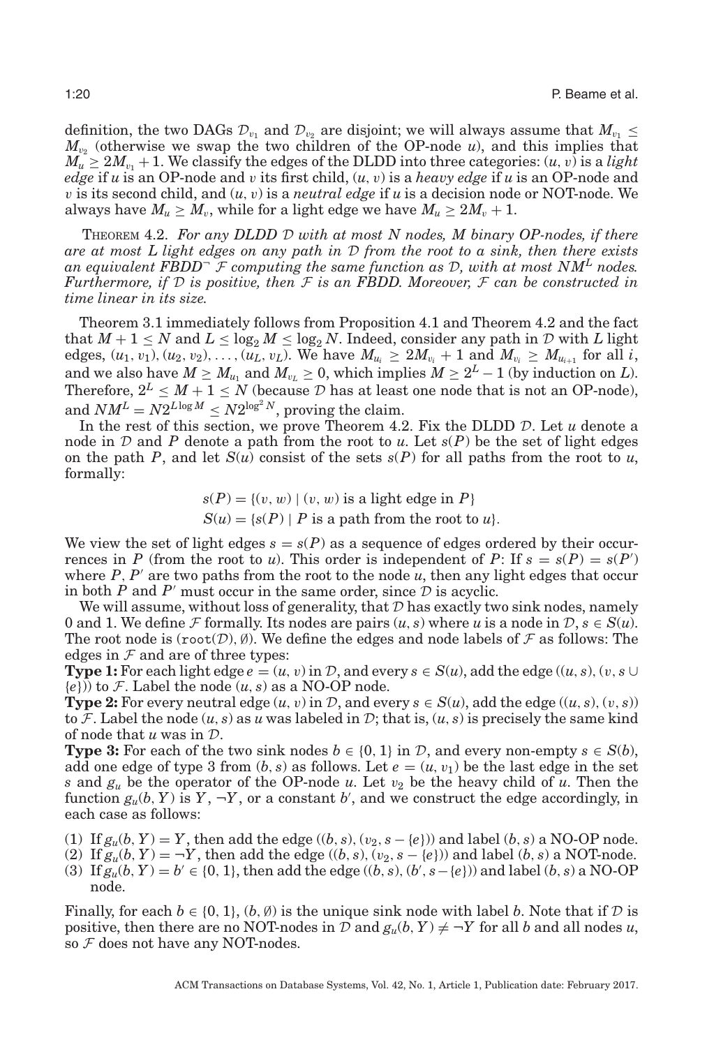definition, the two DAGs $\mathcal{D}_{v_1}$ and $\mathcal{D}_{v_2}$ are disjoint; we will always assume that $M_{v_1} \leq M_{v_2}$ (otherwise we swap the two children of the OP-node $u$), and this implies that $M_u \geq 2M_{v_1} + 1$. We classify the edges of the DLDD into three categories: $(u, v)$ is a *light edge* if $u$ is an OP-node and $v$ its first child, $(u, v)$ is a *heavy edge* if $u$ is an OP-node and $v$ is its second child, and $(u, v)$ is a *neutral edge* if $u$ is a decision node or NOT-node. We always have $M_u \geq M_v$, while for a light edge we have $M_u \geq 2M_v + 1$.

THEOREM 4.2. *For any DLDD $\mathcal{D}$ with at most $N$ nodes, $M$ binary OP-nodes, if there are at most $L$ light edges on any path in $\mathcal{D}$ from the root to a sink, then there exists an equivalent FBDD$^{\neg}$ $\mathcal{F}$ computing the same function as $\mathcal{D}$, with at most $NM^L$ nodes. Furthermore, if $\mathcal{D}$ is positive, then $\mathcal{F}$ is an FBDD. Moreover, $\mathcal{F}$ can be constructed in time linear in its size.*

Theorem 3.1 immediately follows from Proposition 4.1 and Theorem 4.2 and the fact that $M + 1 \leq N$ and $L \leq \log_2 M \leq \log_2 N$. Indeed, consider any path in $\mathcal{D}$ with $L$ light edges, $(u_1, v_1), (u_2, v_2), \ldots, (u_L, v_L)$. We have $M_{u_i} \geq 2M_{v_i} + 1$ and $M_{v_i} \geq M_{u_{i+1}}$ for all $i$, and we also have $M \geq M_{u_1}$ and $M_{v_L} \geq 0$, which implies $M \geq 2^L - 1$ (by induction on $L$). Therefore, $2^L \leq M + 1 \leq N$ (because $\mathcal{D}$ has at least one node that is not an OP-node), and $NM^L = N2^{L \log M} \leq N2^{\log^2 N}$, proving the claim.

In the rest of this section, we prove Theorem 4.2. Fix the DLDD $\mathcal{D}$. Let $u$ denote a node in $\mathcal{D}$ and $P$ denote a path from the root to $u$. Let $s(P)$ be the set of light edges on the path $P$, and let $S(u)$ consist of the sets $s(P)$ for all paths from the root to $u$, formally:

$$s(P) = \{(v, w) \mid (v, w) \text{ is a light edge in } P\}$$
$$S(u) = \{s(P) \mid P \text{ is a path from the root to } u\}.$$

We view the set of light edges $s = s(P)$ as a sequence of edges ordered by their occurrences in $P$ (from the root to $u$). This order is independent of $P$: If $s = s(P) = s(P')$ where $P, P'$ are two paths from the root to the node $u$, then any light edges that occur in both $P$ and $P'$ must occur in the same order, since $\mathcal{D}$ is acyclic.

We will assume, without loss of generality, that $\mathcal{D}$ has exactly two sink nodes, namely 0 and 1. We define $\mathcal{F}$ formally. Its nodes are pairs $(u, s)$ where $u$ is a node in $\mathcal{D}$, $s \in S(u)$. The root node is $(\texttt{root}(\mathcal{D}), \emptyset)$. We define the edges and node labels of $\mathcal{F}$ as follows: The edges in $\mathcal{F}$ and are of three types:

**Type 1:** For each light edge $e = (u, v)$ in $\mathcal{D}$, and every $s \in S(u)$, add the edge $((u, s), (v, s \cup \{e\}))$ to $\mathcal{F}$. Label the node $(u, s)$ as a NO-OP node.

**Type 2:** For every neutral edge $(u, v)$ in $\mathcal{D}$, and every $s \in S(u)$, add the edge $((u, s), (v, s))$ to $\mathcal{F}$. Label the node $(u, s)$ as $u$ was labeled in $\mathcal{D}$; that is, $(u, s)$ is precisely the same kind of node that $u$ was in $\mathcal{D}$.

**Type 3:** For each of the two sink nodes $b \in \{0, 1\}$ in $\mathcal{D}$, and every non-empty $s \in S(b)$, add one edge of type 3 from $(b, s)$ as follows. Let $e = (u, v_1)$ be the last edge in the set $s$ and $g_u$ be the operator of the OP-node $u$. Let $v_2$ be the heavy child of $u$. Then the function $g_u(b, Y)$ is $Y$, $\neg Y$, or a constant $b'$, and we construct the edge accordingly, in each case as follows:

(1) If $g_u(b, Y) = Y$, then add the edge $((b, s), (v_2, s - \{e\}))$ and label $(b, s)$ a NO-OP node.
(2) If $g_u(b, Y) = \neg Y$, then add the edge $((b, s), (v_2, s - \{e\}))$ and label $(b, s)$ a NOT-node.
(3) If $g_u(b, Y) = b' \in \{0, 1\}$, then add the edge $((b, s), (b', s - \{e\}))$ and label $(b, s)$ a NO-OP node.

Finally, for each $b \in \{0, 1\}$, $(b, \emptyset)$ is the unique sink node with label $b$. Note that if $\mathcal{D}$ is positive, then there are no NOT-nodes in $\mathcal{D}$ and $g_u(b, Y) \neq \neg Y$ for all $b$ and all nodes $u$, so $\mathcal{F}$ does not have any NOT-nodes.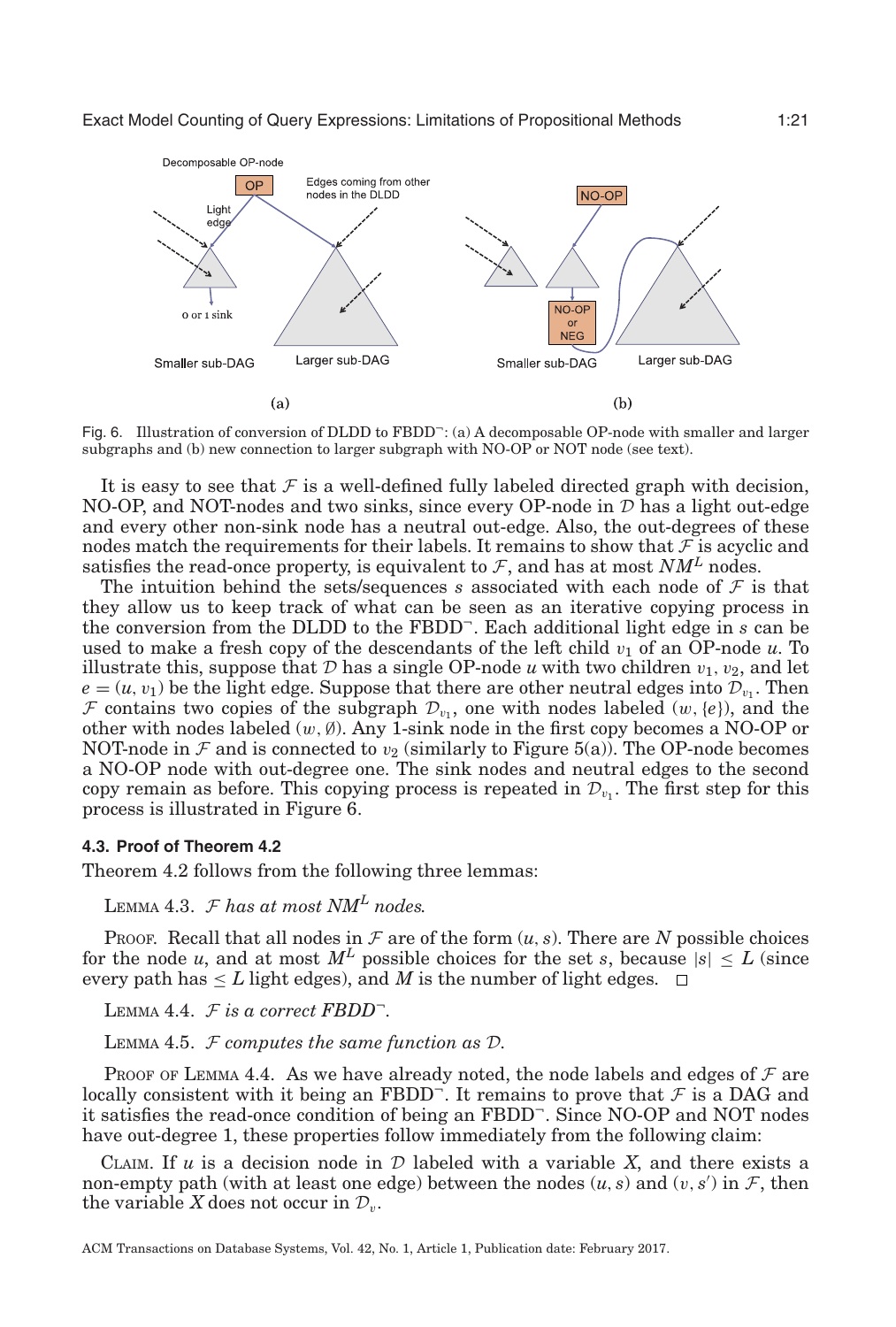Fig. 6. Illustration of conversion of DLDD to FBDD$^{\neg}$: (a) A decomposable OP-node with smaller and larger subgraphs and (b) new connection to larger subgraph with NO-OP or NOT node (see text).

It is easy to see that $\mathcal{F}$ is a well-defined fully labeled directed graph with decision, NO-OP, and NOT-nodes and two sinks, since every OP-node in $\mathcal{D}$ has a light out-edge and every other non-sink node has a neutral out-edge. Also, the out-degrees of these nodes match the requirements for their labels. It remains to show that $\mathcal{F}$ is acyclic and satisfies the read-once property, is equivalent to $\mathcal{F}$, and has at most $NM^L$ nodes.

The intuition behind the sets/sequences $s$ associated with each node of $\mathcal{F}$ is that they allow us to keep track of what can be seen as an iterative copying process in the conversion from the DLDD to the FBDD$^{\neg}$. Each additional light edge in $s$ can be used to make a fresh copy of the descendants of the left child $v_1$ of an OP-node $u$. To illustrate this, suppose that $\mathcal{D}$ has a single OP-node $u$ with two children $v_1, v_2$, and let $e = (u, v_1)$ be the light edge. Suppose that there are other neutral edges into $\mathcal{D}_{v_1}$. Then $\mathcal{F}$ contains two copies of the subgraph $\mathcal{D}_{v_1}$, one with nodes labeled $(w, \{e\})$, and the other with nodes labeled $(w, \emptyset)$. Any 1-sink node in the first copy becomes a NO-OP or NOT-node in $\mathcal{F}$ and is connected to $v_2$ (similarly to Figure 5(a)). The OP-node becomes a NO-OP node with out-degree one. The sink nodes and neutral edges to the second copy remain as before. This copying process is repeated in $\mathcal{D}_{v_1}$. The first step for this process is illustrated in Figure 6.

### 4.3. Proof of Theorem 4.2

Theorem 4.2 follows from the following three lemmas:

LEMMA 4.3. *$\mathcal{F}$ has at most $NM^L$ nodes.*

PROOF. Recall that all nodes in $\mathcal{F}$ are of the form $(u, s)$. There are $N$ possible choices for the node $u$, and at most $M^L$ possible choices for the set $s$, because $|s| \leq L$ (since every path has $\leq L$ light edges), and $M$ is the number of light edges. □

LEMMA 4.4. *$\mathcal{F}$ is a correct FBDD$^{\neg}$.*

LEMMA 4.5. *$\mathcal{F}$ computes the same function as $\mathcal{D}$.*

PROOF OF LEMMA 4.4. As we have already noted, the node labels and edges of $\mathcal{F}$ are locally consistent with it being an FBDD$^{\neg}$. It remains to prove that $\mathcal{F}$ is a DAG and it satisfies the read-once condition of being an FBDD$^{\neg}$. Since NO-OP and NOT nodes have out-degree 1, these properties follow immediately from the following claim:

CLAIM. If $u$ is a decision node in $\mathcal{D}$ labeled with a variable $X$, and there exists a non-empty path (with at least one edge) between the nodes $(u, s)$ and $(v, s')$ in $\mathcal{F}$, then the variable $X$ does not occur in $\mathcal{D}_v$.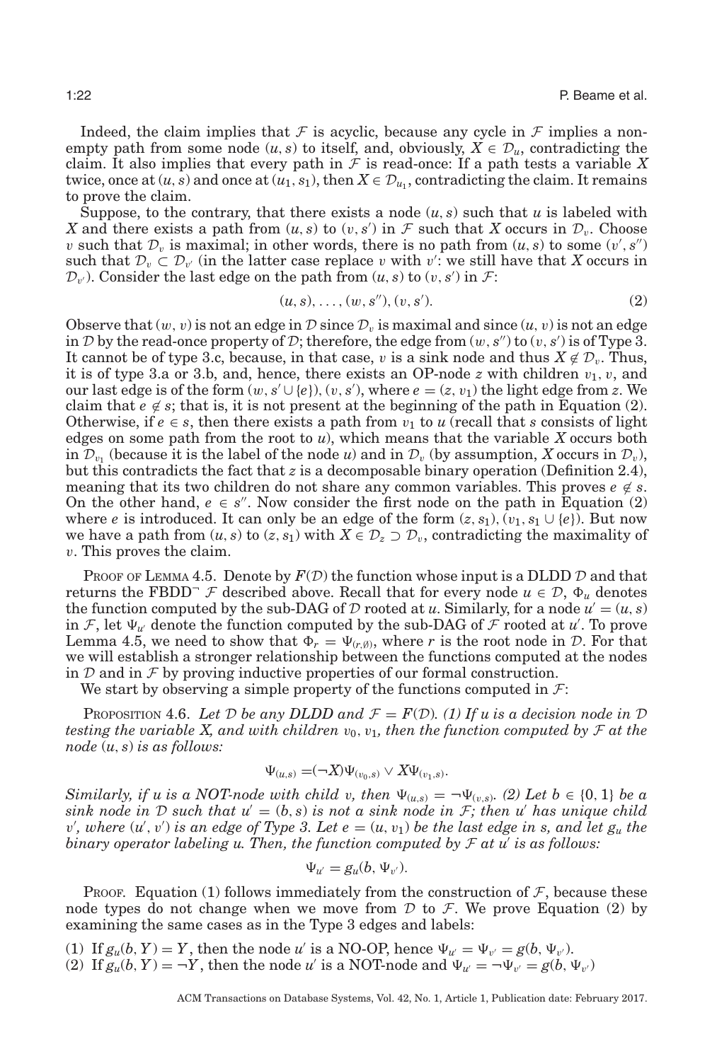Indeed, the claim implies that $\mathcal{F}$ is acyclic, because any cycle in $\mathcal{F}$ implies a non-empty path from some node $(u, s)$ to itself, and, obviously, $X \in \mathcal{D}_u$, contradicting the claim. It also implies that every path in $\mathcal{F}$ is read-once: If a path tests a variable $X$ twice, once at $(u, s)$ and once at $(u_1, s_1)$, then $X \in \mathcal{D}_{u_1}$, contradicting the claim. It remains to prove the claim.

Suppose, to the contrary, that there exists a node $(u, s)$ such that $u$ is labeled with $X$ and there exists a path from $(u, s)$ to $(v, s')$ in $\mathcal{F}$ such that $X$ occurs in $\mathcal{D}_v$. Choose $v$ such that $\mathcal{D}_v$ is maximal; in other words, there is no path from $(u, s)$ to some $(v', s'')$ such that $\mathcal{D}_v \subset \mathcal{D}_{v'}$ (in the latter case replace $v$ with $v'$: we still have that $X$ occurs in $\mathcal{D}_{v'}$). Consider the last edge on the path from $(u, s)$ to $(v, s')$ in $\mathcal{F}$:

$$(u, s), \ldots, (w, s''), (v, s'). \tag{2}$$

Observe that $(w, v)$ is not an edge in $\mathcal{D}$ since $\mathcal{D}_v$ is maximal and since $(u, v)$ is not an edge in $\mathcal{D}$ by the read-once property of $\mathcal{D}$; therefore, the edge from $(w, s'')$ to $(v, s')$ is of Type 3. It cannot be of type 3.c, because, in that case, $v$ is a sink node and thus $X \notin \mathcal{D}_v$. Thus, it is of type 3.a or 3.b, and, hence, there exists an OP-node $z$ with children $v_1$, $v$, and our last edge is of the form $(w, s' \cup \{e\}), (v, s')$, where $e = (z, v_1)$ the light edge from $z$. We claim that $e \notin s$; that is, it is not present at the beginning of the path in Equation (2). Otherwise, if $e \in s$, then there exists a path from $v_1$ to $u$ (recall that $s$ consists of light edges on some path from the root to $u$), which means that the variable $X$ occurs both in $\mathcal{D}_{v_1}$ (because it is the label of the node $u$) and in $\mathcal{D}_v$ (by assumption, $X$ occurs in $\mathcal{D}_v$), but this contradicts the fact that $z$ is a decomposable binary operation (Definition 2.4), meaning that its two children do not share any common variables. This proves $e \notin s$. On the other hand, $e \in s''$. Now consider the first node on the path in Equation (2) where $e$ is introduced. It can only be an edge of the form $(z, s_1), (v_1, s_1 \cup \{e\})$. But now we have a path from $(u, s)$ to $(z, s_1)$ with $X \in \mathcal{D}_z \supset \mathcal{D}_v$, contradicting the maximality of $v$. This proves the claim.

Proof of Lemma 4.5. Denote by $F(\mathcal{D})$ the function whose input is a DLDD $\mathcal{D}$ and that returns the FBDD$^\neg$ $\mathcal{F}$ described above. Recall that for every node $u \in \mathcal{D}$, $\Phi_u$ denotes the function computed by the sub-DAG of $\mathcal{D}$ rooted at $u$. Similarly, for a node $u' = (u, s)$ in $\mathcal{F}$, let $\Psi_{u'}$ denote the function computed by the sub-DAG of $\mathcal{F}$ rooted at $u'$. To prove Lemma 4.5, we need to show that $\Phi_r = \Psi_{(r,\emptyset)}$, where $r$ is the root node in $\mathcal{D}$. For that we will establish a stronger relationship between the functions computed at the nodes in $\mathcal{D}$ and in $\mathcal{F}$ by proving inductive properties of our formal construction.

We start by observing a simple property of the functions computed in $\mathcal{F}$:

Proposition 4.6. *Let $\mathcal{D}$ be any DLDD and $\mathcal{F} = F(\mathcal{D})$. (1) If $u$ is a decision node in $\mathcal{D}$ testing the variable $X$, and with children $v_0, v_1$, then the function computed by $\mathcal{F}$ at the node $(u, s)$ is as follows:*

$$\Psi_{(u,s)} = (\neg X)\Psi_{(v_0,s)} \vee X\Psi_{(v_1,s)}.$$

*Similarly, if $u$ is a NOT-node with child $v$, then $\Psi_{(u,s)} = \neg\Psi_{(v,s)}$. (2) Let $b \in \{0, 1\}$ be a sink node in $\mathcal{D}$ such that $u' = (b, s)$ is not a sink node in $\mathcal{F}$; then $u'$ has unique child $v'$, where $(u', v')$ is an edge of Type 3. Let $e = (u, v_1)$ be the last edge in $s$, and let $g_u$ the binary operator labeling $u$. Then, the function computed by $\mathcal{F}$ at $u'$ is as follows:*

$$\Psi_{u'} = g_u(b, \Psi_{v'}).$$

Proof. Equation (1) follows immediately from the construction of $\mathcal{F}$, because these node types do not change when we move from $\mathcal{D}$ to $\mathcal{F}$. We prove Equation (2) by examining the same cases as in the Type 3 edges and labels:

(1) If $g_u(b, Y) = Y$, then the node $u'$ is a NO-OP, hence $\Psi_{u'} = \Psi_{v'} = g(b, \Psi_{v'})$.
(2) If $g_u(b, Y) = \neg Y$, then the node $u'$ is a NOT-node and $\Psi_{u'} = \neg\Psi_{v'} = g(b, \Psi_{v'})$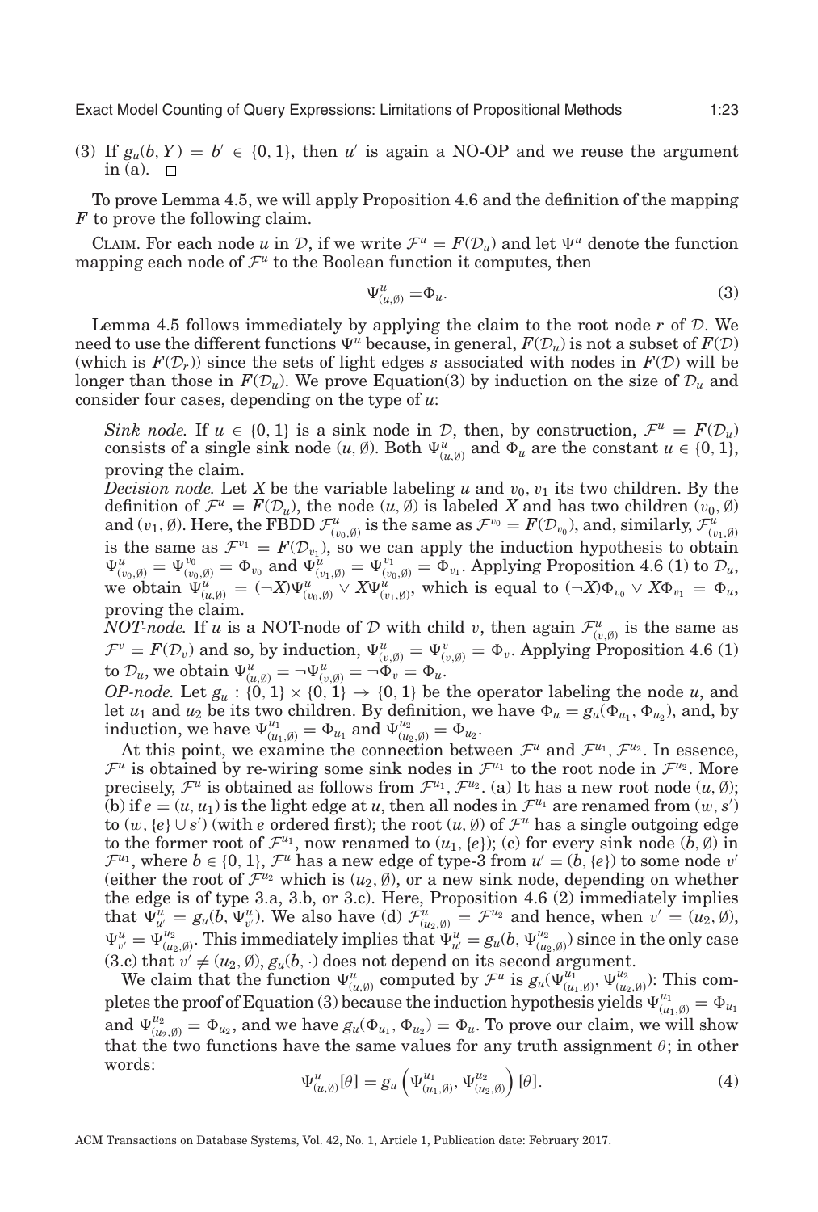(3) If $g_u(b, Y) = b' \in \{0, 1\}$, then $u'$ is again a NO-OP and we reuse the argument in (a). $\square$

To prove Lemma 4.5, we will apply Proposition 4.6 and the definition of the mapping $F$ to prove the following claim.

CLAIM. For each node $u$ in $\mathcal{D}$, if we write $\mathcal{F}^u = F(\mathcal{D}_u)$ and let $\Psi^u$ denote the function mapping each node of $\mathcal{F}^u$ to the Boolean function it computes, then

$$\Psi^u_{(u,\emptyset)} = \Phi_u. \tag{3}$$

Lemma 4.5 follows immediately by applying the claim to the root node $r$ of $\mathcal{D}$. We need to use the different functions $\Psi^u$ because, in general, $F(\mathcal{D}_u)$ is not a subset of $F(\mathcal{D})$ (which is $F(\mathcal{D}_r)$) since the sets of light edges $s$ associated with nodes in $F(\mathcal{D})$ will be longer than those in $F(\mathcal{D}_u)$. We prove Equation(3) by induction on the size of $\mathcal{D}_u$ and consider four cases, depending on the type of $u$:

*Sink node.* If $u \in \{0, 1\}$ is a sink node in $\mathcal{D}$, then, by construction, $\mathcal{F}^u = F(\mathcal{D}_u)$ consists of a single sink node $(u, \emptyset)$. Both $\Psi^u_{(u,\emptyset)}$ and $\Phi_u$ are the constant $u \in \{0, 1\}$, proving the claim.

*Decision node.* Let $X$ be the variable labeling $u$ and $v_0, v_1$ its two children. By the definition of $\mathcal{F}^u = F(\mathcal{D}_u)$, the node $(u, \emptyset)$ is labeled $X$ and has two children $(v_0, \emptyset)$ and $(v_1, \emptyset)$. Here, the FBDD $\mathcal{F}^u_{(v_0,\emptyset)}$ is the same as $\mathcal{F}^{v_0} = F(\mathcal{D}_{v_0})$, and, similarly, $\mathcal{F}^u_{(v_1,\emptyset)}$ is the same as $\mathcal{F}^{v_1} = F(\mathcal{D}_{v_1})$, so we can apply the induction hypothesis to obtain $\Psi^u_{(v_0,\emptyset)} = \Psi^{v_0}_{(v_0,\emptyset)} = \Phi_{v_0}$ and $\Psi^u_{(v_1,\emptyset)} = \Psi^{v_1}_{(v_0,\emptyset)} = \Phi_{v_1}$. Applying Proposition 4.6 (1) to $\mathcal{D}_u$, we obtain $\Psi^u_{(u,\emptyset)} = (\neg X)\Psi^u_{(v_0,\emptyset)} \vee X\Psi^u_{(v_1,\emptyset)}$, which is equal to $(\neg X)\Phi_{v_0} \vee X\Phi_{v_1} = \Phi_u$, proving the claim.

*NOT-node.* If $u$ is a NOT-node of $\mathcal{D}$ with child $v$, then again $\mathcal{F}^u_{(v,\emptyset)}$ is the same as $\mathcal{F}^v = F(\mathcal{D}_v)$ and so, by induction, $\Psi^u_{(v,\emptyset)} = \Psi^v_{(v,\emptyset)} = \Phi_v$. Applying Proposition 4.6 (1) to $\mathcal{D}_u$, we obtain $\Psi^u_{(u,\emptyset)} = \neg\Psi^u_{(v,\emptyset)} = \neg\Phi_v = \Phi_u$.

*OP-node.* Let $g_u : \{0, 1\} \times \{0, 1\} \to \{0, 1\}$ be the operator labeling the node $u$, and let $u_1$ and $u_2$ be its two children. By definition, we have $\Phi_u = g_u(\Phi_{u_1}, \Phi_{u_2})$, and, by induction, we have $\Psi^{u_1}_{(u_1,\emptyset)} = \Phi_{u_1}$ and $\Psi^{u_2}_{(u_2,\emptyset)} = \Phi_{u_2}$.

At this point, we examine the connection between $\mathcal{F}^u$ and $\mathcal{F}^{u_1}, \mathcal{F}^{u_2}$. In essence, $\mathcal{F}^u$ is obtained by re-wiring some sink nodes in $\mathcal{F}^{u_1}$ to the root node in $\mathcal{F}^{u_2}$. More precisely, $\mathcal{F}^u$ is obtained as follows from $\mathcal{F}^{u_1}, \mathcal{F}^{u_2}$. (a) It has a new root node $(u, \emptyset)$; (b) if $e = (u, u_1)$ is the light edge at $u$, then all nodes in $\mathcal{F}^{u_1}$ are renamed from $(w, s')$ to $(w, \{e\} \cup s')$ (with $e$ ordered first); the root $(u, \emptyset)$ of $\mathcal{F}^u$ has a single outgoing edge to the former root of $\mathcal{F}^{u_1}$, now renamed to $(u_1, \{e\})$; (c) for every sink node $(b, \emptyset)$ in $\mathcal{F}^{u_1}$, where $b \in \{0, 1\}$, $\mathcal{F}^u$ has a new edge of type-3 from $u' = (b, \{e\})$ to some node $v'$ (either the root of $\mathcal{F}^{u_2}$ which is $(u_2, \emptyset)$, or a new sink node, depending on whether the edge is of type 3.a, 3.b, or 3.c). Here, Proposition 4.6 (2) immediately implies that $\Psi^u_{u'} = g_u(b, \Psi^u_{v'})$. We also have (d) $\mathcal{F}^u_{(u_2,\emptyset)} = \mathcal{F}^{u_2}$ and hence, when $v' = (u_2, \emptyset)$, $\Psi^u_{v'} = \Psi^{u_2}_{(u_2,\emptyset)}$. This immediately implies that $\Psi^u_{u'} = g_u(b, \Psi^{u_2}_{(u_2,\emptyset)})$ since in the only case (3.c) that $v' \neq (u_2, \emptyset)$, $g_u(b, \cdot)$ does not depend on its second argument.

We claim that the function $\Psi^u_{(u,\emptyset)}$ computed by $\mathcal{F}^u$ is $g_u(\Psi^{u_1}_{(u_1,\emptyset)}, \Psi^{u_2}_{(u_2,\emptyset)})$: This completes the proof of Equation (3) because the induction hypothesis yields $\Psi^{u_1}_{(u_1,\emptyset)} = \Phi_{u_1}$ and $\Psi^{u_2}_{(u_2,\emptyset)} = \Phi_{u_2}$, and we have $g_u(\Phi_{u_1}, \Phi_{u_2}) = \Phi_u$. To prove our claim, we will show that the two functions have the same values for any truth assignment $\theta$; in other words:

$$\Psi^u_{(u,\emptyset)}[\theta] = g_u\left(\Psi^{u_1}_{(u_1,\emptyset)}, \Psi^{u_2}_{(u_2,\emptyset)}\right)[\theta]. \tag{4}$$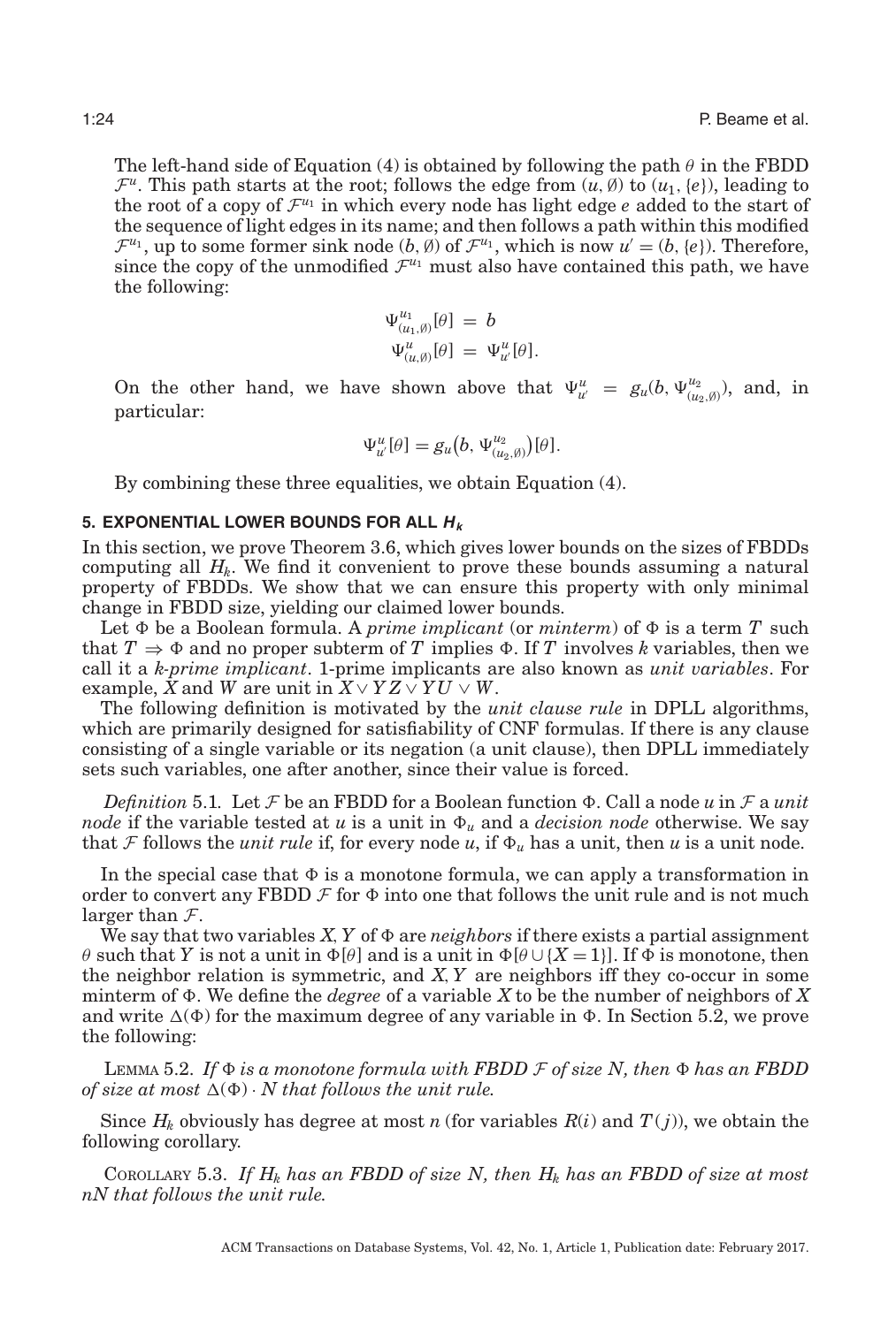The left-hand side of Equation (4) is obtained by following the path $\theta$ in the FBDD $\mathcal{F}^u$. This path starts at the root; follows the edge from $(u, \emptyset)$ to $(u_1, \{e\})$, leading to the root of a copy of $\mathcal{F}^{u_1}$ in which every node has light edge $e$ added to the start of the sequence of light edges in its name; and then follows a path within this modified $\mathcal{F}^{u_1}$, up to some former sink node $(b, \emptyset)$ of $\mathcal{F}^{u_1}$, which is now $u' = (b, \{e\})$. Therefore, since the copy of the unmodified $\mathcal{F}^{u_1}$ must also have contained this path, we have the following:

$$\Psi^{u_1}_{(u_1,\emptyset)}[\theta] = b$$
$$\Psi^{u}_{(u,\emptyset)}[\theta] = \Psi^{u}_{u'}[\theta].$$

On the other hand, we have shown above that $\Psi^u_{u'} = g_u(b, \Psi^{u_2}_{(u_2,\emptyset)})$, and, in particular:

$$\Psi^u_{u'}[\theta] = g_u\big(b, \Psi^{u_2}_{(u_2,\emptyset)}\big)[\theta].$$

By combining these three equalities, we obtain Equation (4).

## 5. EXPONENTIAL LOWER BOUNDS FOR ALL $H_k$

In this section, we prove Theorem 3.6, which gives lower bounds on the sizes of FBDDs computing all $H_k$. We find it convenient to prove these bounds assuming a natural property of FBDDs. We show that we can ensure this property with only minimal change in FBDD size, yielding our claimed lower bounds.

Let $\Phi$ be a Boolean formula. A *prime implicant* (or *minterm*) of $\Phi$ is a term $T$ such that $T \Rightarrow \Phi$ and no proper subterm of $T$ implies $\Phi$. If $T$ involves $k$ variables, then we call it a *k-prime implicant*. 1-prime implicants are also known as *unit variables*. For example, $X$ and $W$ are unit in $X \vee YZ \vee YU \vee W$.

The following definition is motivated by the *unit clause rule* in DPLL algorithms, which are primarily designed for satisfiability of CNF formulas. If there is any clause consisting of a single variable or its negation (a unit clause), then DPLL immediately sets such variables, one after another, since their value is forced.

*Definition* 5.1. Let $\mathcal{F}$ be an FBDD for a Boolean function $\Phi$. Call a node $u$ in $\mathcal{F}$ a *unit node* if the variable tested at $u$ is a unit in $\Phi_u$ and a *decision node* otherwise. We say that $\mathcal{F}$ follows the *unit rule* if, for every node $u$, if $\Phi_u$ has a unit, then $u$ is a unit node.

In the special case that $\Phi$ is a monotone formula, we can apply a transformation in order to convert any FBDD $\mathcal{F}$ for $\Phi$ into one that follows the unit rule and is not much larger than $\mathcal{F}$.

We say that two variables $X, Y$ of $\Phi$ are *neighbors* if there exists a partial assignment $\theta$ such that $Y$ is not a unit in $\Phi[\theta]$ and is a unit in $\Phi[\theta \cup \{X = 1\}]$. If $\Phi$ is monotone, then the neighbor relation is symmetric, and $X, Y$ are neighbors iff they co-occur in some minterm of $\Phi$. We define the *degree* of a variable $X$ to be the number of neighbors of $X$ and write $\Delta(\Phi)$ for the maximum degree of any variable in $\Phi$. In Section 5.2, we prove the following:

LEMMA 5.2. *If $\Phi$ is a monotone formula with FBDD $\mathcal{F}$ of size $N$, then $\Phi$ has an FBDD of size at most $\Delta(\Phi) \cdot N$ that follows the unit rule.*

Since $H_k$ obviously has degree at most $n$ (for variables $R(i)$ and $T(j)$), we obtain the following corollary.

COROLLARY 5.3. *If $H_k$ has an FBDD of size $N$, then $H_k$ has an FBDD of size at most $nN$ that follows the unit rule.*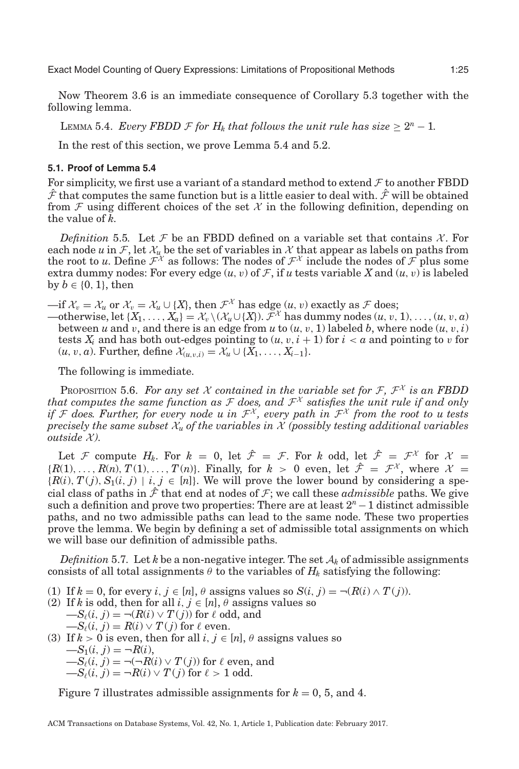Now Theorem 3.6 is an immediate consequence of Corollary 5.3 together with the following lemma.

LEMMA 5.4. *Every FBDD $\mathcal{F}$ for $H_k$ that follows the unit rule has size $\geq 2^n - 1$.*

In the rest of this section, we prove Lemma 5.4 and 5.2.

### 5.1. Proof of Lemma 5.4

For simplicity, we first use a variant of a standard method to extend $\mathcal{F}$ to another FBDD $\hat{\mathcal{F}}$ that computes the same function but is a little easier to deal with. $\hat{\mathcal{F}}$ will be obtained from $\mathcal{F}$ using different choices of the set $\mathcal{X}$ in the following definition, depending on the value of $k$.

*Definition* 5.5. Let $\mathcal{F}$ be an FBDD defined on a variable set that contains $\mathcal{X}$. For each node $u$ in $\mathcal{F}$, let $\mathcal{X}_u$ be the set of variables in $\mathcal{X}$ that appear as labels on paths from the root to $u$. Define $\mathcal{F}^{\mathcal{X}}$ as follows: The nodes of $\mathcal{F}^{\mathcal{X}}$ include the nodes of $\mathcal{F}$ plus some extra dummy nodes: For every edge $(u, v)$ of $\mathcal{F}$, if $u$ tests variable $X$ and $(u, v)$ is labeled by $b \in \{0, 1\}$, then

—if $\mathcal{X}_v = \mathcal{X}_u$ or $\mathcal{X}_v = \mathcal{X}_u \cup \{X\}$, then $\mathcal{F}^{\mathcal{X}}$ has edge $(u, v)$ exactly as $\mathcal{F}$ does;
—otherwise, let $\{X_1, \ldots, X_a\} = \mathcal{X}_v \setminus (\mathcal{X}_u \cup \{X\})$. $\mathcal{F}^{\mathcal{X}}$ has dummy nodes $(u, v, 1), \ldots, (u, v, a)$ between $u$ and $v$, and there is an edge from $u$ to $(u, v, 1)$ labeled $b$, where node $(u, v, i)$ tests $X_i$ and has both out-edges pointing to $(u, v, i + 1)$ for $i < a$ and pointing to $v$ for $(u, v, a)$. Further, define $\mathcal{X}_{(u,v,i)} = \mathcal{X}_u \cup \{X_1, \ldots, X_{i-1}\}$.

The following is immediate.

PROPOSITION 5.6. *For any set $\mathcal{X}$ contained in the variable set for $\mathcal{F}$, $\mathcal{F}^{\mathcal{X}}$ is an FBDD that computes the same function as $\mathcal{F}$ does, and $\mathcal{F}^{\mathcal{X}}$ satisfies the unit rule if and only if $\mathcal{F}$ does. Further, for every node $u$ in $\mathcal{F}^{\mathcal{X}}$, every path in $\mathcal{F}^{\mathcal{X}}$ from the root to $u$ tests precisely the same subset $\mathcal{X}_u$ of the variables in $\mathcal{X}$ (possibly testing additional variables outside $\mathcal{X}$).*

Let $\mathcal{F}$ compute $H_k$. For $k = 0$, let $\hat{\mathcal{F}} = \mathcal{F}$. For $k$ odd, let $\hat{\mathcal{F}} = \mathcal{F}^{\mathcal{X}}$ for $\mathcal{X} = \{R(1), \ldots, R(n), T(1), \ldots, T(n)\}$. Finally, for $k > 0$ even, let $\hat{\mathcal{F}} = \mathcal{F}^{\mathcal{X}}$, where $\mathcal{X} = \{R(i), T(j), S_1(i, j) \mid i, j \in [n]\}$. We will prove the lower bound by considering a special class of paths in $\hat{\mathcal{F}}$ that end at nodes of $\mathcal{F}$; we call these *admissible* paths. We give such a definition and prove two properties: There are at least $2^n - 1$ distinct admissible paths, and no two admissible paths can lead to the same node. These two properties prove the lemma. We begin by defining a set of admissible total assignments on which we will base our definition of admissible paths.

*Definition* 5.7. Let $k$ be a non-negative integer. The set $\mathcal{A}_k$ of admissible assignments consists of all total assignments $\theta$ to the variables of $H_k$ satisfying the following:

(1) If $k = 0$, for every $i, j \in [n]$, $\theta$ assigns values so $S(i, j) = \neg(R(i) \wedge T(j))$.
(2) If $k$ is odd, then for all $i, j \in [n]$, $\theta$ assigns values so
—$S_\ell(i, j) = \neg(R(i) \vee T(j))$ for $\ell$ odd, and
—$S_\ell(i, j) = R(i) \vee T(j)$ for $\ell$ even.
(3) If $k > 0$ is even, then for all $i, j \in [n]$, $\theta$ assigns values so
—$S_1(i, j) = \neg R(i)$,
—$S_\ell(i, j) = \neg(\neg R(i) \vee T(j))$ for $\ell$ even, and
—$S_\ell(i, j) = \neg R(i) \vee T(j)$ for $\ell > 1$ odd.

Figure 7 illustrates admissible assignments for $k = 0$, 5, and 4.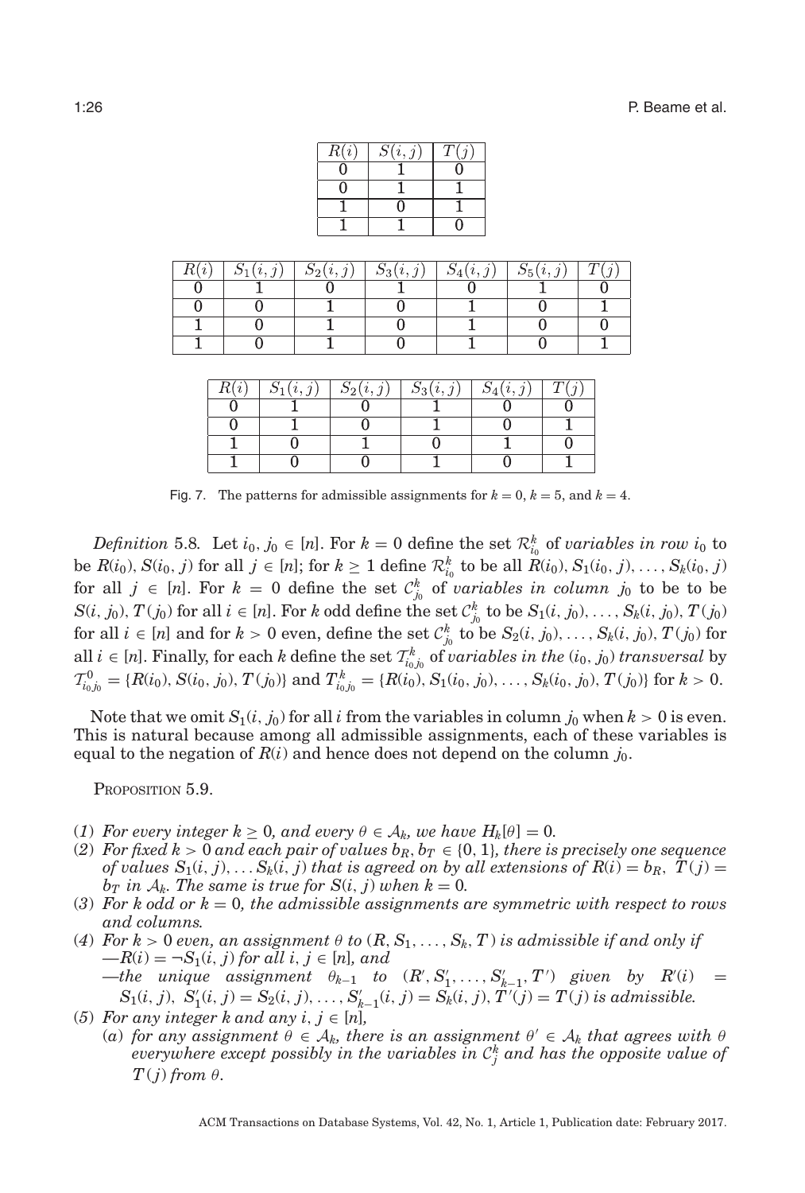| $R(i)$ | $S(i,j)$ | $T(j)$ |
|---|---|---|
| 0 | 1 | 0 |
| 0 | 1 | 1 |
| 1 | 0 | 1 |
| 1 | 1 | 0 |

| $R(i)$ | $S_1(i,j)$ | $S_2(i,j)$ | $S_3(i,j)$ | $S_4(i,j)$ | $S_5(i,j)$ | $T(j)$ |
|---|---|---|---|---|---|---|
| 0 | 1 | 0 | 1 | 0 | 1 | 0 |
| 0 | 0 | 1 | 0 | 1 | 0 | 1 |
| 1 | 0 | 1 | 0 | 1 | 0 | 0 |
| 1 | 0 | 1 | 0 | 1 | 0 | 1 |

| $R(i)$ | $S_1(i,j)$ | $S_2(i,j)$ | $S_3(i,j)$ | $S_4(i,j)$ | $T(j)$ |
|---|---|---|---|---|---|
| 0 | 1 | 0 | 1 | 0 | 0 |
| 0 | 1 | 0 | 1 | 0 | 1 |
| 1 | 0 | 1 | 0 | 1 | 0 |
| 1 | 0 | 0 | 1 | 0 | 1 |

Fig. 7. The patterns for admissible assignments for $k = 0$, $k = 5$, and $k = 4$.

*Definition* 5.8. Let $i_0, j_0 \in [n]$. For $k = 0$ define the set $\mathcal{R}^k_{i_0}$ of *variables in row* $i_0$ to be $R(i_0), S(i_0, j)$ for all $j \in [n]$; for $k \geq 1$ define $\mathcal{R}^k_{i_0}$ to be all $R(i_0), S_1(i_0, j), \ldots, S_k(i_0, j)$ for all $j \in [n]$. For $k = 0$ define the set $\mathcal{C}^k_{j_0}$ of *variables in column* $j_0$ to be to be $S(i, j_0), T(j_0)$ for all $i \in [n]$. For $k$ odd define the set $\mathcal{C}^k_{j_0}$ to be $S_1(i, j_0), \ldots, S_k(i, j_0), T(j_0)$ for all $i \in [n]$ and for $k > 0$ even, define the set $\mathcal{C}^k_{j_0}$ to be $S_2(i, j_0), \ldots, S_k(i, j_0), T(j_0)$ for all $i \in [n]$. Finally, for each $k$ define the set $\mathcal{T}^k_{i_0 j_0}$ of *variables in the* $(i_0, j_0)$ *transversal* by $\mathcal{T}^0_{i_0 j_0} = \{R(i_0), S(i_0, j_0), T(j_0)\}$ and $T^k_{i_0 j_0} = \{R(i_0), S_1(i_0, j_0), \ldots, S_k(i_0, j_0), T(j_0)\}$ for $k > 0$.

Note that we omit $S_1(i, j_0)$ for all $i$ from the variables in column $j_0$ when $k > 0$ is even. This is natural because among all admissible assignments, each of these variables is equal to the negation of $R(i)$ and hence does not depend on the column $j_0$.

PROPOSITION 5.9.

(1) *For every integer $k \geq 0$, and every $\theta \in \mathcal{A}_k$, we have $H_k[\theta] = 0$.*
(2) *For fixed $k > 0$ and each pair of values $b_R, b_T \in \{0, 1\}$, there is precisely one sequence of values $S_1(i, j), \ldots S_k(i, j)$ that is agreed on by all extensions of $R(i) = b_R$, $T(j) = b_T$ in $\mathcal{A}_k$. The same is true for $S(i, j)$ when $k = 0$.*
(3) *For $k$ odd or $k = 0$, the admissible assignments are symmetric with respect to rows and columns.*
(4) *For $k > 0$ even, an assignment $\theta$ to $(R, S_1, \ldots, S_k, T)$ is admissible if and only if*
   — *$R(i) = \neg S_1(i, j)$ for all $i, j \in [n]$, and*
   — *the unique assignment $\theta_{k-1}$ to $(R', S'_1, \ldots, S'_{k-1}, T')$ given by $R'(i) = S_1(i, j)$, $S'_1(i, j) = S_2(i, j), \ldots, S'_{k-1}(i, j) = S_k(i, j)$, $T'(j) = T(j)$ is admissible.*
(5) *For any integer $k$ and any $i, j \in [n]$,*
   (a) *for any assignment $\theta \in \mathcal{A}_k$, there is an assignment $\theta' \in \mathcal{A}_k$ that agrees with $\theta$ everywhere except possibly in the variables in $\mathcal{C}^k_j$ and has the opposite value of $T(j)$ from $\theta$.*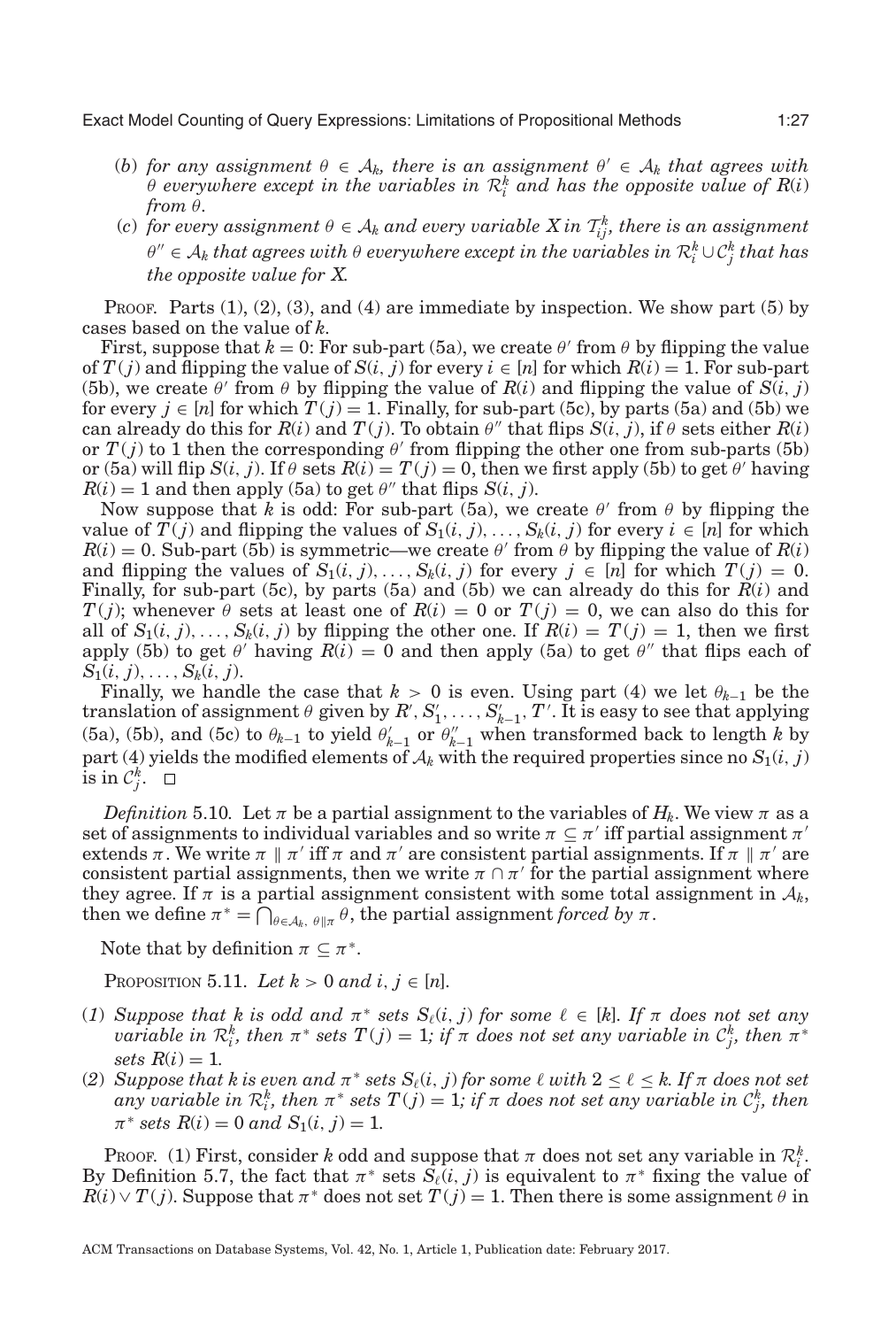(b) *for any assignment $\theta \in \mathcal{A}_k$, there is an assignment $\theta' \in \mathcal{A}_k$ that agrees with $\theta$ everywhere except in the variables in $\mathcal{R}_i^k$ and has the opposite value of $R(i)$ from $\theta$.*

(c) *for every assignment $\theta \in \mathcal{A}_k$ and every variable $X$ in $\mathcal{T}_{ij}^k$, there is an assignment $\theta'' \in \mathcal{A}_k$ that agrees with $\theta$ everywhere except in the variables in $\mathcal{R}_i^k \cup \mathcal{C}_j^k$ that has the opposite value for $X$.*

Proof. Parts (1), (2), (3), and (4) are immediate by inspection. We show part (5) by cases based on the value of $k$.

First, suppose that $k = 0$: For sub-part (5a), we create $\theta'$ from $\theta$ by flipping the value of $T(j)$ and flipping the value of $S(i, j)$ for every $i \in [n]$ for which $R(i) = 1$. For sub-part (5b), we create $\theta'$ from $\theta$ by flipping the value of $R(i)$ and flipping the value of $S(i, j)$ for every $j \in [n]$ for which $T(j) = 1$. Finally, for sub-part (5c), by parts (5a) and (5b) we can already do this for $R(i)$ and $T(j)$. To obtain $\theta''$ that flips $S(i, j)$, if $\theta$ sets either $R(i)$ or $T(j)$ to 1 then the corresponding $\theta'$ from flipping the other one from sub-parts (5b) or (5a) will flip $S(i, j)$. If $\theta$ sets $R(i) = T(j) = 0$, then we first apply (5b) to get $\theta'$ having $R(i) = 1$ and then apply (5a) to get $\theta''$ that flips $S(i, j)$.

Now suppose that $k$ is odd: For sub-part (5a), we create $\theta'$ from $\theta$ by flipping the value of $T(j)$ and flipping the values of $S_1(i, j), \ldots, S_k(i, j)$ for every $i \in [n]$ for which $R(i) = 0$. Sub-part (5b) is symmetric—we create $\theta'$ from $\theta$ by flipping the value of $R(i)$ and flipping the values of $S_1(i, j), \ldots, S_k(i, j)$ for every $j \in [n]$ for which $T(j) = 0$. Finally, for sub-part (5c), by parts (5a) and (5b) we can already do this for $R(i)$ and $T(j)$; whenever $\theta$ sets at least one of $R(i) = 0$ or $T(j) = 0$, we can also do this for all of $S_1(i, j), \ldots, S_k(i, j)$ by flipping the other one. If $R(i) = T(j) = 1$, then we first apply (5b) to get $\theta'$ having $R(i) = 0$ and then apply (5a) to get $\theta''$ that flips each of $S_1(i, j), \ldots, S_k(i, j)$.

Finally, we handle the case that $k > 0$ is even. Using part (4) we let $\theta_{k-1}$ be the translation of assignment $\theta$ given by $R', S'_1, \ldots, S'_{k-1}, T'$. It is easy to see that applying (5a), (5b), and (5c) to $\theta_{k-1}$ to yield $\theta'_{k-1}$ or $\theta''_{k-1}$ when transformed back to length $k$ by part (4) yields the modified elements of $\mathcal{A}_k$ with the required properties since no $S_1(i, j)$ is in $\mathcal{C}_j^k$. $\square$

*Definition* 5.10. Let $\pi$ be a partial assignment to the variables of $H_k$. We view $\pi$ as a set of assignments to individual variables and so write $\pi \subseteq \pi'$ iff partial assignment $\pi'$ extends $\pi$. We write $\pi \parallel \pi'$ iff $\pi$ and $\pi'$ are consistent partial assignments. If $\pi \parallel \pi'$ are consistent partial assignments, then we write $\pi \cap \pi'$ for the partial assignment where they agree. If $\pi$ is a partial assignment consistent with some total assignment in $\mathcal{A}_k$, then we define $\pi^* = \bigcap_{\theta \in \mathcal{A}_k,\ \theta \parallel \pi} \theta$, the partial assignment *forced by* $\pi$.

Note that by definition $\pi \subseteq \pi^*$.

Proposition 5.11. *Let $k > 0$ and $i, j \in [n]$.*

(1) *Suppose that $k$ is odd and $\pi^*$ sets $S_\ell(i, j)$ for some $\ell \in [k]$. If $\pi$ does not set any variable in $\mathcal{R}_i^k$, then $\pi^*$ sets $T(j) = 1$; if $\pi$ does not set any variable in $\mathcal{C}_j^k$, then $\pi^*$ sets $R(i) = 1$.*

(2) *Suppose that $k$ is even and $\pi^*$ sets $S_\ell(i, j)$ for some $\ell$ with $2 \leq \ell \leq k$. If $\pi$ does not set any variable in $\mathcal{R}_i^k$, then $\pi^*$ sets $T(j) = 1$; if $\pi$ does not set any variable in $\mathcal{C}_j^k$, then $\pi^*$ sets $R(i) = 0$ and $S_1(i, j) = 1$.*

Proof. (1) First, consider $k$ odd and suppose that $\pi$ does not set any variable in $\mathcal{R}_i^k$. By Definition 5.7, the fact that $\pi^*$ sets $S_\ell(i, j)$ is equivalent to $\pi^*$ fixing the value of $R(i) \vee T(j)$. Suppose that $\pi^*$ does not set $T(j) = 1$. Then there is some assignment $\theta$ in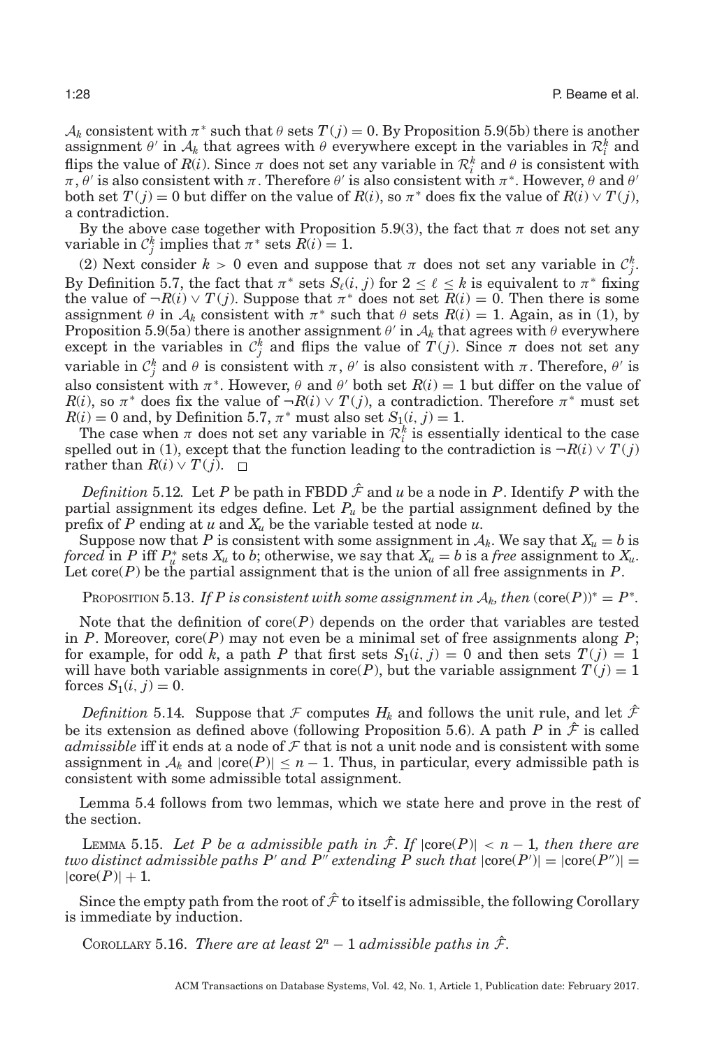$\mathcal{A}_k$ consistent with $\pi^*$ such that $\theta$ sets $T(j) = 0$. By Proposition 5.9(5b) there is another assignment $\theta'$ in $\mathcal{A}_k$ that agrees with $\theta$ everywhere except in the variables in $\mathcal{R}_i^k$ and flips the value of $R(i)$. Since $\pi$ does not set any variable in $\mathcal{R}_i^k$ and $\theta$ is consistent with $\pi$, $\theta'$ is also consistent with $\pi$. Therefore $\theta'$ is also consistent with $\pi^*$. However, $\theta$ and $\theta'$ both set $T(j) = 0$ but differ on the value of $R(i)$, so $\pi^*$ does fix the value of $R(i) \vee T(j)$, a contradiction.

By the above case together with Proposition 5.9(3), the fact that $\pi$ does not set any variable in $\mathcal{C}_j^k$ implies that $\pi^*$ sets $R(i) = 1$.

(2) Next consider $k > 0$ even and suppose that $\pi$ does not set any variable in $\mathcal{C}_j^k$. By Definition 5.7, the fact that $\pi^*$ sets $S_\ell(i, j)$ for $2 \le \ell \le k$ is equivalent to $\pi^*$ fixing the value of $\neg R(i) \vee T(j)$. Suppose that $\pi^*$ does not set $R(i) = 0$. Then there is some assignment $\theta$ in $\mathcal{A}_k$ consistent with $\pi^*$ such that $\theta$ sets $R(i) = 1$. Again, as in (1), by Proposition 5.9(5a) there is another assignment $\theta'$ in $\mathcal{A}_k$ that agrees with $\theta$ everywhere except in the variables in $\mathcal{C}_j^k$ and flips the value of $T(j)$. Since $\pi$ does not set any variable in $\mathcal{C}_j^k$ and $\theta$ is consistent with $\pi$, $\theta'$ is also consistent with $\pi$. Therefore, $\theta'$ is also consistent with $\pi^*$. However, $\theta$ and $\theta'$ both set $R(i) = 1$ but differ on the value of $R(i)$, so $\pi^*$ does fix the value of $\neg R(i) \vee T(j)$, a contradiction. Therefore $\pi^*$ must set $R(i) = 0$ and, by Definition 5.7, $\pi^*$ must also set $S_1(i, j) = 1$.

The case when $\pi$ does not set any variable in $\mathcal{R}_i^k$ is essentially identical to the case spelled out in (1), except that the function leading to the contradiction is $\neg R(i) \vee T(j)$ rather than $R(i) \vee T(j)$. $\square$

*Definition* 5.12. Let $P$ be path in FBDD $\hat{\mathcal{F}}$ and $u$ be a node in $P$. Identify $P$ with the partial assignment its edges define. Let $P_u$ be the partial assignment defined by the prefix of $P$ ending at $u$ and $X_u$ be the variable tested at node $u$.

Suppose now that $P$ is consistent with some assignment in $\mathcal{A}_k$. We say that $X_u = b$ is *forced* in $P$ iff $P_u^*$ sets $X_u$ to $b$; otherwise, we say that $X_u = b$ is a *free* assignment to $X_u$. Let $\text{core}(P)$ be the partial assignment that is the union of all free assignments in $P$.

PROPOSITION 5.13. *If $P$ is consistent with some assignment in $\mathcal{A}_k$, then* $(\text{core}(P))^* = P^*$.

Note that the definition of $\text{core}(P)$ depends on the order that variables are tested in $P$. Moreover, $\text{core}(P)$ may not even be a minimal set of free assignments along $P$; for example, for odd $k$, a path $P$ that first sets $S_1(i, j) = 0$ and then sets $T(j) = 1$ will have both variable assignments in $\text{core}(P)$, but the variable assignment $T(j) = 1$ forces $S_1(i, j) = 0$.

*Definition* 5.14. Suppose that $\mathcal{F}$ computes $H_k$ and follows the unit rule, and let $\hat{\mathcal{F}}$ be its extension as defined above (following Proposition 5.6). A path $P$ in $\hat{\mathcal{F}}$ is called *admissible* iff it ends at a node of $\mathcal{F}$ that is not a unit node and is consistent with some assignment in $\mathcal{A}_k$ and $|\text{core}(P)| \le n - 1$. Thus, in particular, every admissible path is consistent with some admissible total assignment.

Lemma 5.4 follows from two lemmas, which we state here and prove in the rest of the section.

LEMMA 5.15. *Let $P$ be a admissible path in $\hat{\mathcal{F}}$. If $|\text{core}(P)| < n - 1$, then there are two distinct admissible paths $P'$ and $P''$ extending $P$ such that* $|\text{core}(P')| = |\text{core}(P'')| = |\text{core}(P)| + 1$.

Since the empty path from the root of $\hat{\mathcal{F}}$ to itself is admissible, the following Corollary is immediate by induction.

COROLLARY 5.16. *There are at least $2^n - 1$ admissible paths in $\hat{\mathcal{F}}$.*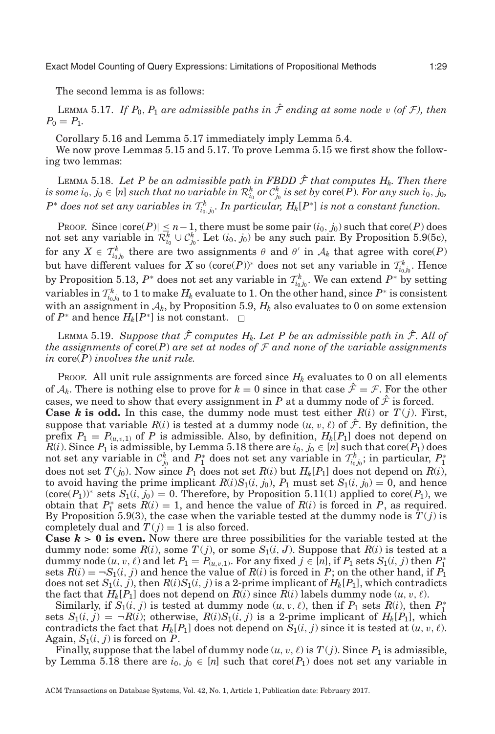The second lemma is as follows:

LEMMA 5.17. *If $P_0, P_1$ are admissible paths in $\hat{\mathcal{F}}$ ending at some node $v$ (of $\mathcal{F}$), then $P_0 = P_1$.*

Corollary 5.16 and Lemma 5.17 immediately imply Lemma 5.4.

We now prove Lemmas 5.15 and 5.17. To prove Lemma 5.15 we first show the following two lemmas:

LEMMA 5.18. *Let $P$ be an admissible path in FBDD $\hat{\mathcal{F}}$ that computes $H_k$. Then there is some $i_0, j_0 \in [n]$ such that no variable in $\mathcal{R}^k_{i_0}$ or $\mathcal{C}^k_{j_0}$ is set by* core$(P)$. *For any such $i_0, j_0$, $P^*$ does not set any variables in $\mathcal{T}^k_{i_0,j_0}$. In particular, $H_k[P^*]$ is not a constant function.*

PROOF. Since $|\text{core}(P)| \le n-1$, there must be some pair $(i_0, j_0)$ such that core$(P)$ does not set any variable in $\mathcal{R}^k_{i_0} \cup \mathcal{C}^k_{j_0}$. Let $(i_0, j_0)$ be any such pair. By Proposition 5.9(5c), for any $X \in \mathcal{T}^k_{i_0 j_0}$ there are two assignments $\theta$ and $\theta'$ in $\mathcal{A}_k$ that agree with core$(P)$ but have different values for $X$ so $(\text{core}(P))^*$ does not set any variable in $\mathcal{T}^k_{i_0 j_0}$. Hence by Proposition 5.13, $P^*$ does not set any variable in $\mathcal{T}^k_{i_0 j_0}$. We can extend $P^*$ by setting variables in $\mathcal{T}^k_{i_0 j_0}$ to 1 to make $H_k$ evaluate to 1. On the other hand, since $P^*$ is consistent with an assignment in $\mathcal{A}_k$, by Proposition 5.9, $H_k$ also evaluates to 0 on some extension of $P^*$ and hence $H_k[P^*]$ is not constant. $\square$

LEMMA 5.19. *Suppose that $\hat{\mathcal{F}}$ computes $H_k$. Let $P$ be an admissible path in $\hat{\mathcal{F}}$. All of the assignments of* core$(P)$ *are set at nodes of $\mathcal{F}$ and none of the variable assignments in* core$(P)$ *involves the unit rule.*

PROOF. All unit rule assignments are forced since $H_k$ evaluates to 0 on all elements of $\mathcal{A}_k$. There is nothing else to prove for $k = 0$ since in that case $\hat{\mathcal{F}} = \mathcal{F}$. For the other cases, we need to show that every assignment in $P$ at a dummy node of $\hat{\mathcal{F}}$ is forced.

**Case $k$ is odd.** In this case, the dummy node must test either $R(i)$ or $T(j)$. First, suppose that variable $R(i)$ is tested at a dummy node $(u, v, \ell)$ of $\hat{\mathcal{F}}$. By definition, the prefix $P_1 = P_{(u,v,1)}$ of $P$ is admissible. Also, by definition, $H_k[P_1]$ does not depend on $R(i)$. Since $P_1$ is admissible, by Lemma 5.18 there are $i_0, j_0 \in [n]$ such that core$(P_1)$ does not set any variable in $\mathcal{C}^k_{j_0}$ and $P_1^*$ does not set any variable in $\mathcal{T}^k_{i_0 j_0}$; in particular, $P_1^*$ does not set $T(j_0)$. Now since $P_1$ does not set $R(i)$ but $H_k[P_1]$ does not depend on $R(i)$, to avoid having the prime implicant $R(i)S_1(i, j_0)$, $P_1$ must set $S_1(i, j_0) = 0$, and hence $(\text{core}(P_1))^*$ sets $S_1(i, j_0) = 0$. Therefore, by Proposition 5.11(1) applied to core$(P_1)$, we obtain that $P_1^*$ sets $R(i) = 1$, and hence the value of $R(i)$ is forced in $P$, as required. By Proposition 5.9(3), the case when the variable tested at the dummy node is $T(j)$ is completely dual and $T(j) = 1$ is also forced.

**Case $k > 0$ is even.** Now there are three possibilities for the variable tested at the dummy node: some $R(i)$, some $T(j)$, or some $S_1(i, J)$. Suppose that $R(i)$ is tested at a dummy node $(u, v, \ell)$ and let $P_1 = P_{(u,v,1)}$. For any fixed $j \in [n]$, if $P_1$ sets $S_1(i, j)$ then $P_1^*$ sets $R(i) = \neg S_1(i, j)$ and hence the value of $R(i)$ is forced in $P$; on the other hand, if $P_1$ does not set $S_1(i, j)$, then $R(i)S_1(i, j)$ is a 2-prime implicant of $H_k[P_1]$, which contradicts the fact that $H_k[P_1]$ does not depend on $R(i)$ since $R(i)$ labels dummy node $(u, v, \ell)$.

Similarly, if $S_1(i, j)$ is tested at dummy node $(u, v, \ell)$, then if $P_1$ sets $R(i)$, then $P_1^*$ sets $S_1(i, j) = \neg R(i)$; otherwise, $R(i)S_1(i, j)$ is a 2-prime implicant of $H_k[P_1]$, which contradicts the fact that $H_k[P_1]$ does not depend on $S_1(i, j)$ since it is tested at $(u, v, \ell)$. Again, $S_1(i, j)$ is forced on $P$.

Finally, suppose that the label of dummy node $(u, v, \ell)$ is $T(j)$. Since $P_1$ is admissible, by Lemma 5.18 there are $i_0, j_0 \in [n]$ such that core$(P_1)$ does not set any variable in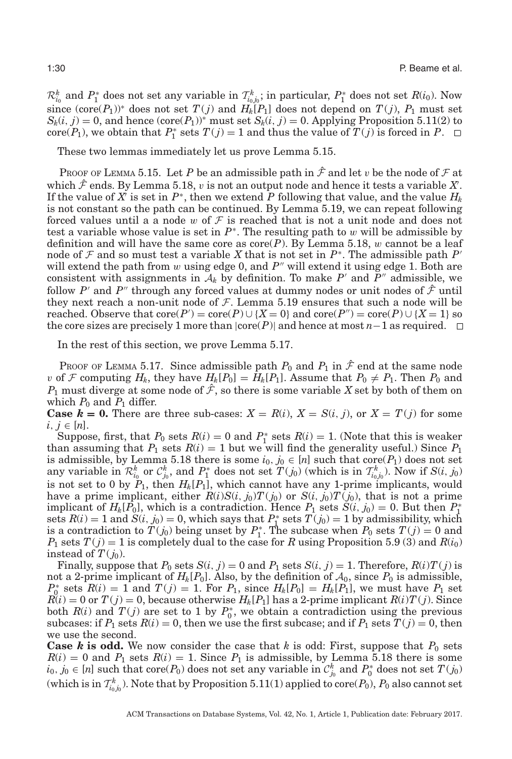$\mathcal{R}^k_{i_0}$ and $P_1^*$ does not set any variable in $\mathcal{T}^k_{i_0 j_0}$; in particular, $P_1^*$ does not set $R(i_0)$. Now since $(\text{core}(P_1))^*$ does not set $T(j)$ and $H_k[P_1]$ does not depend on $T(j)$, $P_1$ must set $S_k(i,j) = 0$, and hence $(\text{core}(P_1))^*$ must set $S_k(i,j) = 0$. Applying Proposition 5.11(2) to $\text{core}(P_1)$, we obtain that $P_1^*$ sets $T(j) = 1$ and thus the value of $T(j)$ is forced in $P$. □

These two lemmas immediately let us prove Lemma 5.15.

Proof of Lemma 5.15. Let $P$ be an admissible path in $\hat{\mathcal{F}}$ and let $v$ be the node of $\mathcal{F}$ at which $\hat{\mathcal{F}}$ ends. By Lemma 5.18, $v$ is not an output node and hence it tests a variable $X'$. If the value of $X'$ is set in $P^*$, then we extend $P$ following that value, and the value $H_k$ is not constant so the path can be continued. By Lemma 5.19, we can repeat following forced values until a a node $w$ of $\mathcal{F}$ is reached that is not a unit node and does not test a variable whose value is set in $P^*$. The resulting path to $w$ will be admissible by definition and will have the same core as $\text{core}(P)$. By Lemma 5.18, $w$ cannot be a leaf node of $\mathcal{F}$ and so must test a variable $X$ that is not set in $P^*$. The admissible path $P'$ will extend the path from $w$ using edge 0, and $P''$ will extend it using edge 1. Both are consistent with assignments in $\mathcal{A}_k$ by definition. To make $P'$ and $P''$ admissible, we follow $P'$ and $P''$ through any forced values at dummy nodes or unit nodes of $\hat{\mathcal{F}}$ until they next reach a non-unit node of $\mathcal{F}$. Lemma 5.19 ensures that such a node will be reached. Observe that $\text{core}(P') = \text{core}(P) \cup \{X = 0\}$ and $\text{core}(P'') = \text{core}(P) \cup \{X = 1\}$ so the core sizes are precisely 1 more than $|\text{core}(P)|$ and hence at most $n-1$ as required. □

In the rest of this section, we prove Lemma 5.17.

Proof of Lemma 5.17. Since admissible path $P_0$ and $P_1$ in $\hat{\mathcal{F}}$ end at the same node $v$ of $\mathcal{F}$ computing $H_k$, they have $H_k[P_0] = H_k[P_1]$. Assume that $P_0 \neq P_1$. Then $P_0$ and $P_1$ must diverge at some node of $\hat{\mathcal{F}}$, so there is some variable $X$ set by both of them on which $P_0$ and $P_1$ differ.

**Case $k = 0$.** There are three sub-cases: $X = R(i)$, $X = S(i,j)$, or $X = T(j)$ for some $i, j \in [n]$.

Suppose, first, that $P_0$ sets $R(i) = 0$ and $P_1^*$ sets $R(i) = 1$. (Note that this is weaker than assuming that $P_1$ sets $R(i) = 1$ but we will find the generality useful.) Since $P_1$ is admissible, by Lemma 5.18 there is some $i_0, j_0 \in [n]$ such that $\text{core}(P_1)$ does not set any variable in $\mathcal{R}^k_{i_0}$ or $\mathcal{C}^k_{j_0}$, and $P_1^*$ does not set $T(j_0)$ (which is in $\mathcal{T}^k_{i_0 j_0}$). Now if $S(i, j_0)$ is not set to 0 by $P_1$, then $H_k[P_1]$, which cannot have any 1-prime implicants, would have a prime implicant, either $R(i)S(i,j_0)T(j_0)$ or $S(i,j_0)T(j_0)$, that is not a prime implicant of $H_k[P_0]$, which is a contradiction. Hence $P_1$ sets $S(i,j_0) = 0$. But then $P_1^*$ sets $R(i) = 1$ and $S(i,j_0) = 0$, which says that $P_1^*$ sets $T(j_0) = 1$ by admissibility, which is a contradiction to $T(j_0)$ being unset by $P_1^*$. The subcase when $P_0$ sets $T(j) = 0$ and $P_1$ sets $T(j) = 1$ is completely dual to the case for $R$ using Proposition 5.9 (3) and $R(i_0)$ instead of $T(j_0)$.

Finally, suppose that $P_0$ sets $S(i,j) = 0$ and $P_1$ sets $S(i,j) = 1$. Therefore, $R(i)T(j)$ is not a 2-prime implicant of $H_k[P_0]$. Also, by the definition of $\mathcal{A}_0$, since $P_0$ is admissible, $P_0^*$ sets $R(i) = 1$ and $T(j) = 1$. For $P_1$, since $H_k[P_0] = H_k[P_1]$, we must have $P_1$ set $R(i) = 0$ or $T(j) = 0$, because otherwise $H_k[P_1]$ has a 2-prime implicant $R(i)T(j)$. Since both $R(i)$ and $T(j)$ are set to 1 by $P_0^*$, we obtain a contradiction using the previous subcases: if $P_1$ sets $R(i) = 0$, then we use the first subcase; and if $P_1$ sets $T(j) = 0$, then we use the second.

**Case $k$ is odd.** We now consider the case that $k$ is odd: First, suppose that $P_0$ sets $R(i) = 0$ and $P_1$ sets $R(i) = 1$. Since $P_1$ is admissible, by Lemma 5.18 there is some $i_0, j_0 \in [n]$ such that $\text{core}(P_0)$ does not set any variable in $\mathcal{C}^k_{j_0}$ and $P_0^*$ does not set $T(j_0)$ (which is in $\mathcal{T}^k_{i_0 j_0}$). Note that by Proposition 5.11(1) applied to $\text{core}(P_0)$, $P_0$ also cannot set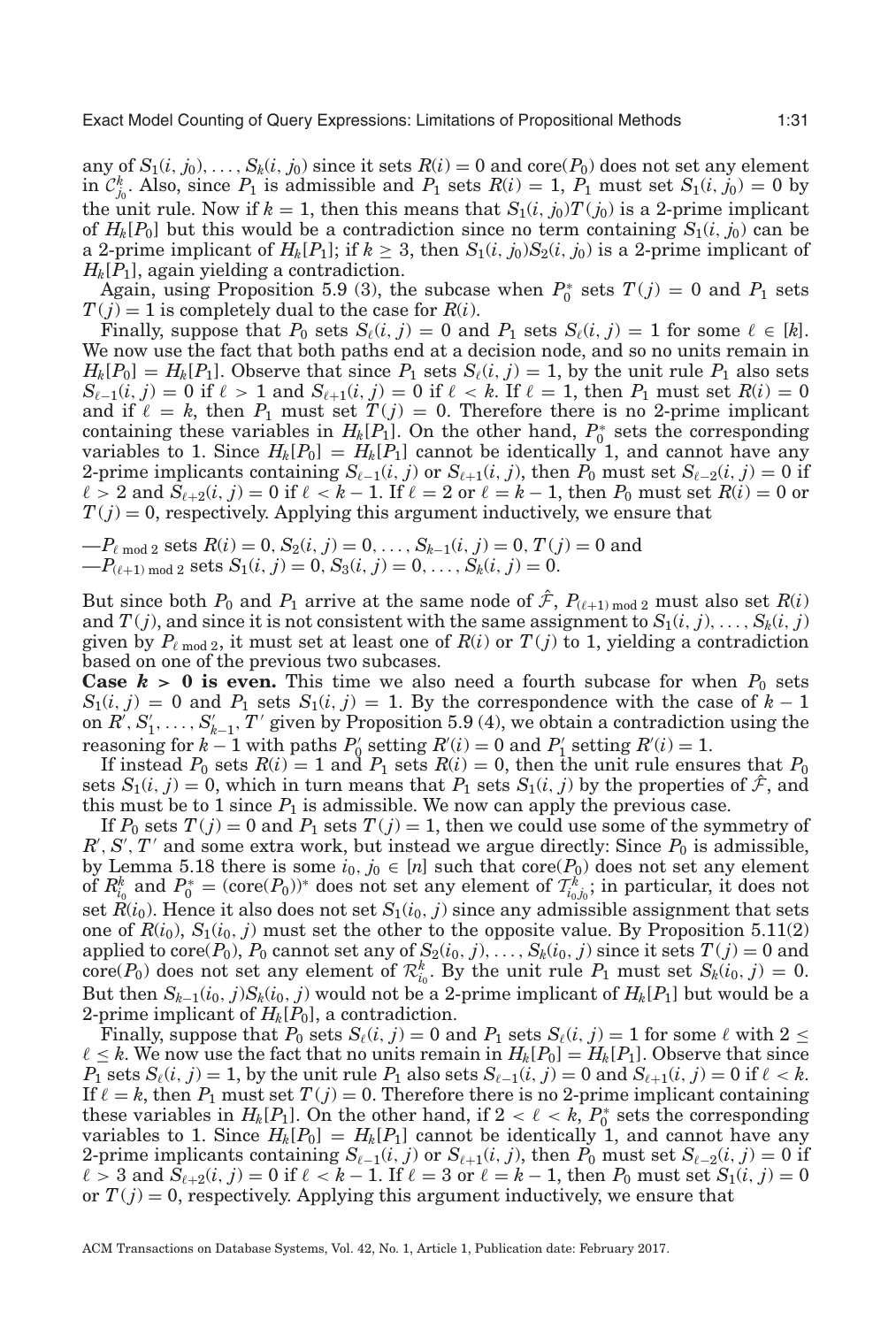any of $S_1(i, j_0), \ldots, S_k(i, j_0)$ since it sets $R(i) = 0$ and $\text{core}(P_0)$ does not set any element in $\mathcal{C}^k_{j_0}$. Also, since $P_1$ is admissible and $P_1$ sets $R(i) = 1$, $P_1$ must set $S_1(i, j_0) = 0$ by the unit rule. Now if $k = 1$, then this means that $S_1(i, j_0)T(j_0)$ is a 2-prime implicant of $H_k[P_0]$ but this would be a contradiction since no term containing $S_1(i, j_0)$ can be a 2-prime implicant of $H_k[P_1]$; if $k \geq 3$, then $S_1(i, j_0)S_2(i, j_0)$ is a 2-prime implicant of $H_k[P_1]$, again yielding a contradiction.

Again, using Proposition 5.9 (3), the subcase when $P_0^*$ sets $T(j) = 0$ and $P_1$ sets $T(j) = 1$ is completely dual to the case for $R(i)$.

Finally, suppose that $P_0$ sets $S_\ell(i, j) = 0$ and $P_1$ sets $S_\ell(i, j) = 1$ for some $\ell \in [k]$. We now use the fact that both paths end at a decision node, and so no units remain in $H_k[P_0] = H_k[P_1]$. Observe that since $P_1$ sets $S_\ell(i, j) = 1$, by the unit rule $P_1$ also sets $S_{\ell-1}(i, j) = 0$ if $\ell > 1$ and $S_{\ell+1}(i, j) = 0$ if $\ell < k$. If $\ell = 1$, then $P_1$ must set $R(i) = 0$ and if $\ell = k$, then $P_1$ must set $T(j) = 0$. Therefore there is no 2-prime implicant containing these variables in $H_k[P_1]$. On the other hand, $P_0^*$ sets the corresponding variables to 1. Since $H_k[P_0] = H_k[P_1]$ cannot be identically 1, and cannot have any 2-prime implicants containing $S_{\ell-1}(i, j)$ or $S_{\ell+1}(i, j)$, then $P_0$ must set $S_{\ell-2}(i, j) = 0$ if $\ell > 2$ and $S_{\ell+2}(i, j) = 0$ if $\ell < k - 1$. If $\ell = 2$ or $\ell = k - 1$, then $P_0$ must set $R(i) = 0$ or $T(j) = 0$, respectively. Applying this argument inductively, we ensure that

—$P_{\ell \bmod 2}$ sets $R(i) = 0$, $S_2(i, j) = 0, \ldots, S_{k-1}(i, j) = 0$, $T(j) = 0$ and
—$P_{(\ell+1) \bmod 2}$ sets $S_1(i, j) = 0$, $S_3(i, j) = 0, \ldots, S_k(i, j) = 0$.

But since both $P_0$ and $P_1$ arrive at the same node of $\hat{\mathcal{F}}$, $P_{(\ell+1) \bmod 2}$ must also set $R(i)$ and $T(j)$, and since it is not consistent with the same assignment to $S_1(i, j), \ldots, S_k(i, j)$ given by $P_{\ell \bmod 2}$, it must set at least one of $R(i)$ or $T(j)$ to 1, yielding a contradiction based on one of the previous two subcases.

**Case $k > 0$ is even.** This time we also need a fourth subcase for when $P_0$ sets $S_1(i, j) = 0$ and $P_1$ sets $S_1(i, j) = 1$. By the correspondence with the case of $k - 1$ on $R', S'_1, \ldots, S'_{k-1}, T'$ given by Proposition 5.9 (4), we obtain a contradiction using the reasoning for $k - 1$ with paths $P'_0$ setting $R'(i) = 0$ and $P'_1$ setting $R'(i) = 1$.

If instead $P_0$ sets $R(i) = 1$ and $P_1$ sets $R(i) = 0$, then the unit rule ensures that $P_0$ sets $S_1(i, j) = 0$, which in turn means that $P_1$ sets $S_1(i, j)$ by the properties of $\hat{\mathcal{F}}$, and this must be to 1 since $P_1$ is admissible. We now can apply the previous case.

If $P_0$ sets $T(j) = 0$ and $P_1$ sets $T(j) = 1$, then we could use some of the symmetry of $R', S', T'$ and some extra work, but instead we argue directly: Since $P_0$ is admissible, by Lemma 5.18 there is some $i_0, j_0 \in [n]$ such that $\text{core}(P_0)$ does not set any element of $\mathcal{R}^k_{i_0}$ and $P_0^* = (\text{core}(P_0))^*$ does not set any element of $\mathcal{T}^k_{i_0 j_0}$; in particular, it does not set $R(i_0)$. Hence it also does not set $S_1(i_0, j)$ since any admissible assignment that sets one of $R(i_0)$, $S_1(i_0, j)$ must set the other to the opposite value. By Proposition 5.11(2) applied to $\text{core}(P_0)$, $P_0$ cannot set any of $S_2(i_0, j), \ldots, S_k(i_0, j)$ since it sets $T(j) = 0$ and $\text{core}(P_0)$ does not set any element of $\mathcal{R}^k_{i_0}$. By the unit rule $P_1$ must set $S_k(i_0, j) = 0$. But then $S_{k-1}(i_0, j)S_k(i_0, j)$ would not be a 2-prime implicant of $H_k[P_1]$ but would be a 2-prime implicant of $H_k[P_0]$, a contradiction.

Finally, suppose that $P_0$ sets $S_\ell(i, j) = 0$ and $P_1$ sets $S_\ell(i, j) = 1$ for some $\ell$ with $2 \leq \ell \leq k$. We now use the fact that no units remain in $H_k[P_0] = H_k[P_1]$. Observe that since $P_1$ sets $S_\ell(i, j) = 1$, by the unit rule $P_1$ also sets $S_{\ell-1}(i, j) = 0$ and $S_{\ell+1}(i, j) = 0$ if $\ell < k$. If $\ell = k$, then $P_1$ must set $T(j) = 0$. Therefore there is no 2-prime implicant containing these variables in $H_k[P_1]$. On the other hand, if $2 < \ell < k$, $P_0^*$ sets the corresponding variables to 1. Since $H_k[P_0] = H_k[P_1]$ cannot be identically 1, and cannot have any 2-prime implicants containing $S_{\ell-1}(i, j)$ or $S_{\ell+1}(i, j)$, then $P_0$ must set $S_{\ell-2}(i, j) = 0$ if $\ell > 3$ and $S_{\ell+2}(i, j) = 0$ if $\ell < k - 1$. If $\ell = 3$ or $\ell = k - 1$, then $P_0$ must set $S_1(i, j) = 0$ or $T(j) = 0$, respectively. Applying this argument inductively, we ensure that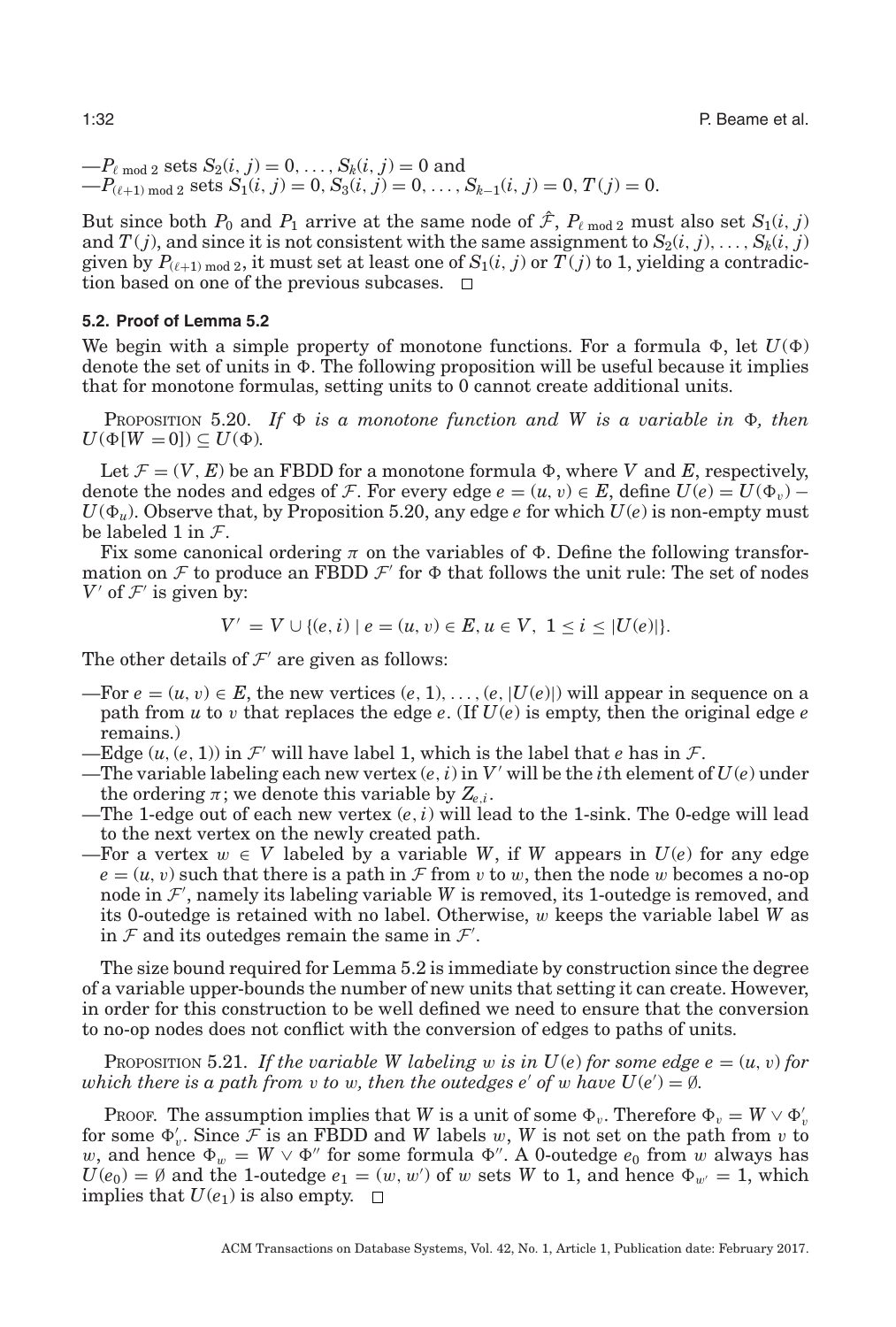—$P_{\ell \bmod 2}$ sets $S_2(i, j) = 0, \ldots, S_k(i, j) = 0$ and
—$P_{(\ell+1) \bmod 2}$ sets $S_1(i, j) = 0, S_3(i, j) = 0, \ldots, S_{k-1}(i, j) = 0, T(j) = 0$.

But since both $P_0$ and $P_1$ arrive at the same node of $\hat{\mathcal{F}}$, $P_{\ell \bmod 2}$ must also set $S_1(i, j)$ and $T(j)$, and since it is not consistent with the same assignment to $S_2(i, j), \ldots, S_k(i, j)$ given by $P_{(\ell+1) \bmod 2}$, it must set at least one of $S_1(i, j)$ or $T(j)$ to 1, yielding a contradiction based on one of the previous subcases. □

### 5.2. Proof of Lemma 5.2

We begin with a simple property of monotone functions. For a formula $\Phi$, let $U(\Phi)$ denote the set of units in $\Phi$. The following proposition will be useful because it implies that for monotone formulas, setting units to 0 cannot create additional units.

PROPOSITION 5.20. *If $\Phi$ is a monotone function and $W$ is a variable in $\Phi$, then $U(\Phi[W = 0]) \subseteq U(\Phi)$.*

Let $\mathcal{F} = (V, E)$ be an FBDD for a monotone formula $\Phi$, where $V$ and $E$, respectively, denote the nodes and edges of $\mathcal{F}$. For every edge $e = (u, v) \in E$, define $U(e) = U(\Phi_v) - U(\Phi_u)$. Observe that, by Proposition 5.20, any edge $e$ for which $U(e)$ is non-empty must be labeled 1 in $\mathcal{F}$.

Fix some canonical ordering $\pi$ on the variables of $\Phi$. Define the following transformation on $\mathcal{F}$ to produce an FBDD $\mathcal{F}'$ for $\Phi$ that follows the unit rule: The set of nodes $V'$ of $\mathcal{F}'$ is given by:

$$V' = V \cup \{(e, i) \mid e = (u, v) \in E, u \in V,\ 1 \leq i \leq |U(e)|\}.$$

The other details of $\mathcal{F}'$ are given as follows:

—For $e = (u, v) \in E$, the new vertices $(e, 1), \ldots, (e, |U(e)|)$ will appear in sequence on a path from $u$ to $v$ that replaces the edge $e$. (If $U(e)$ is empty, then the original edge $e$ remains.)
—Edge $(u, (e, 1))$ in $\mathcal{F}'$ will have label 1, which is the label that $e$ has in $\mathcal{F}$.
—The variable labeling each new vertex $(e, i)$ in $V'$ will be the $i$th element of $U(e)$ under the ordering $\pi$; we denote this variable by $Z_{e,i}$.
—The 1-edge out of each new vertex $(e, i)$ will lead to the 1-sink. The 0-edge will lead to the next vertex on the newly created path.
—For a vertex $w \in V$ labeled by a variable $W$, if $W$ appears in $U(e)$ for any edge $e = (u, v)$ such that there is a path in $\mathcal{F}$ from $v$ to $w$, then the node $w$ becomes a no-op node in $\mathcal{F}'$, namely its labeling variable $W$ is removed, its 1-outedge is removed, and its 0-outedge is retained with no label. Otherwise, $w$ keeps the variable label $W$ as in $\mathcal{F}$ and its outedges remain the same in $\mathcal{F}'$.

The size bound required for Lemma 5.2 is immediate by construction since the degree of a variable upper-bounds the number of new units that setting it can create. However, in order for this construction to be well defined we need to ensure that the conversion to no-op nodes does not conflict with the conversion of edges to paths of units.

PROPOSITION 5.21. *If the variable $W$ labeling $w$ is in $U(e)$ for some edge $e = (u, v)$ for which there is a path from $v$ to $w$, then the outedges $e'$ of $w$ have $U(e') = \emptyset$.*

PROOF. The assumption implies that $W$ is a unit of some $\Phi_v$. Therefore $\Phi_v = W \vee \Phi'_v$ for some $\Phi'_v$. Since $\mathcal{F}$ is an FBDD and $W$ labels $w$, $W$ is not set on the path from $v$ to $w$, and hence $\Phi_w = W \vee \Phi''$ for some formula $\Phi''$. A 0-outedge $e_0$ from $w$ always has $U(e_0) = \emptyset$ and the 1-outedge $e_1 = (w, w')$ of $w$ sets $W$ to 1, and hence $\Phi_{w'} = 1$, which implies that $U(e_1)$ is also empty. □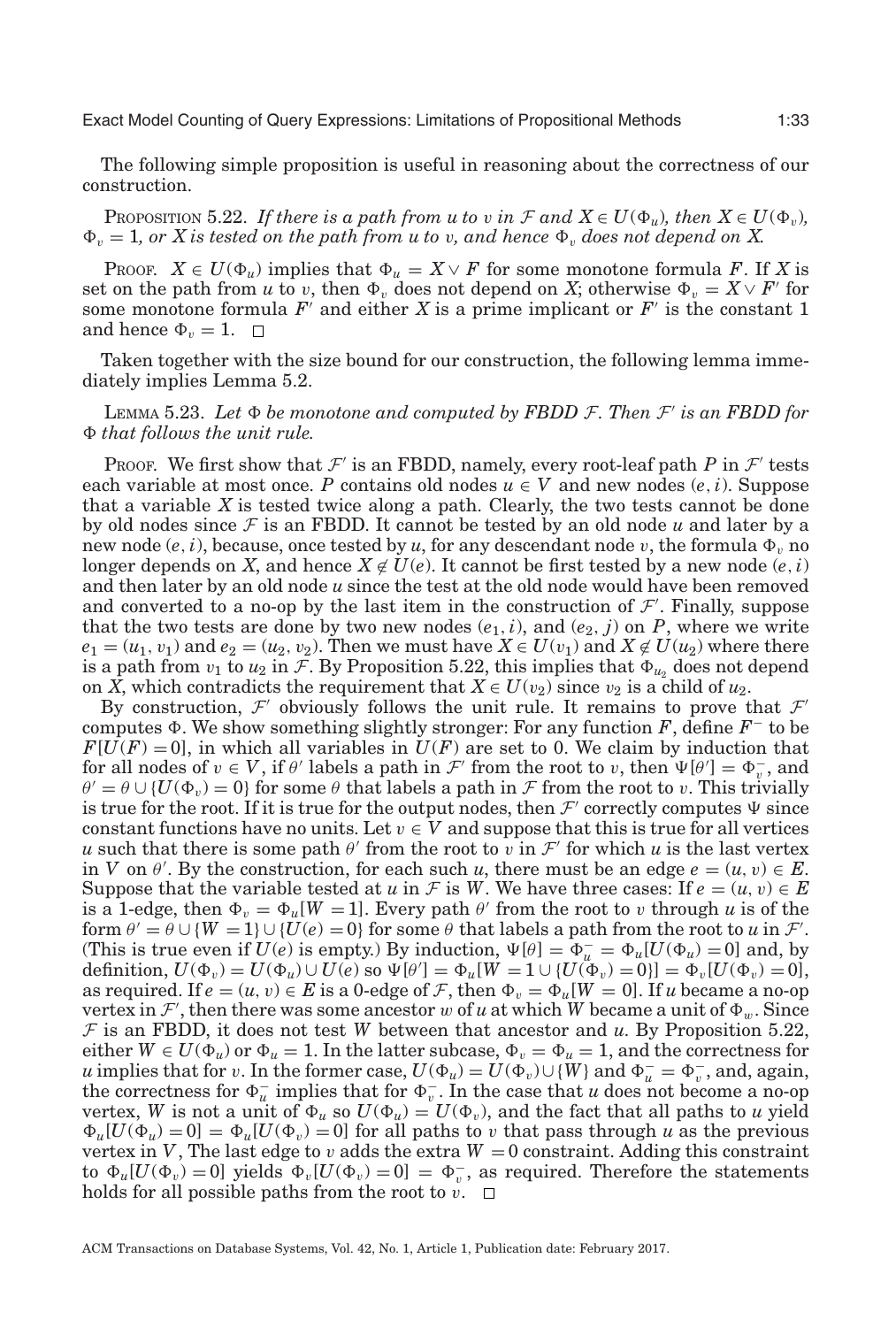The following simple proposition is useful in reasoning about the correctness of our construction.

PROPOSITION 5.22. *If there is a path from $u$ to $v$ in $\mathcal{F}$ and $X \in U(\Phi_u)$, then $X \in U(\Phi_v)$, $\Phi_v = 1$, or $X$ is tested on the path from $u$ to $v$, and hence $\Phi_v$ does not depend on $X$.*

PROOF. $X \in U(\Phi_u)$ implies that $\Phi_u = X \vee F$ for some monotone formula $F$. If $X$ is set on the path from $u$ to $v$, then $\Phi_v$ does not depend on $X$; otherwise $\Phi_v = X \vee F'$ for some monotone formula $F'$ and either $X$ is a prime implicant or $F'$ is the constant 1 and hence $\Phi_v = 1$. □

Taken together with the size bound for our construction, the following lemma immediately implies Lemma 5.2.

LEMMA 5.23. *Let $\Phi$ be monotone and computed by FBDD $\mathcal{F}$. Then $\mathcal{F}'$ is an FBDD for $\Phi$ that follows the unit rule.*

PROOF. We first show that $\mathcal{F}'$ is an FBDD, namely, every root-leaf path $P$ in $\mathcal{F}'$ tests each variable at most once. $P$ contains old nodes $u \in V$ and new nodes $(e, i)$. Suppose that a variable $X$ is tested twice along a path. Clearly, the two tests cannot be done by old nodes since $\mathcal{F}$ is an FBDD. It cannot be tested by an old node $u$ and later by a new node $(e, i)$, because, once tested by $u$, for any descendant node $v$, the formula $\Phi_v$ no longer depends on $X$, and hence $X \notin U(e)$. It cannot be first tested by a new node $(e, i)$ and then later by an old node $u$ since the test at the old node would have been removed and converted to a no-op by the last item in the construction of $\mathcal{F}'$. Finally, suppose that the two tests are done by two new nodes $(e_1, i)$, and $(e_2, j)$ on $P$, where we write $e_1 = (u_1, v_1)$ and $e_2 = (u_2, v_2)$. Then we must have $X \in U(v_1)$ and $X \notin U(u_2)$ where there is a path from $v_1$ to $u_2$ in $\mathcal{F}$. By Proposition 5.22, this implies that $\Phi_{u_2}$ does not depend on $X$, which contradicts the requirement that $X \in U(v_2)$ since $v_2$ is a child of $u_2$.

By construction, $\mathcal{F}'$ obviously follows the unit rule. It remains to prove that $\mathcal{F}'$ computes $\Phi$. We show something slightly stronger: For any function $F$, define $F^-$ to be $F[U(F) = 0]$, in which all variables in $U(F)$ are set to 0. We claim by induction that for all nodes of $v \in V$, if $\theta'$ labels a path in $\mathcal{F}'$ from the root to $v$, then $\Psi[\theta'] = \Phi_v^-$, and $\theta' = \theta \cup \{U(\Phi_v) = 0\}$ for some $\theta$ that labels a path in $\mathcal{F}$ from the root to $v$. This trivially is true for the root. If it is true for the output nodes, then $\mathcal{F}'$ correctly computes $\Psi$ since constant functions have no units. Let $v \in V$ and suppose that this is true for all vertices $u$ such that there is some path $\theta'$ from the root to $v$ in $\mathcal{F}'$ for which $u$ is the last vertex in $V$ on $\theta'$. By the construction, for each such $u$, there must be an edge $e = (u, v) \in E$. Suppose that the variable tested at $u$ in $\mathcal{F}$ is $W$. We have three cases: If $e = (u, v) \in E$ is a 1-edge, then $\Phi_v = \Phi_u[W = 1]$. Every path $\theta'$ from the root to $v$ through $u$ is of the form $\theta' = \theta \cup \{W = 1\} \cup \{U(e) = 0\}$ for some $\theta$ that labels a path from the root to $u$ in $\mathcal{F}'$. (This is true even if $U(e)$ is empty.) By induction, $\Psi[\theta] = \Phi_u^- = \Phi_u[U(\Phi_u) = 0]$ and, by definition, $U(\Phi_v) = U(\Phi_u) \cup U(e)$ so $\Psi[\theta'] = \Phi_u[W = 1 \cup \{U(\Phi_v) = 0\}] = \Phi_v[U(\Phi_v) = 0]$, as required. If $e = (u, v) \in E$ is a 0-edge of $\mathcal{F}$, then $\Phi_v = \Phi_u[W = 0]$. If $u$ became a no-op vertex in $\mathcal{F}'$, then there was some ancestor $w$ of $u$ at which $W$ became a unit of $\Phi_w$. Since $\mathcal{F}$ is an FBDD, it does not test $W$ between that ancestor and $u$. By Proposition 5.22, either $W \in U(\Phi_u)$ or $\Phi_u = 1$. In the latter subcase, $\Phi_v = \Phi_u = 1$, and the correctness for $u$ implies that for $v$. In the former case, $U(\Phi_u) = U(\Phi_v) \cup \{W\}$ and $\Phi_u^- = \Phi_v^-$, and, again, the correctness for $\Phi_u^-$ implies that for $\Phi_v^-$. In the case that $u$ does not become a no-op vertex, $W$ is not a unit of $\Phi_u$ so $U(\Phi_u) = U(\Phi_v)$, and the fact that all paths to $u$ yield $\Phi_u[U(\Phi_u) = 0] = \Phi_u[U(\Phi_v) = 0]$ for all paths to $v$ that pass through $u$ as the previous vertex in $V$, The last edge to $v$ adds the extra $W = 0$ constraint. Adding this constraint to $\Phi_u[U(\Phi_v) = 0]$ yields $\Phi_v[U(\Phi_v) = 0] = \Phi_v^-$, as required. Therefore the statements holds for all possible paths from the root to $v$. □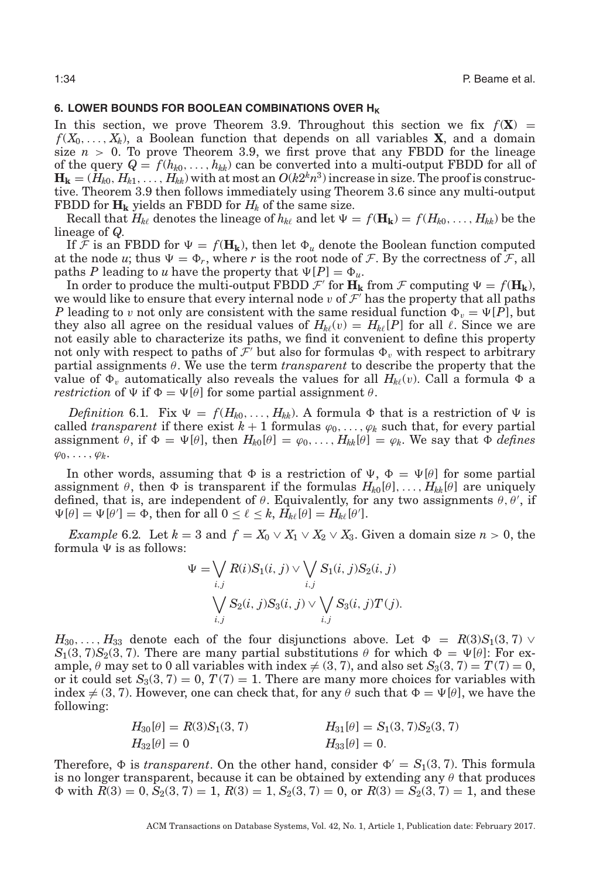## 6. LOWER BOUNDS FOR BOOLEAN COMBINATIONS OVER $H_K$

In this section, we prove Theorem 3.9. Throughout this section we fix $f(\mathbf{X}) = f(X_0, \ldots, X_k)$, a Boolean function that depends on all variables $\mathbf{X}$, and a domain size $n > 0$. To prove Theorem 3.9, we first prove that any FBDD for the lineage of the query $Q = f(h_{k0}, \ldots, h_{kk})$ can be converted into a multi-output FBDD for all of $\mathbf{H_k} = (H_{k0}, H_{k1}, \ldots, H_{kk})$ with at most an $O(k2^k n^3)$ increase in size. The proof is constructive. Theorem 3.9 then follows immediately using Theorem 3.6 since any multi-output FBDD for $\mathbf{H_k}$ yields an FBDD for $H_k$ of the same size.

Recall that $H_{k\ell}$ denotes the lineage of $h_{k\ell}$ and let $\Psi = f(\mathbf{H_k}) = f(H_{k0}, \ldots, H_{kk})$ be the lineage of $Q$.

If $\mathcal{F}$ is an FBDD for $\Psi = f(\mathbf{H_k})$, then let $\Phi_u$ denote the Boolean function computed at the node $u$; thus $\Psi = \Phi_r$, where $r$ is the root node of $\mathcal{F}$. By the correctness of $\mathcal{F}$, all paths $P$ leading to $u$ have the property that $\Psi[P] = \Phi_u$.

In order to produce the multi-output FBDD $\mathcal{F}'$ for $\mathbf{H_k}$ from $\mathcal{F}$ computing $\Psi = f(\mathbf{H_k})$, we would like to ensure that every internal node $v$ of $\mathcal{F}'$ has the property that all paths $P$ leading to $v$ not only are consistent with the same residual function $\Phi_v = \Psi[P]$, but they also all agree on the residual values of $H_{k\ell}(v) = H_{k\ell}[P]$ for all $\ell$. Since we are not easily able to characterize its paths, we find it convenient to define this property not only with respect to paths of $\mathcal{F}'$ but also for formulas $\Phi_v$ with respect to arbitrary partial assignments $\theta$. We use the term *transparent* to describe the property that the value of $\Phi_v$ automatically also reveals the values for all $H_{k\ell}(v)$. Call a formula $\Phi$ a *restriction* of $\Psi$ if $\Phi = \Psi[\theta]$ for some partial assignment $\theta$.

*Definition* 6.1. Fix $\Psi = f(H_{k0}, \ldots, H_{kk})$. A formula $\Phi$ that is a restriction of $\Psi$ is called *transparent* if there exist $k+1$ formulas $\varphi_0, \ldots, \varphi_k$ such that, for every partial assignment $\theta$, if $\Phi = \Psi[\theta]$, then $H_{k0}[\theta] = \varphi_0, \ldots, H_{kk}[\theta] = \varphi_k$. We say that $\Phi$ *defines* $\varphi_0, \ldots, \varphi_k$.

In other words, assuming that $\Phi$ is a restriction of $\Psi$, $\Phi = \Psi[\theta]$ for some partial assignment $\theta$, then $\Phi$ is transparent if the formulas $H_{k0}[\theta], \ldots, H_{kk}[\theta]$ are uniquely defined, that is, are independent of $\theta$. Equivalently, for any two assignments $\theta, \theta'$, if $\Psi[\theta] = \Psi[\theta'] = \Phi$, then for all $0 \le \ell \le k$, $H_{k\ell}[\theta] = H_{k\ell}[\theta']$.

*Example* 6.2. Let $k = 3$ and $f = X_0 \vee X_1 \vee X_2 \vee X_3$. Given a domain size $n > 0$, the formula $\Psi$ is as follows:

$$\Psi = \bigvee_{i,j} R(i)S_1(i,j) \vee \bigvee_{i,j} S_1(i,j)S_2(i,j)$$
$$\bigvee_{i,j} S_2(i,j)S_3(i,j) \vee \bigvee_{i,j} S_3(i,j)T(j).$$

$H_{30}, \ldots, H_{33}$ denote each of the four disjunctions above. Let $\Phi = R(3)S_1(3,7) \vee S_1(3,7)S_2(3,7)$. There are many partial substitutions $\theta$ for which $\Phi = \Psi[\theta]$: For example, $\theta$ may set to 0 all variables with index $\neq (3,7)$, and also set $S_3(3,7) = T(7) = 0$, or it could set $S_3(3,7) = 0$, $T(7) = 1$. There are many more choices for variables with index $\neq (3,7)$. However, one can check that, for any $\theta$ such that $\Phi = \Psi[\theta]$, we have the following:

$$H_{30}[\theta] = R(3)S_1(3,7) \qquad\qquad H_{31}[\theta] = S_1(3,7)S_2(3,7)$$
$$H_{32}[\theta] = 0 \qquad\qquad H_{33}[\theta] = 0.$$

Therefore, $\Phi$ is *transparent*. On the other hand, consider $\Phi' = S_1(3,7)$. This formula is no longer transparent, because it can be obtained by extending any $\theta$ that produces $\Phi$ with $R(3) = 0$, $S_2(3,7) = 1$, $R(3) = 1$, $S_2(3,7) = 0$, or $R(3) = S_2(3,7) = 1$, and these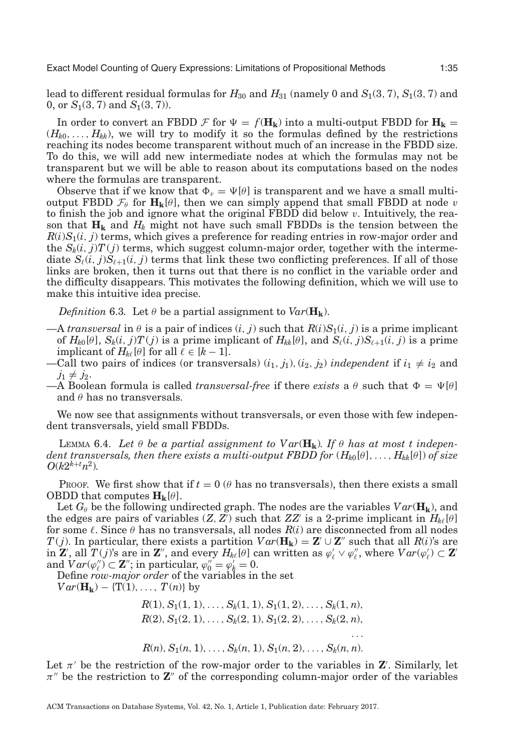lead to different residual formulas for $H_{30}$ and $H_{31}$ (namely 0 and $S_1(3, 7)$, $S_1(3, 7)$ and 0, or $S_1(3, 7)$ and $S_1(3, 7)$).

In order to convert an FBDD $\mathcal{F}$ for $\Psi = f(\mathbf{H_k})$ into a multi-output FBDD for $\mathbf{H_k} = (H_{k0}, \ldots, H_{kk})$, we will try to modify it so the formulas defined by the restrictions reaching its nodes become transparent without much of an increase in the FBDD size. To do this, we will add new intermediate nodes at which the formulas may not be transparent but we will be able to reason about its computations based on the nodes where the formulas are transparent.

Observe that if we know that $\Phi_v = \Psi[\theta]$ is transparent and we have a small multi-output FBDD $\mathcal{F}_\theta$ for $\mathbf{H_k}[\theta]$, then we can simply append that small FBDD at node $v$ to finish the job and ignore what the original FBDD did below $v$. Intuitively, the reason that $\mathbf{H_k}$ and $H_k$ might not have small FBDDs is the tension between the $R(i)S_1(i, j)$ terms, which gives a preference for reading entries in row-major order and the $S_k(i, j)T(j)$ terms, which suggest column-major order, together with the intermediate $S_\ell(i, j)S_{\ell+1}(i, j)$ terms that link these two conflicting preferences. If all of those links are broken, then it turns out that there is no conflict in the variable order and the difficulty disappears. This motivates the following definition, which we will use to make this intuitive idea precise.

*Definition* 6.3. Let $\theta$ be a partial assignment to $Var(\mathbf{H_k})$.

—A *transversal* in $\theta$ is a pair of indices $(i, j)$ such that $R(i)S_1(i, j)$ is a prime implicant of $H_{k0}[\theta]$, $S_k(i, j)T(j)$ is a prime implicant of $H_{kk}[\theta]$, and $S_\ell(i, j)S_{\ell+1}(i, j)$ is a prime implicant of $H_{k\ell}[\theta]$ for all $\ell \in [k-1]$.

—Call two pairs of indices (or transversals) $(i_1, j_1), (i_2, j_2)$ *independent* if $i_1 \neq i_2$ and $j_1 \neq j_2$.

—A Boolean formula is called *transversal-free* if there *exists* a $\theta$ such that $\Phi = \Psi[\theta]$ and $\theta$ has no transversals.

We now see that assignments without transversals, or even those with few independent transversals, yield small FBDDs.

LEMMA 6.4. *Let $\theta$ be a partial assignment to $Var(\mathbf{H_k})$. If $\theta$ has at most $t$ independent transversals, then there exists a multi-output FBDD for $(H_{k0}[\theta], \ldots, H_{kk}[\theta])$ of size $O(k2^{k+t}n^2)$.*

PROOF. We first show that if $t = 0$ ($\theta$ has no transversals), then there exists a small OBDD that computes $\mathbf{H_k}[\theta]$.

Let $G_\theta$ be the following undirected graph. The nodes are the variables $Var(\mathbf{H_k})$, and the edges are pairs of variables $(Z, Z')$ such that $ZZ'$ is a 2-prime implicant in $H_{k\ell}[\theta]$ for some $\ell$. Since $\theta$ has no transversals, all nodes $R(i)$ are disconnected from all nodes $T(j)$. In particular, there exists a partition $Var(\mathbf{H_k}) = \mathbf{Z}' \cup \mathbf{Z}''$ such that all $R(i)$'s are in $\mathbf{Z}'$, all $T(j)$'s are in $\mathbf{Z}''$, and every $H_{k\ell}[\theta]$ can written as $\varphi'_\ell \vee \varphi''_\ell$, where $Var(\varphi'_\ell) \subset \mathbf{Z}'$ and $Var(\varphi''_\ell) \subset \mathbf{Z}''$; in particular, $\varphi''_0 = \varphi'_k = 0$.

Define *row-major order* of the variables in the set $Var(\mathbf{H_k}) - \{T(1), \ldots, T(n)\}$ by

$$
\begin{aligned}
&R(1), S_1(1,1), \ldots, S_k(1,1), S_1(1,2), \ldots, S_k(1,n),\\
&R(2), S_1(2,1), \ldots, S_k(2,1), S_1(2,2), \ldots, S_k(2,n),\\
&\qquad\qquad\qquad\qquad\qquad\qquad\qquad\qquad\qquad\qquad \ldots\\
&R(n), S_1(n,1), \ldots, S_k(n,1), S_1(n,2), \ldots, S_k(n,n).
\end{aligned}
$$

Let $\pi'$ be the restriction of the row-major order to the variables in $\mathbf{Z}'$. Similarly, let $\pi''$ be the restriction to $\mathbf{Z}''$ of the corresponding column-major order of the variables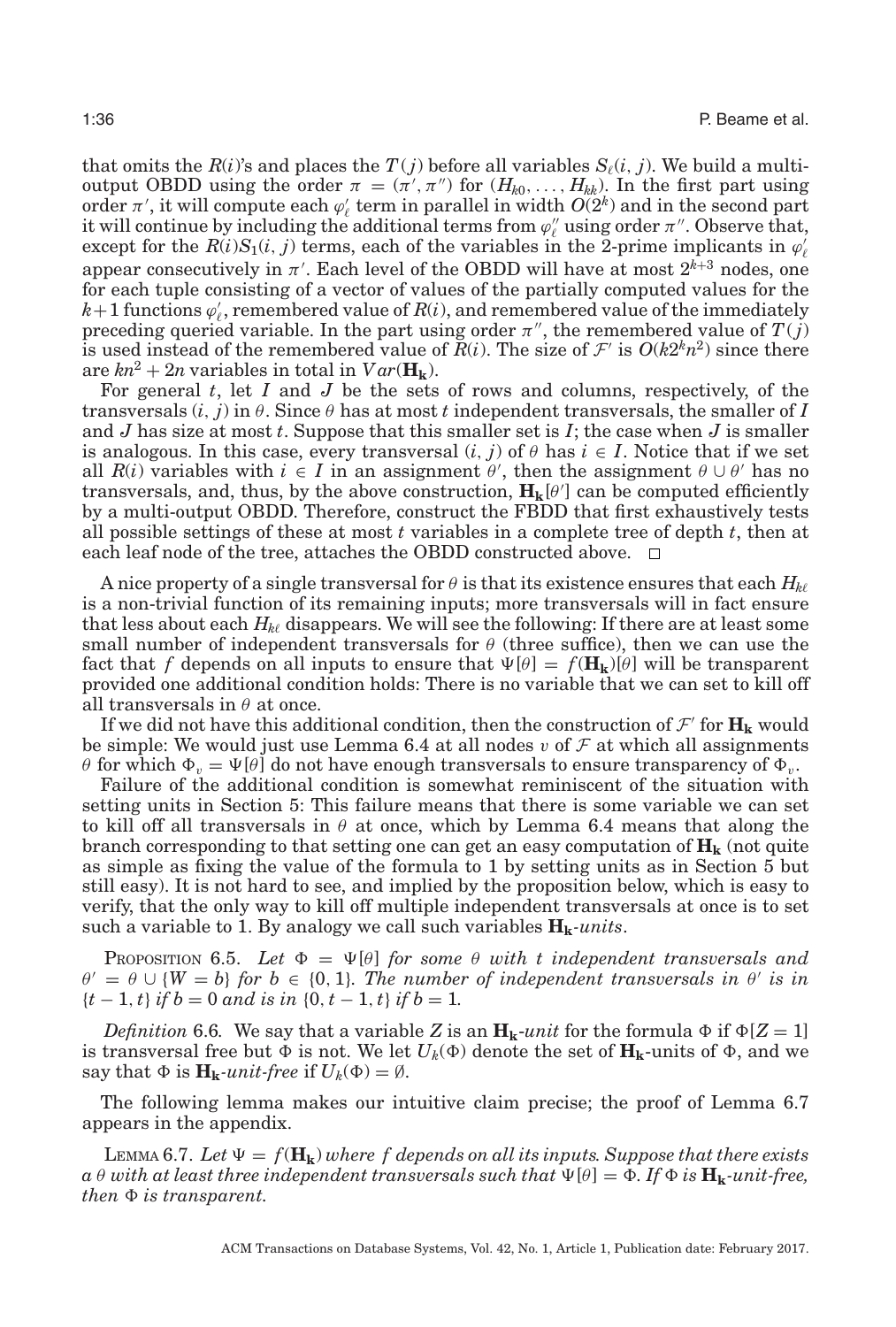that omits the $R(i)$'s and places the $T(j)$ before all variables $S_\ell(i, j)$. We build a multi-output OBDD using the order $\pi = (\pi', \pi'')$ for $(H_{k0}, \ldots, H_{kk})$. In the first part using order $\pi'$, it will compute each $\varphi'_\ell$ term in parallel in width $O(2^k)$ and in the second part it will continue by including the additional terms from $\varphi''_\ell$ using order $\pi''$. Observe that, except for the $R(i)S_1(i, j)$ terms, each of the variables in the 2-prime implicants in $\varphi'_\ell$ appear consecutively in $\pi'$. Each level of the OBDD will have at most $2^{k+3}$ nodes, one for each tuple consisting of a vector of values of the partially computed values for the $k+1$ functions $\varphi'_\ell$, remembered value of $R(i)$, and remembered value of the immediately preceding queried variable. In the part using order $\pi''$, the remembered value of $T(j)$ is used instead of the remembered value of $R(i)$. The size of $\mathcal{F}'$ is $O(k2^k n^2)$ since there are $kn^2 + 2n$ variables in total in $Var(\mathbf{H_k})$.

For general $t$, let $I$ and $J$ be the sets of rows and columns, respectively, of the transversals $(i, j)$ in $\theta$. Since $\theta$ has at most $t$ independent transversals, the smaller of $I$ and $J$ has size at most $t$. Suppose that this smaller set is $I$; the case when $J$ is smaller is analogous. In this case, every transversal $(i, j)$ of $\theta$ has $i \in I$. Notice that if we set all $R(i)$ variables with $i \in I$ in an assignment $\theta'$, then the assignment $\theta \cup \theta'$ has no transversals, and, thus, by the above construction, $\mathbf{H_k}[\theta']$ can be computed efficiently by a multi-output OBDD. Therefore, construct the FBDD that first exhaustively tests all possible settings of these at most $t$ variables in a complete tree of depth $t$, then at each leaf node of the tree, attaches the OBDD constructed above. □

A nice property of a single transversal for $\theta$ is that its existence ensures that each $H_{k\ell}$ is a non-trivial function of its remaining inputs; more transversals will in fact ensure that less about each $H_{k\ell}$ disappears. We will see the following: If there are at least some small number of independent transversals for $\theta$ (three suffice), then we can use the fact that $f$ depends on all inputs to ensure that $\Psi[\theta] = f(\mathbf{H_k})[\theta]$ will be transparent provided one additional condition holds: There is no variable that we can set to kill off all transversals in $\theta$ at once.

If we did not have this additional condition, then the construction of $\mathcal{F}'$ for $\mathbf{H_k}$ would be simple: We would just use Lemma 6.4 at all nodes $v$ of $\mathcal{F}$ at which all assignments $\theta$ for which $\Phi_v = \Psi[\theta]$ do not have enough transversals to ensure transparency of $\Phi_v$.

Failure of the additional condition is somewhat reminiscent of the situation with setting units in Section 5: This failure means that there is some variable we can set to kill off all transversals in $\theta$ at once, which by Lemma 6.4 means that along the branch corresponding to that setting one can get an easy computation of $\mathbf{H_k}$ (not quite as simple as fixing the value of the formula to 1 by setting units as in Section 5 but still easy). It is not hard to see, and implied by the proposition below, which is easy to verify, that the only way to kill off multiple independent transversals at once is to set such a variable to 1. By analogy we call such variables $\mathbf{H_k}$-*units*.

PROPOSITION 6.5. *Let $\Phi = \Psi[\theta]$ for some $\theta$ with $t$ independent transversals and $\theta' = \theta \cup \{W = b\}$ for $b \in \{0, 1\}$. The number of independent transversals in $\theta'$ is in $\{t-1, t\}$ if $b = 0$ and is in $\{0, t-1, t\}$ if $b = 1$.*

*Definition* 6.6. We say that a variable $Z$ is an $\mathbf{H_k}$-*unit* for the formula $\Phi$ if $\Phi[Z = 1]$ is transversal free but $\Phi$ is not. We let $U_k(\Phi)$ denote the set of $\mathbf{H_k}$-units of $\Phi$, and we say that $\Phi$ is $\mathbf{H_k}$-*unit-free* if $U_k(\Phi) = \emptyset$.

The following lemma makes our intuitive claim precise; the proof of Lemma 6.7 appears in the appendix.

LEMMA 6.7. *Let $\Psi = f(\mathbf{H_k})$ where $f$ depends on all its inputs. Suppose that there exists a $\theta$ with at least three independent transversals such that $\Psi[\theta] = \Phi$. If $\Phi$ is $\mathbf{H_k}$-unit-free, then $\Phi$ is transparent.*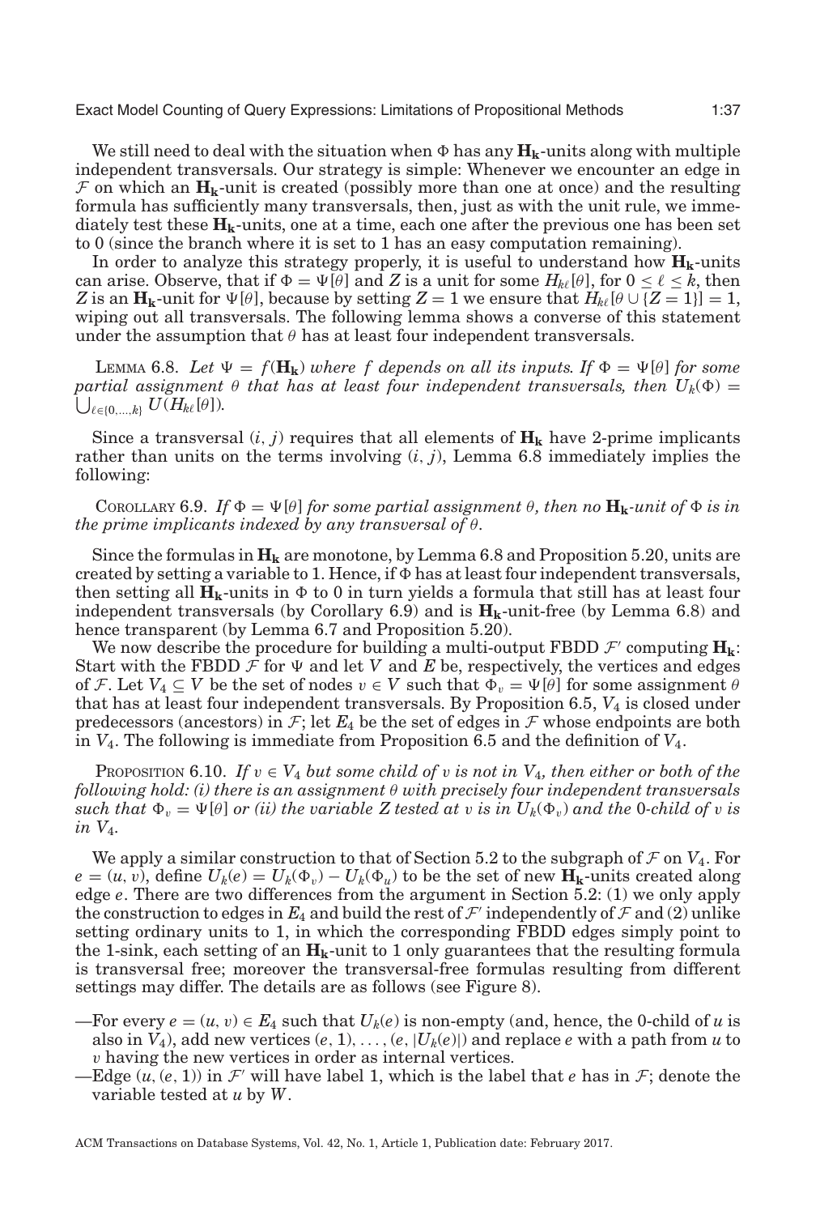We still need to deal with the situation when $\Phi$ has any $\mathbf{H_k}$-units along with multiple independent transversals. Our strategy is simple: Whenever we encounter an edge in $\mathcal{F}$ on which an $\mathbf{H_k}$-unit is created (possibly more than one at once) and the resulting formula has sufficiently many transversals, then, just as with the unit rule, we immediately test these $\mathbf{H_k}$-units, one at a time, each one after the previous one has been set to 0 (since the branch where it is set to 1 has an easy computation remaining).

In order to analyze this strategy properly, it is useful to understand how $\mathbf{H_k}$-units can arise. Observe, that if $\Phi = \Psi[\theta]$ and $Z$ is a unit for some $H_{k\ell}[\theta]$, for $0 \leq \ell \leq k$, then $Z$ is an $\mathbf{H_k}$-unit for $\Psi[\theta]$, because by setting $Z = 1$ we ensure that $H_{k\ell}[\theta \cup \{Z = 1\}] = 1$, wiping out all transversals. The following lemma shows a converse of this statement under the assumption that $\theta$ has at least four independent transversals.

Lemma 6.8. *Let $\Psi = f(\mathbf{H_k})$ where $f$ depends on all its inputs. If $\Phi = \Psi[\theta]$ for some partial assignment $\theta$ that has at least four independent transversals, then $U_k(\Phi) = \bigcup_{\ell \in \{0,\ldots,k\}} U(H_{k\ell}[\theta])$.*

Since a transversal $(i, j)$ requires that all elements of $\mathbf{H_k}$ have 2-prime implicants rather than units on the terms involving $(i, j)$, Lemma 6.8 immediately implies the following:

Corollary 6.9. *If $\Phi = \Psi[\theta]$ for some partial assignment $\theta$, then no $\mathbf{H_k}$-unit of $\Phi$ is in the prime implicants indexed by any transversal of $\theta$.*

Since the formulas in $\mathbf{H_k}$ are monotone, by Lemma 6.8 and Proposition 5.20, units are created by setting a variable to 1. Hence, if $\Phi$ has at least four independent transversals, then setting all $\mathbf{H_k}$-units in $\Phi$ to 0 in turn yields a formula that still has at least four independent transversals (by Corollary 6.9) and is $\mathbf{H_k}$-unit-free (by Lemma 6.8) and hence transparent (by Lemma 6.7 and Proposition 5.20).

We now describe the procedure for building a multi-output FBDD $\mathcal{F}'$ computing $\mathbf{H_k}$: Start with the FBDD $\mathcal{F}$ for $\Psi$ and let $V$ and $E$ be, respectively, the vertices and edges of $\mathcal{F}$. Let $V_4 \subseteq V$ be the set of nodes $v \in V$ such that $\Phi_v = \Psi[\theta]$ for some assignment $\theta$ that has at least four independent transversals. By Proposition 6.5, $V_4$ is closed under predecessors (ancestors) in $\mathcal{F}$; let $E_4$ be the set of edges in $\mathcal{F}$ whose endpoints are both in $V_4$. The following is immediate from Proposition 6.5 and the definition of $V_4$.

Proposition 6.10. *If $v \in V_4$ but some child of $v$ is not in $V_4$, then either or both of the following hold: (i) there is an assignment $\theta$ with precisely four independent transversals such that $\Phi_v = \Psi[\theta]$ or (ii) the variable $Z$ tested at $v$ is in $U_k(\Phi_v)$ and the 0-child of $v$ is in $V_4$.*

We apply a similar construction to that of Section 5.2 to the subgraph of $\mathcal{F}$ on $V_4$. For $e = (u, v)$, define $U_k(e) = U_k(\Phi_v) - U_k(\Phi_u)$ to be the set of new $\mathbf{H_k}$-units created along edge $e$. There are two differences from the argument in Section 5.2: (1) we only apply the construction to edges in $E_4$ and build the rest of $\mathcal{F}'$ independently of $\mathcal{F}$ and (2) unlike setting ordinary units to 1, in which the corresponding FBDD edges simply point to the 1-sink, each setting of an $\mathbf{H_k}$-unit to 1 only guarantees that the resulting formula is transversal free; moreover the transversal-free formulas resulting from different settings may differ. The details are as follows (see Figure 8).

- For every $e = (u, v) \in E_4$ such that $U_k(e)$ is non-empty (and, hence, the 0-child of $u$ is also in $V_4$), add new vertices $(e, 1), \ldots, (e, |U_k(e)|)$ and replace $e$ with a path from $u$ to $v$ having the new vertices in order as internal vertices.
- Edge $(u, (e, 1))$ in $\mathcal{F}'$ will have label 1, which is the label that $e$ has in $\mathcal{F}$; denote the variable tested at $u$ by $W$.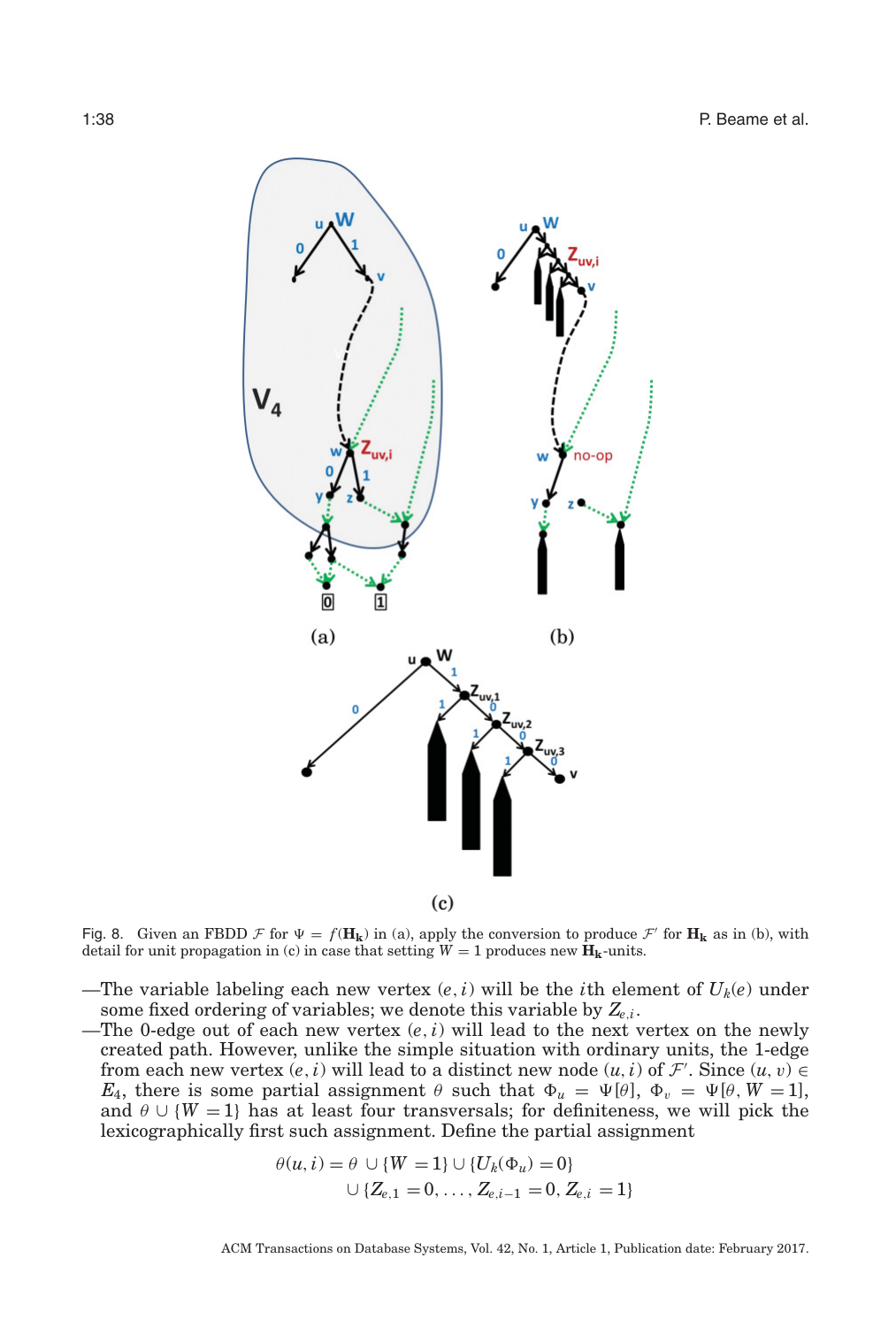Fig. 8. Given an FBDD $\mathcal{F}$ for $\Psi = f(\mathbf{H_k})$ in (a), apply the conversion to produce $\mathcal{F}'$ for $\mathbf{H_k}$ as in (b), with detail for unit propagation in (c) in case that setting $W = 1$ produces new $\mathbf{H_k}$-units.

—The variable labeling each new vertex $(e, i)$ will be the $i$th element of $U_k(e)$ under some fixed ordering of variables; we denote this variable by $Z_{e,i}$.

—The 0-edge out of each new vertex $(e, i)$ will lead to the next vertex on the newly created path. However, unlike the simple situation with ordinary units, the 1-edge from each new vertex $(e, i)$ will lead to a distinct new node $(u, i)$ of $\mathcal{F}'$. Since $(u, v) \in E_4$, there is some partial assignment $\theta$ such that $\Phi_u = \Psi[\theta]$, $\Phi_v = \Psi[\theta, W = 1]$, and $\theta \cup \{W = 1\}$ has at least four transversals; for definiteness, we will pick the lexicographically first such assignment. Define the partial assignment

$$\theta(u, i) = \theta \cup \{W = 1\} \cup \{U_k(\Phi_u) = 0\} \\ \cup \{Z_{e,1} = 0, \ldots, Z_{e,i-1} = 0, Z_{e,i} = 1\}$$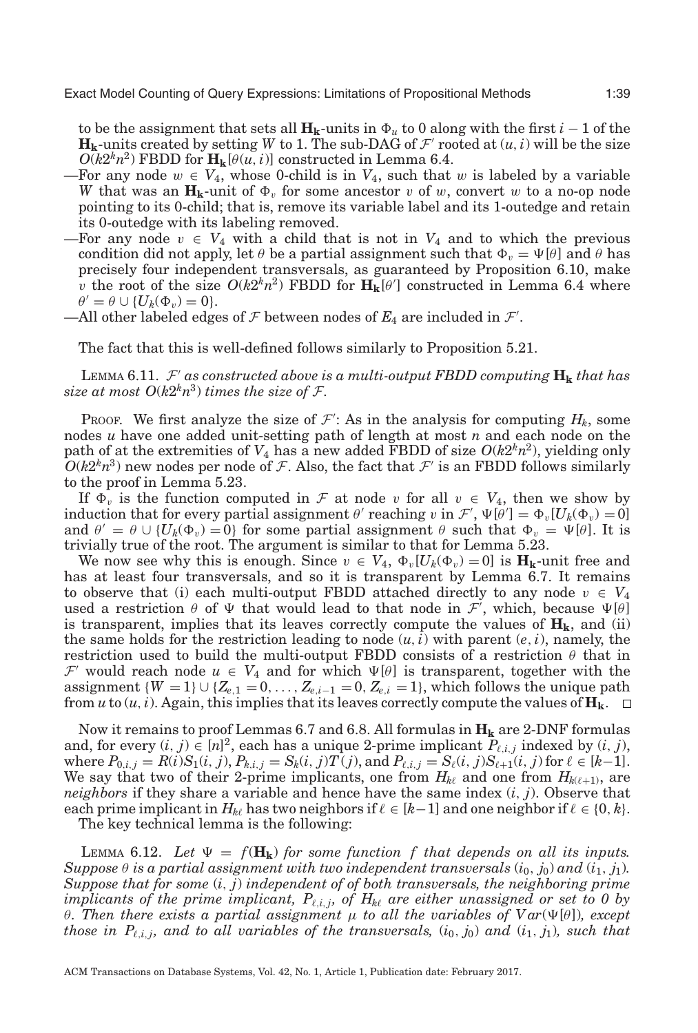to be the assignment that sets all $\mathbf{H_k}$-units in $\Phi_u$ to 0 along with the first $i-1$ of the $\mathbf{H_k}$-units created by setting $W$ to 1. The sub-DAG of $\mathcal{F}'$ rooted at $(u, i)$ will be the size $O(k2^k n^2)$ FBDD for $\mathbf{H_k}[\theta(u, i)]$ constructed in Lemma 6.4.

—For any node $w \in V_4$, whose 0-child is in $V_4$, such that $w$ is labeled by a variable $W$ that was an $\mathbf{H_k}$-unit of $\Phi_v$ for some ancestor $v$ of $w$, convert $w$ to a no-op node pointing to its 0-child; that is, remove its variable label and its 1-outedge and retain its 0-outedge with its labeling removed.

—For any node $v \in V_4$ with a child that is not in $V_4$ and to which the previous condition did not apply, let $\theta$ be a partial assignment such that $\Phi_v = \Psi[\theta]$ and $\theta$ has precisely four independent transversals, as guaranteed by Proposition 6.10, make $v$ the root of the size $O(k2^k n^2)$ FBDD for $\mathbf{H_k}[\theta']$ constructed in Lemma 6.4 where $\theta' = \theta \cup \{U_k(\Phi_v) = 0\}$.

—All other labeled edges of $\mathcal{F}$ between nodes of $E_4$ are included in $\mathcal{F}'$.

The fact that this is well-defined follows similarly to Proposition 5.21.

LEMMA 6.11. *$\mathcal{F}'$ as constructed above is a multi-output FBDD computing $\mathbf{H_k}$ that has size at most $O(k2^k n^3)$ times the size of $\mathcal{F}$.*

PROOF. We first analyze the size of $\mathcal{F}'$: As in the analysis for computing $H_k$, some nodes $u$ have one added unit-setting path of length at most $n$ and each node on the path of at the extremities of $V_4$ has a new added FBDD of size $O(k2^k n^2)$, yielding only $O(k2^k n^3)$ new nodes per node of $\mathcal{F}$. Also, the fact that $\mathcal{F}'$ is an FBDD follows similarly to the proof in Lemma 5.23.

If $\Phi_v$ is the function computed in $\mathcal{F}$ at node $v$ for all $v \in V_4$, then we show by induction that for every partial assignment $\theta'$ reaching $v$ in $\mathcal{F}'$, $\Psi[\theta'] = \Phi_v[U_k(\Phi_v) = 0]$ and $\theta' = \theta \cup \{U_k(\Phi_v) = 0\}$ for some partial assignment $\theta$ such that $\Phi_v = \Psi[\theta]$. It is trivially true of the root. The argument is similar to that for Lemma 5.23.

We now see why this is enough. Since $v \in V_4$, $\Phi_v[U_k(\Phi_v) = 0]$ is $\mathbf{H_k}$-unit free and has at least four transversals, and so it is transparent by Lemma 6.7. It remains to observe that (i) each multi-output FBDD attached directly to any node $v \in V_4$ used a restriction $\theta$ of $\Psi$ that would lead to that node in $\mathcal{F}'$, which, because $\Psi[\theta]$ is transparent, implies that its leaves correctly compute the values of $\mathbf{H_k}$, and (ii) the same holds for the restriction leading to node $(u, i)$ with parent $(e, i)$, namely, the restriction used to build the multi-output FBDD consists of a restriction $\theta$ that in $\mathcal{F}'$ would reach node $u \in V_4$ and for which $\Psi[\theta]$ is transparent, together with the assignment $\{W = 1\} \cup \{Z_{e,1} = 0, \ldots, Z_{e,i-1} = 0, Z_{e,i} = 1\}$, which follows the unique path from $u$ to $(u, i)$. Again, this implies that its leaves correctly compute the values of $\mathbf{H_k}$. $\square$

Now it remains to proof Lemmas 6.7 and 6.8. All formulas in $\mathbf{H_k}$ are 2-DNF formulas and, for every $(i, j) \in [n]^2$, each has a unique 2-prime implicant $P_{\ell,i,j}$ indexed by $(i, j)$, where $P_{0,i,j} = R(i)S_1(i, j)$, $P_{k,i,j} = S_k(i, j)T(j)$, and $P_{\ell,i,j} = S_\ell(i, j)S_{\ell+1}(i, j)$ for $\ell \in [k-1]$. We say that two of their 2-prime implicants, one from $H_{k\ell}$ and one from $H_{k(\ell+1)}$, are *neighbors* if they share a variable and hence have the same index $(i, j)$. Observe that each prime implicant in $H_{k\ell}$ has two neighbors if $\ell \in [k-1]$ and one neighbor if $\ell \in \{0, k\}$.

The key technical lemma is the following:

LEMMA 6.12. *Let $\Psi = f(\mathbf{H_k})$ for some function $f$ that depends on all its inputs. Suppose $\theta$ is a partial assignment with two independent transversals $(i_0, j_0)$ and $(i_1, j_1)$. Suppose that for some $(i, j)$ independent of of both transversals, the neighboring prime implicants of the prime implicant, $P_{\ell,i,j}$, of $H_{k\ell}$ are either unassigned or set to 0 by $\theta$. Then there exists a partial assignment $\mu$ to all the variables of $Var(\Psi[\theta])$, except those in $P_{\ell,i,j}$, and to all variables of the transversals, $(i_0, j_0)$ and $(i_1, j_1)$, such that*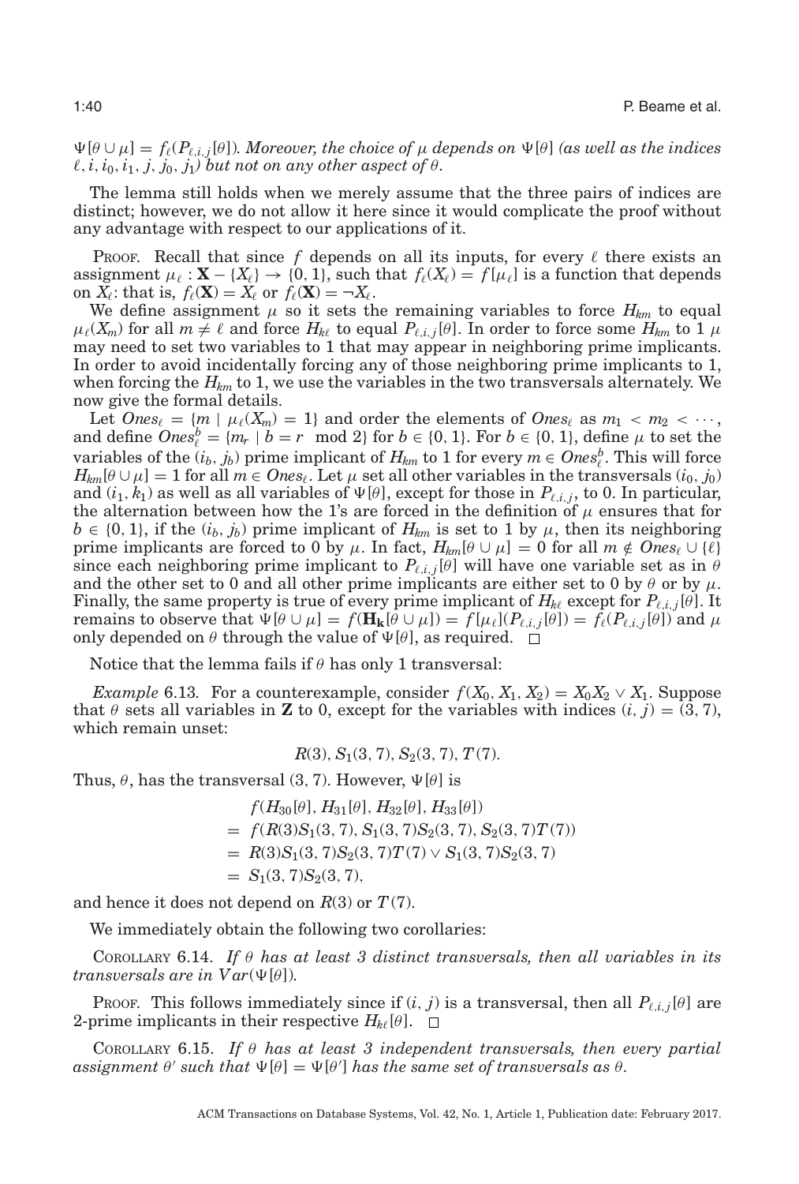$\Psi[\theta \cup \mu] = f_\ell(P_{\ell,i,j}[\theta])$. *Moreover, the choice of $\mu$ depends on $\Psi[\theta]$ (as well as the indices $\ell, i, i_0, i_1, j, j_0, j_1$) but not on any other aspect of $\theta$.*

The lemma still holds when we merely assume that the three pairs of indices are distinct; however, we do not allow it here since it would complicate the proof without any advantage with respect to our applications of it.

PROOF. Recall that since $f$ depends on all its inputs, for every $\ell$ there exists an assignment $\mu_\ell : \mathbf{X} - \{X_\ell\} \to \{0, 1\}$, such that $f_\ell(X_\ell) = f[\mu_\ell]$ is a function that depends on $X_\ell$: that is, $f_\ell(\mathbf{X}) = X_\ell$ or $f_\ell(\mathbf{X}) = \neg X_\ell$.

We define assignment $\mu$ so it sets the remaining variables to force $H_{km}$ to equal $\mu_\ell(X_m)$ for all $m \neq \ell$ and force $H_{k\ell}$ to equal $P_{\ell,i,j}[\theta]$. In order to force some $H_{km}$ to 1 $\mu$ may need to set two variables to 1 that may appear in neighboring prime implicants. In order to avoid incidentally forcing any of those neighboring prime implicants to 1, when forcing the $H_{km}$ to 1, we use the variables in the two transversals alternately. We now give the formal details.

Let $Ones_\ell = \{m \mid \mu_\ell(X_m) = 1\}$ and order the elements of $Ones_\ell$ as $m_1 < m_2 < \cdots$, and define $Ones_\ell^b = \{m_r \mid b = r \mod 2\}$ for $b \in \{0, 1\}$. For $b \in \{0, 1\}$, define $\mu$ to set the variables of the $(i_b, j_b)$ prime implicant of $H_{km}$ to 1 for every $m \in Ones_\ell^b$. This will force $H_{km}[\theta \cup \mu] = 1$ for all $m \in Ones_\ell$. Let $\mu$ set all other variables in the transversals $(i_0, j_0)$ and $(i_1, k_1)$ as well as all variables of $\Psi[\theta]$, except for those in $P_{\ell,i,j}$, to 0. In particular, the alternation between how the 1's are forced in the definition of $\mu$ ensures that for $b \in \{0, 1\}$, if the $(i_b, j_b)$ prime implicant of $H_{km}$ is set to 1 by $\mu$, then its neighboring prime implicants are forced to 0 by $\mu$. In fact, $H_{km}[\theta \cup \mu] = 0$ for all $m \notin Ones_\ell \cup \{\ell\}$ since each neighboring prime implicant to $P_{\ell,i,j}[\theta]$ will have one variable set as in $\theta$ and the other set to 0 and all other prime implicants are either set to 0 by $\theta$ or by $\mu$. Finally, the same property is true of every prime implicant of $H_{k\ell}$ except for $P_{\ell,i,j}[\theta]$. It remains to observe that $\Psi[\theta \cup \mu] = f(\mathbf{H_k}[\theta \cup \mu]) = f[\mu_\ell](P_{\ell,i,j}[\theta]) = f_\ell(P_{\ell,i,j}[\theta])$ and $\mu$ only depended on $\theta$ through the value of $\Psi[\theta]$, as required. $\square$

Notice that the lemma fails if $\theta$ has only 1 transversal:

*Example* 6.13. For a counterexample, consider $f(X_0, X_1, X_2) = X_0X_2 \vee X_1$. Suppose that $\theta$ sets all variables in $\mathbf{Z}$ to 0, except for the variables with indices $(i, j) = (3, 7)$, which remain unset:

$$R(3), S_1(3, 7), S_2(3, 7), T(7).$$

Thus, $\theta$, has the transversal $(3, 7)$. However, $\Psi[\theta]$ is

$$\begin{aligned}
&f(H_{30}[\theta], H_{31}[\theta], H_{32}[\theta], H_{33}[\theta]) \\
&= f(R(3)S_1(3, 7), S_1(3, 7)S_2(3, 7), S_2(3, 7)T(7)) \\
&= R(3)S_1(3, 7)S_2(3, 7)T(7) \vee S_1(3, 7)S_2(3, 7) \\
&= S_1(3, 7)S_2(3, 7),
\end{aligned}$$

and hence it does not depend on $R(3)$ or $T(7)$.

We immediately obtain the following two corollaries:

COROLLARY 6.14. *If $\theta$ has at least 3 distinct transversals, then all variables in its transversals are in $Var(\Psi[\theta])$.*

PROOF. This follows immediately since if $(i, j)$ is a transversal, then all $P_{\ell,i,j}[\theta]$ are 2-prime implicants in their respective $H_{k\ell}[\theta]$. $\square$

COROLLARY 6.15. *If $\theta$ has at least 3 independent transversals, then every partial assignment $\theta'$ such that $\Psi[\theta] = \Psi[\theta']$ has the same set of transversals as $\theta$.*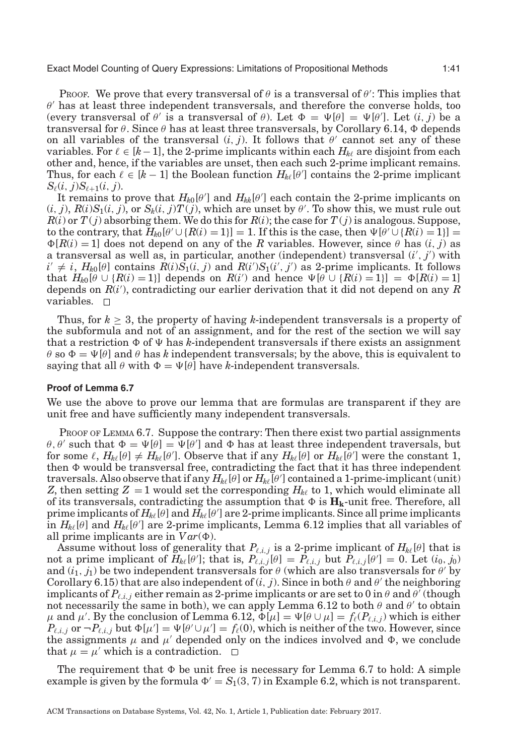PROOF. We prove that every transversal of $\theta$ is a transversal of $\theta'$: This implies that $\theta'$ has at least three independent transversals, and therefore the converse holds, too (every transversal of $\theta'$ is a transversal of $\theta$). Let $\Phi = \Psi[\theta] = \Psi[\theta']$. Let $(i, j)$ be a transversal for $\theta$. Since $\theta$ has at least three transversals, by Corollary 6.14, $\Phi$ depends on all variables of the transversal $(i, j)$. It follows that $\theta'$ cannot set any of these variables. For $\ell \in [k-1]$, the 2-prime implicants within each $H_{k\ell}$ are disjoint from each other and, hence, if the variables are unset, then each such 2-prime implicant remains. Thus, for each $\ell \in [k-1]$ the Boolean function $H_{k\ell}[\theta']$ contains the 2-prime implicant $S_\ell(i, j)S_{\ell+1}(i, j)$.

It remains to prove that $H_{k0}[\theta']$ and $H_{kk}[\theta']$ each contain the 2-prime implicants on $(i, j)$, $R(i)S_1(i, j)$, or $S_k(i, j)T(j)$, which are unset by $\theta'$. To show this, we must rule out $R(i)$ or $T(j)$ absorbing them. We do this for $R(i)$; the case for $T(j)$ is analogous. Suppose, to the contrary, that $H_{k0}[\theta' \cup \{R(i) = 1\}] = 1$. If this is the case, then $\Psi[\theta' \cup \{R(i) = 1\}] = \Phi[R(i) = 1]$ does not depend on any of the $R$ variables. However, since $\theta$ has $(i, j)$ as a transversal as well as, in particular, another (independent) transversal $(i', j')$ with $i' \neq i$, $H_{k0}[\theta]$ contains $R(i)S_1(i, j)$ and $R(i')S_1(i', j')$ as 2-prime implicants. It follows that $H_{k0}[\theta \cup \{R(i) = 1\}]$ depends on $R(i')$ and hence $\Psi[\theta \cup \{R(i) = 1\}] = \Phi[R(i) = 1]$ depends on $R(i')$, contradicting our earlier derivation that it did not depend on any $R$ variables. $\square$

Thus, for $k \geq 3$, the property of having $k$-independent transversals is a property of the subformula and not of an assignment, and for the rest of the section we will say that a restriction $\Phi$ of $\Psi$ has $k$-independent transversals if there exists an assignment $\theta$ so $\Phi = \Psi[\theta]$ and $\theta$ has $k$ independent transversals; by the above, this is equivalent to saying that all $\theta$ with $\Phi = \Psi[\theta]$ have $k$-independent transversals.

#### Proof of Lemma 6.7

We use the above to prove our lemma that are formulas are transparent if they are unit free and have sufficiently many independent transversals.

PROOF OF LEMMA 6.7. Suppose the contrary: Then there exist two partial assignments $\theta, \theta'$ such that $\Phi = \Psi[\theta] = \Psi[\theta']$ and $\Phi$ has at least three independent traversals, but for some $\ell$, $H_{k\ell}[\theta] \neq H_{k\ell}[\theta']$. Observe that if any $H_{k\ell}[\theta]$ or $H_{k\ell}[\theta']$ were the constant 1, then $\Phi$ would be transversal free, contradicting the fact that it has three independent traversals. Also observe that if any $H_{k\ell}[\theta]$ or $H_{k\ell}[\theta']$ contained a 1-prime-implicant (unit) $Z$, then setting $Z = 1$ would set the corresponding $H_{k\ell}$ to 1, which would eliminate all of its transversals, contradicting the assumption that $\Phi$ is $\mathbf{H_k}$-unit free. Therefore, all prime implicants of $H_{k\ell}[\theta]$ and $H_{k\ell}[\theta']$ are 2-prime implicants. Since all prime implicants in $H_{k\ell}[\theta]$ and $H_{k\ell}[\theta']$ are 2-prime implicants, Lemma 6.12 implies that all variables of all prime implicants are in $Var(\Phi)$.

Assume without loss of generality that $P_{\ell,i,j}$ is a 2-prime implicant of $H_{k\ell}[\theta]$ that is not a prime implicant of $H_{k\ell}[\theta']$; that is, $P_{\ell,i,j}[\theta] = P_{\ell,i,j}$ but $P_{\ell,i,j}[\theta'] = 0$. Let $(i_0, j_0)$ and $(i_1, j_1)$ be two independent transversals for $\theta$ (which are also transversals for $\theta'$ by Corollary 6.15) that are also independent of $(i, j)$. Since in both $\theta$ and $\theta'$ the neighboring implicants of $P_{\ell,i,j}$ either remain as 2-prime implicants or are set to 0 in $\theta$ and $\theta'$ (though not necessarily the same in both), we can apply Lemma 6.12 to both $\theta$ and $\theta'$ to obtain $\mu$ and $\mu'$. By the conclusion of Lemma 6.12, $\Phi[\mu] = \Psi[\theta \cup \mu] = f_\ell(P_{\ell,i,j})$ which is either $P_{\ell,i,j}$ or $\neg P_{\ell,i,j}$ but $\Phi[\mu'] = \Psi[\theta' \cup \mu'] = f_\ell(0)$, which is neither of the two. However, since the assignments $\mu$ and $\mu'$ depended only on the indices involved and $\Phi$, we conclude that $\mu = \mu'$ which is a contradiction. $\square$

The requirement that $\Phi$ be unit free is necessary for Lemma 6.7 to hold: A simple example is given by the formula $\Phi' = S_1(3, 7)$ in Example 6.2, which is not transparent.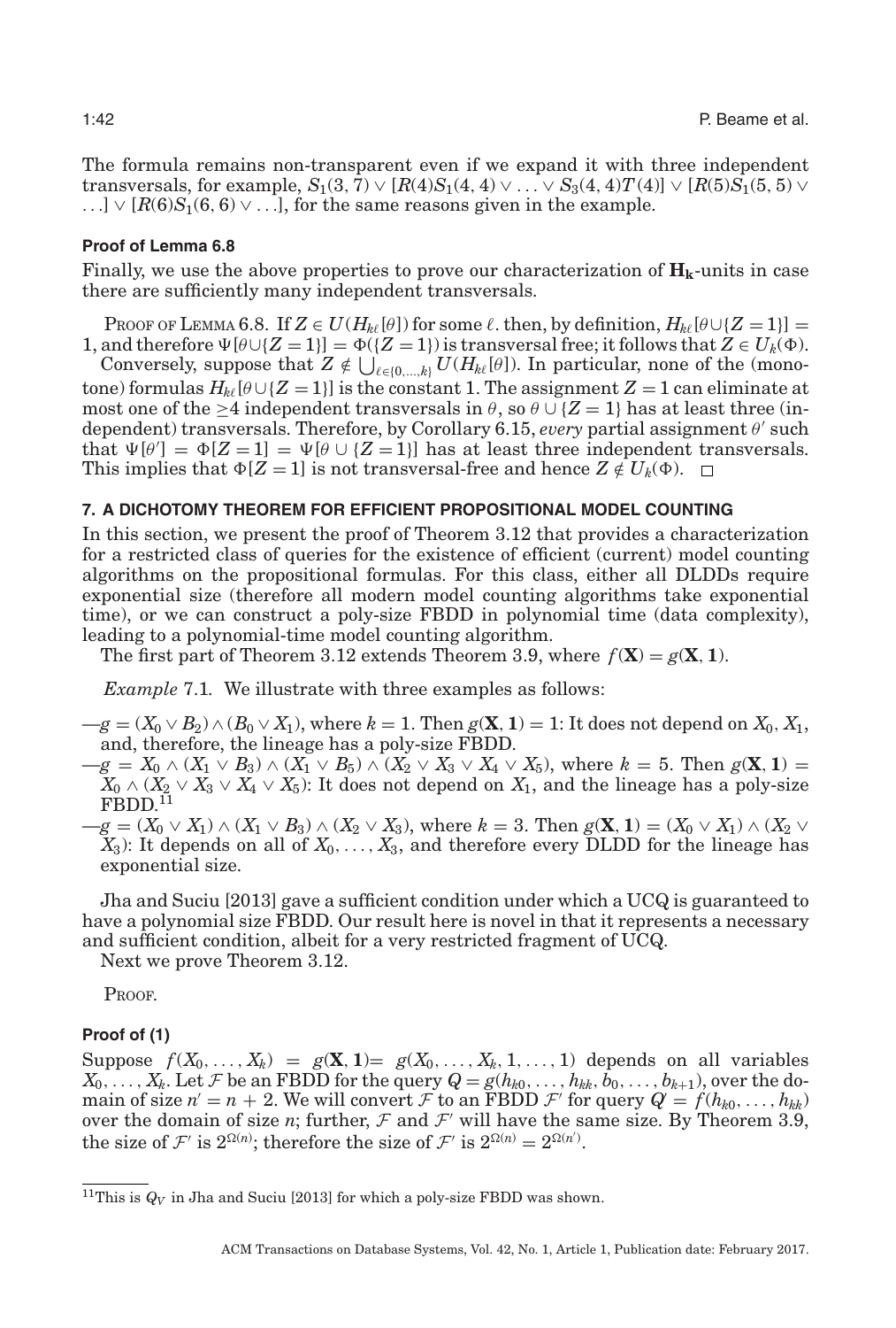The formula remains non-transparent even if we expand it with three independent transversals, for example, $S_1(3, 7) \vee [R(4)S_1(4, 4) \vee \ldots \vee S_3(4, 4)T(4)] \vee [R(5)S_1(5, 5) \vee \ldots] \vee [R(6)S_1(6, 6) \vee \ldots]$, for the same reasons given in the example.

### Proof of Lemma 6.8

Finally, we use the above properties to prove our characterization of $\mathbf{H_k}$-units in case there are sufficiently many independent transversals.

PROOF OF LEMMA 6.8. If $Z \in U(H_{k\ell}[\theta])$ for some $\ell$. then, by definition, $H_{k\ell}[\theta \cup \{Z = 1\}] = 1$, and therefore $\Psi[\theta \cup \{Z = 1\}] = \Phi(\{Z = 1\})$ is transversal free; it follows that $Z \in U_k(\Phi)$.

Conversely, suppose that $Z \notin \bigcup_{\ell \in \{0,\ldots,k\}} U(H_{k\ell}[\theta])$. In particular, none of the (monotone) formulas $H_{k\ell}[\theta \cup \{Z = 1\}]$ is the constant 1. The assignment $Z = 1$ can eliminate at most one of the $\geq 4$ independent transversals in $\theta$, so $\theta \cup \{Z = 1\}$ has at least three (independent) transversals. Therefore, by Corollary 6.15, *every* partial assignment $\theta'$ such that $\Psi[\theta'] = \Phi[Z = 1] = \Psi[\theta \cup \{Z = 1\}]$ has at least three independent transversals. This implies that $\Phi[Z = 1]$ is not transversal-free and hence $Z \notin U_k(\Phi)$. $\square$

## 7. A DICHOTOMY THEOREM FOR EFFICIENT PROPOSITIONAL MODEL COUNTING

In this section, we present the proof of Theorem 3.12 that provides a characterization for a restricted class of queries for the existence of efficient (current) model counting algorithms on the propositional formulas. For this class, either all DLDDs require exponential size (therefore all modern model counting algorithms take exponential time), or we can construct a poly-size FBDD in polynomial time (data complexity), leading to a polynomial-time model counting algorithm.

The first part of Theorem 3.12 extends Theorem 3.9, where $f(\mathbf{X}) = g(\mathbf{X}, \mathbf{1})$.

*Example* 7.1. We illustrate with three examples as follows:

— $g = (X_0 \vee B_2) \wedge (B_0 \vee X_1)$, where $k = 1$. Then $g(\mathbf{X}, \mathbf{1}) = 1$: It does not depend on $X_0, X_1$, and, therefore, the lineage has a poly-size FBDD.

— $g = X_0 \wedge (X_1 \vee B_3) \wedge (X_1 \vee B_5) \wedge (X_2 \vee X_3 \vee X_4 \vee X_5)$, where $k = 5$. Then $g(\mathbf{X}, \mathbf{1}) = X_0 \wedge (X_2 \vee X_3 \vee X_4 \vee X_5)$: It does not depend on $X_1$, and the lineage has a poly-size FBDD.[11]

— $g = (X_0 \vee X_1) \wedge (X_1 \vee B_3) \wedge (X_2 \vee X_3)$, where $k = 3$. Then $g(\mathbf{X}, \mathbf{1}) = (X_0 \vee X_1) \wedge (X_2 \vee X_3)$: It depends on all of $X_0, \ldots, X_3$, and therefore every DLDD for the lineage has exponential size.

Jha and Suciu [2013] gave a sufficient condition under which a UCQ is guaranteed to have a polynomial size FBDD. Our result here is novel in that it represents a necessary and sufficient condition, albeit for a very restricted fragment of UCQ.

Next we prove Theorem 3.12.

PROOF.

### Proof of (1)

Suppose $f(X_0, \ldots, X_k) = g(\mathbf{X}, \mathbf{1}) = g(X_0, \ldots, X_k, 1, \ldots, 1)$ depends on all variables $X_0, \ldots, X_k$. Let $\mathcal{F}$ be an FBDD for the query $Q = g(h_{k0}, \ldots, h_{kk}, b_0, \ldots, b_{k+1})$, over the domain of size $n' = n + 2$. We will convert $\mathcal{F}$ to an FBDD $\mathcal{F}'$ for query $Q' = f(h_{k0}, \ldots, h_{kk})$ over the domain of size $n$; further, $\mathcal{F}$ and $\mathcal{F}'$ will have the same size. By Theorem 3.9, the size of $\mathcal{F}'$ is $2^{\Omega(n)}$; therefore the size of $\mathcal{F}'$ is $2^{\Omega(n)} = 2^{\Omega(n')}$.

[11] This is $Q_V$ in Jha and Suciu [2013] for which a poly-size FBDD was shown.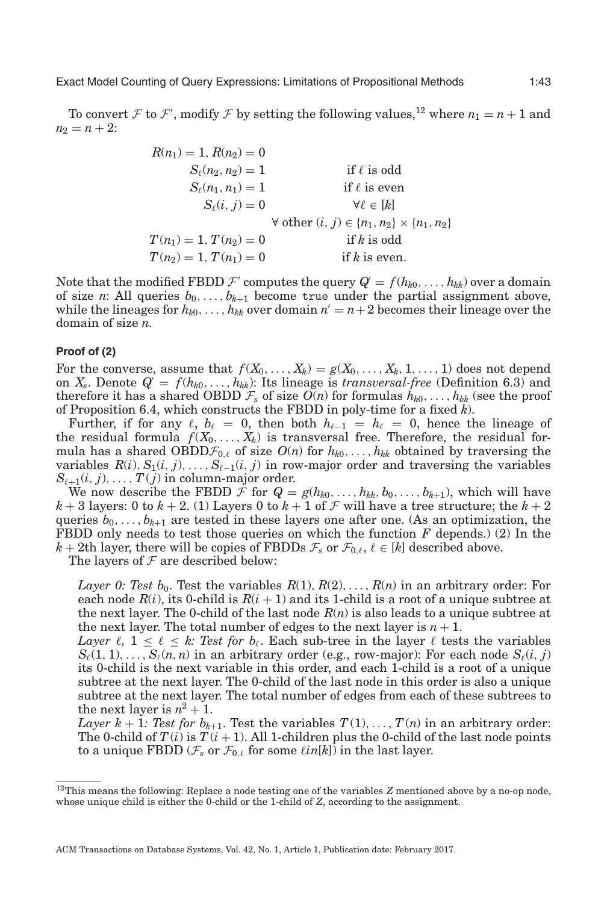To convert $\mathcal{F}$ to $\mathcal{F}'$, modify $\mathcal{F}$ by setting the following values,[12] where $n_1 = n+1$ and $n_2 = n+2$:

$$
\begin{aligned}
R(n_1) = 1, R(n_2) = 0 & \\
S_\ell(n_2, n_2) = 1 & \qquad \text{if } \ell \text{ is odd} \\
S_\ell(n_1, n_1) = 1 & \qquad \text{if } \ell \text{ is even} \\
S_\ell(i, j) = 0 & \qquad \forall \ell \in [k] \\
& \qquad \forall \text{ other } (i, j) \in \{n_1, n_2\} \times \{n_1, n_2\} \\
T(n_1) = 1, T(n_2) = 0 & \qquad \text{if } k \text{ is odd} \\
T(n_2) = 1, T(n_1) = 0 & \qquad \text{if } k \text{ is even.}
\end{aligned}
$$

Note that the modified FBDD $\mathcal{F}'$ computes the query $Q' = f(h_{k0}, \ldots, h_{kk})$ over a domain of size $n$: All queries $b_0, \ldots, b_{k+1}$ become true under the partial assignment above, while the lineages for $h_{k0}, \ldots, h_{kk}$ over domain $n' = n+2$ becomes their lineage over the domain of size $n$.

**Proof of (2)**

For the converse, assume that $f(X_0, \ldots, X_k) = g(X_0, \ldots, X_k, 1, \ldots, 1)$ does not depend on $X_s$. Denote $Q' = f(h_{k0}, \ldots, h_{kk})$: Its lineage is *transversal-free* (Definition 6.3) and therefore it has a shared OBDD $\mathcal{F}_s$ of size $O(n)$ for formulas $h_{k0}, \ldots, h_{kk}$ (see the proof of Proposition 6.4, which constructs the FBDD in poly-time for a fixed $k$).

Further, if for any $\ell$, $b_\ell = 0$, then both $h_{\ell-1} = h_\ell = 0$, hence the lineage of the residual formula $f(X_0, \ldots, X_k)$ is transversal free. Therefore, the residual formula has a shared OBDD$\mathcal{F}_{0,\ell}$ of size $O(n)$ for $h_{k0}, \ldots, h_{kk}$ obtained by traversing the variables $R(i), S_1(i, j), \ldots, S_{\ell-1}(i, j)$ in row-major order and traversing the variables $S_{\ell+1}(i, j), \ldots, T(j)$ in column-major order.

We now describe the FBDD $\mathcal{F}$ for $Q = g(h_{k0}, \ldots, h_{kk}, b_0, \ldots, b_{k+1})$, which will have $k+3$ layers: 0 to $k+2$. (1) Layers 0 to $k+1$ of $\mathcal{F}$ will have a tree structure; the $k+2$ queries $b_0, \ldots, b_{k+1}$ are tested in these layers one after one. (As an optimization, the FBDD only needs to test those queries on which the function $F$ depends.) (2) In the $k+2$th layer, there will be copies of FBDDs $\mathcal{F}_s$ or $\mathcal{F}_{0,\ell}$, $\ell \in [k]$ described above.

The layers of $\mathcal{F}$ are described below:

*Layer 0: Test* $b_0$. Test the variables $R(1), R(2), \ldots, R(n)$ in an arbitrary order: For each node $R(i)$, its 0-child is $R(i+1)$ and its 1-child is a root of a unique subtree at the next layer. The 0-child of the last node $R(n)$ is also leads to a unique subtree at the next layer. The total number of edges to the next layer is $n+1$.

*Layer $\ell$, $1 \leq \ell \leq k$: Test for* $b_\ell$. Each sub-tree in the layer $\ell$ tests the variables $S_\ell(1, 1), \ldots, S_\ell(n, n)$ in an arbitrary order (e.g., row-major): For each node $S_\ell(i, j)$ its 0-child is the next variable in this order, and each 1-child is a root of a unique subtree at the next layer. The 0-child of the last node in this order is also a unique subtree at the next layer. The total number of edges from each of these subtrees to the next layer is $n^2 + 1$.

*Layer $k+1$: Test for* $b_{k+1}$. Test the variables $T(1), \ldots, T(n)$ in an arbitrary order: The 0-child of $T(i)$ is $T(i+1)$. All 1-children plus the 0-child of the last node points to a unique FBDD ($\mathcal{F}_s$ or $\mathcal{F}_{0,\ell}$ for some $\ell in [k]$) in the last layer.

[12] This means the following: Replace a node testing one of the variables $Z$ mentioned above by a no-op node, whose unique child is either the 0-child or the 1-child of $Z$, according to the assignment.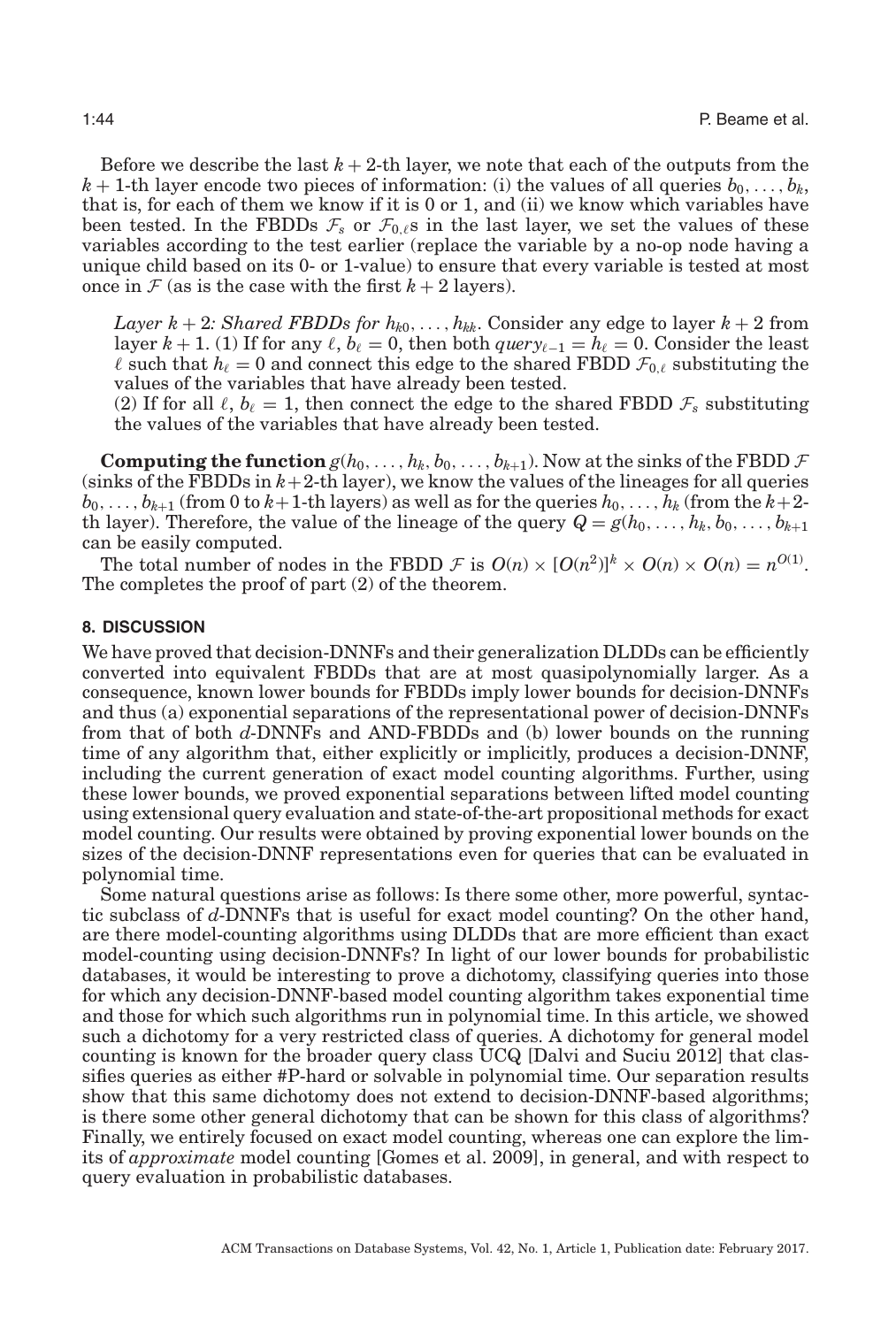Before we describe the last $k+2$-th layer, we note that each of the outputs from the $k+1$-th layer encode two pieces of information: (i) the values of all queries $b_0, \ldots, b_k$, that is, for each of them we know if it is 0 or 1, and (ii) we know which variables have been tested. In the FBDDs $\mathcal{F}_s$ or $\mathcal{F}_{0,\ell}$s in the last layer, we set the values of these variables according to the test earlier (replace the variable by a no-op node having a unique child based on its 0- or 1-value) to ensure that every variable is tested at most once in $\mathcal{F}$ (as is the case with the first $k+2$ layers).

*Layer $k+2$: Shared FBDDs for $h_{k0}, \ldots, h_{kk}$.* Consider any edge to layer $k+2$ from layer $k+1$. (1) If for any $\ell$, $b_\ell = 0$, then both $query_{\ell-1} = h_\ell = 0$. Consider the least $\ell$ such that $h_\ell = 0$ and connect this edge to the shared FBDD $\mathcal{F}_{0,\ell}$ substituting the values of the variables that have already been tested.
(2) If for all $\ell$, $b_\ell = 1$, then connect the edge to the shared FBDD $\mathcal{F}_s$ substituting the values of the variables that have already been tested.

**Computing the function** $g(h_0, \ldots, h_k, b_0, \ldots, b_{k+1})$. Now at the sinks of the FBDD $\mathcal{F}$ (sinks of the FBDDs in $k+2$-th layer), we know the values of the lineages for all queries $b_0, \ldots, b_{k+1}$ (from 0 to $k+1$-th layers) as well as for the queries $h_0, \ldots, h_k$ (from the $k+2$-th layer). Therefore, the value of the lineage of the query $Q = g(h_0, \ldots, h_k, b_0, \ldots, b_{k+1}$ can be easily computed.

The total number of nodes in the FBDD $\mathcal{F}$ is $O(n) \times [O(n^2)]^k \times O(n) \times O(n) = n^{O(1)}$. The completes the proof of part (2) of the theorem.

## 8. DISCUSSION

We have proved that decision-DNNFs and their generalization DLDDs can be efficiently converted into equivalent FBDDs that are at most quasipolynomially larger. As a consequence, known lower bounds for FBDDs imply lower bounds for decision-DNNFs and thus (a) exponential separations of the representational power of decision-DNNFs from that of both *d*-DNNFs and AND-FBDDs and (b) lower bounds on the running time of any algorithm that, either explicitly or implicitly, produces a decision-DNNF, including the current generation of exact model counting algorithms. Further, using these lower bounds, we proved exponential separations between lifted model counting using extensional query evaluation and state-of-the-art propositional methods for exact model counting. Our results were obtained by proving exponential lower bounds on the sizes of the decision-DNNF representations even for queries that can be evaluated in polynomial time.

Some natural questions arise as follows: Is there some other, more powerful, syntactic subclass of *d*-DNNFs that is useful for exact model counting? On the other hand, are there model-counting algorithms using DLDDs that are more efficient than exact model-counting using decision-DNNFs? In light of our lower bounds for probabilistic databases, it would be interesting to prove a dichotomy, classifying queries into those for which any decision-DNNF-based model counting algorithm takes exponential time and those for which such algorithms run in polynomial time. In this article, we showed such a dichotomy for a very restricted class of queries. A dichotomy for general model counting is known for the broader query class UCQ [Dalvi and Suciu 2012] that classifies queries as either #P-hard or solvable in polynomial time. Our separation results show that this same dichotomy does not extend to decision-DNNF-based algorithms; is there some other general dichotomy that can be shown for this class of algorithms? Finally, we entirely focused on exact model counting, whereas one can explore the limits of *approximate* model counting [Gomes et al. 2009], in general, and with respect to query evaluation in probabilistic databases.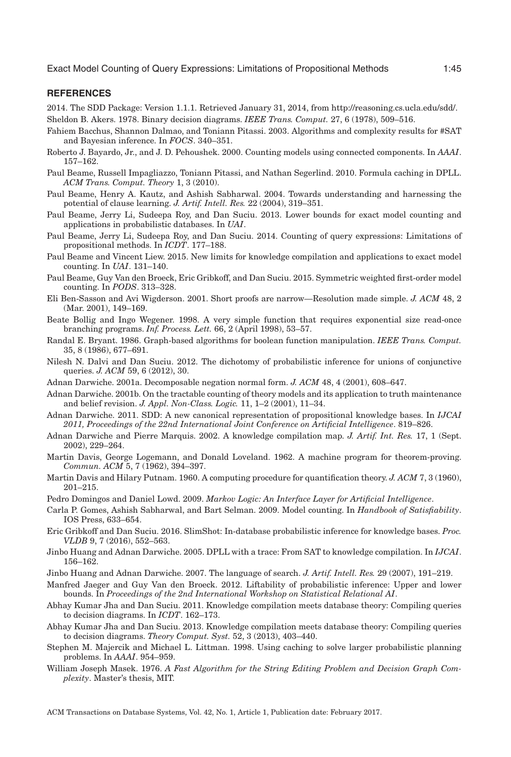## REFERENCES

2014. The SDD Package: Version 1.1.1. Retrieved January 31, 2014, from http://reasoning.cs.ucla.edu/sdd/.

Sheldon B. Akers. 1978. Binary decision diagrams. *IEEE Trans. Comput.* 27, 6 (1978), 509–516.

Fahiem Bacchus, Shannon Dalmao, and Toniann Pitassi. 2003. Algorithms and complexity results for #SAT and Bayesian inference. In *FOCS*. 340–351.

Roberto J. Bayardo, Jr., and J. D. Pehoushek. 2000. Counting models using connected components. In *AAAI*. 157–162.

Paul Beame, Russell Impagliazzo, Toniann Pitassi, and Nathan Segerlind. 2010. Formula caching in DPLL. *ACM Trans. Comput. Theory* 1, 3 (2010).

Paul Beame, Henry A. Kautz, and Ashish Sabharwal. 2004. Towards understanding and harnessing the potential of clause learning. *J. Artif. Intell. Res.* 22 (2004), 319–351.

Paul Beame, Jerry Li, Sudeepa Roy, and Dan Suciu. 2013. Lower bounds for exact model counting and applications in probabilistic databases. In *UAI*.

Paul Beame, Jerry Li, Sudeepa Roy, and Dan Suciu. 2014. Counting of query expressions: Limitations of propositional methods. In *ICDT*. 177–188.

Paul Beame and Vincent Liew. 2015. New limits for knowledge compilation and applications to exact model counting. In *UAI*. 131–140.

Paul Beame, Guy Van den Broeck, Eric Gribkoff, and Dan Suciu. 2015. Symmetric weighted first-order model counting. In *PODS*. 313–328.

Eli Ben-Sasson and Avi Wigderson. 2001. Short proofs are narrow—Resolution made simple. *J. ACM* 48, 2 (Mar. 2001), 149–169.

Beate Bollig and Ingo Wegener. 1998. A very simple function that requires exponential size read-once branching programs. *Inf. Process. Lett.* 66, 2 (April 1998), 53–57.

Randal E. Bryant. 1986. Graph-based algorithms for boolean function manipulation. *IEEE Trans. Comput.* 35, 8 (1986), 677–691.

Nilesh N. Dalvi and Dan Suciu. 2012. The dichotomy of probabilistic inference for unions of conjunctive queries. *J. ACM* 59, 6 (2012), 30.

Adnan Darwiche. 2001a. Decomposable negation normal form. *J. ACM* 48, 4 (2001), 608–647.

Adnan Darwiche. 2001b. On the tractable counting of theory models and its application to truth maintenance and belief revision. *J. Appl. Non-Class. Logic.* 11, 1–2 (2001), 11–34.

Adnan Darwiche. 2011. SDD: A new canonical representation of propositional knowledge bases. In *IJCAI 2011, Proceedings of the 22nd International Joint Conference on Artificial Intelligence*. 819–826.

Adnan Darwiche and Pierre Marquis. 2002. A knowledge compilation map. *J. Artif. Int. Res.* 17, 1 (Sept. 2002), 229–264.

Martin Davis, George Logemann, and Donald Loveland. 1962. A machine program for theorem-proving. *Commun. ACM* 5, 7 (1962), 394–397.

Martin Davis and Hilary Putnam. 1960. A computing procedure for quantification theory. *J. ACM* 7, 3 (1960), 201–215.

Pedro Domingos and Daniel Lowd. 2009. *Markov Logic: An Interface Layer for Artificial Intelligence*.

Carla P. Gomes, Ashish Sabharwal, and Bart Selman. 2009. Model counting. In *Handbook of Satisfiability*. IOS Press, 633–654.

Eric Gribkoff and Dan Suciu. 2016. SlimShot: In-database probabilistic inference for knowledge bases. *Proc. VLDB* 9, 7 (2016), 552–563.

Jinbo Huang and Adnan Darwiche. 2005. DPLL with a trace: From SAT to knowledge compilation. In *IJCAI*. 156–162.

Jinbo Huang and Adnan Darwiche. 2007. The language of search. *J. Artif. Intell. Res.* 29 (2007), 191–219.

Manfred Jaeger and Guy Van den Broeck. 2012. Liftability of probabilistic inference: Upper and lower bounds. In *Proceedings of the 2nd International Workshop on Statistical Relational AI*.

Abhay Kumar Jha and Dan Suciu. 2011. Knowledge compilation meets database theory: Compiling queries to decision diagrams. In *ICDT*. 162–173.

Abhay Kumar Jha and Dan Suciu. 2013. Knowledge compilation meets database theory: Compiling queries to decision diagrams. *Theory Comput. Syst.* 52, 3 (2013), 403–440.

Stephen M. Majercik and Michael L. Littman. 1998. Using caching to solve larger probabilistic planning problems. In *AAAI*. 954–959.

William Joseph Masek. 1976. *A Fast Algorithm for the String Editing Problem and Decision Graph Complexity*. Master's thesis, MIT.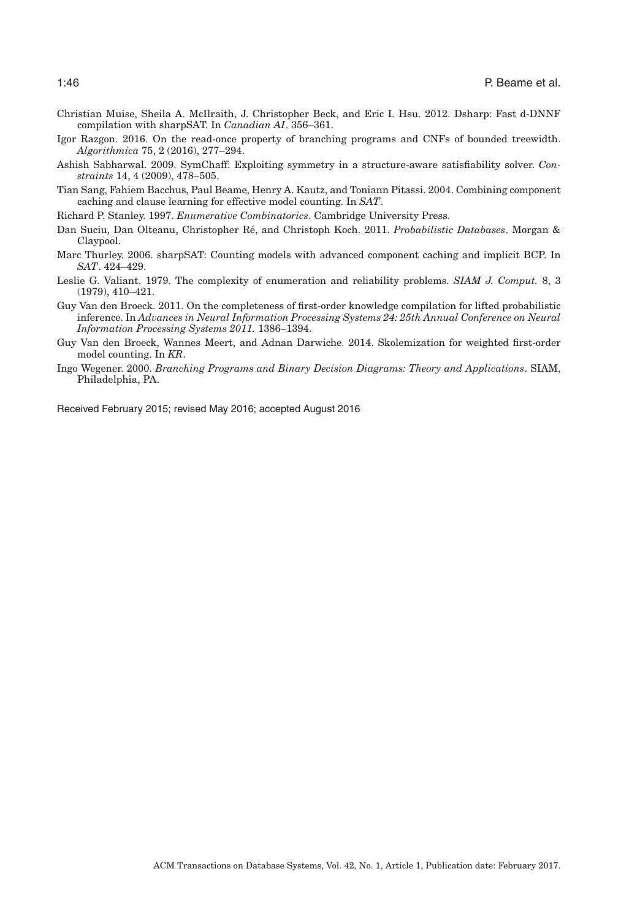Christian Muise, Sheila A. McIlraith, J. Christopher Beck, and Eric I. Hsu. 2012. Dsharp: Fast d-DNNF compilation with sharpSAT. In *Canadian AI*. 356–361.

Igor Razgon. 2016. On the read-once property of branching programs and CNFs of bounded treewidth. *Algorithmica* 75, 2 (2016), 277–294.

Ashish Sabharwal. 2009. SymChaff: Exploiting symmetry in a structure-aware satisfiability solver. *Constraints* 14, 4 (2009), 478–505.

Tian Sang, Fahiem Bacchus, Paul Beame, Henry A. Kautz, and Toniann Pitassi. 2004. Combining component caching and clause learning for effective model counting. In *SAT*.

Richard P. Stanley. 1997. *Enumerative Combinatorics*. Cambridge University Press.

Dan Suciu, Dan Olteanu, Christopher Ré, and Christoph Koch. 2011. *Probabilistic Databases*. Morgan & Claypool.

Marc Thurley. 2006. sharpSAT: Counting models with advanced component caching and implicit BCP. In *SAT*. 424–429.

Leslie G. Valiant. 1979. The complexity of enumeration and reliability problems. *SIAM J. Comput.* 8, 3 (1979), 410–421.

Guy Van den Broeck. 2011. On the completeness of first-order knowledge compilation for lifted probabilistic inference. In *Advances in Neural Information Processing Systems 24: 25th Annual Conference on Neural Information Processing Systems 2011*. 1386–1394.

Guy Van den Broeck, Wannes Meert, and Adnan Darwiche. 2014. Skolemization for weighted first-order model counting. In *KR*.

Ingo Wegener. 2000. *Branching Programs and Binary Decision Diagrams: Theory and Applications*. SIAM, Philadelphia, PA.

Received February 2015; revised May 2016; accepted August 2016